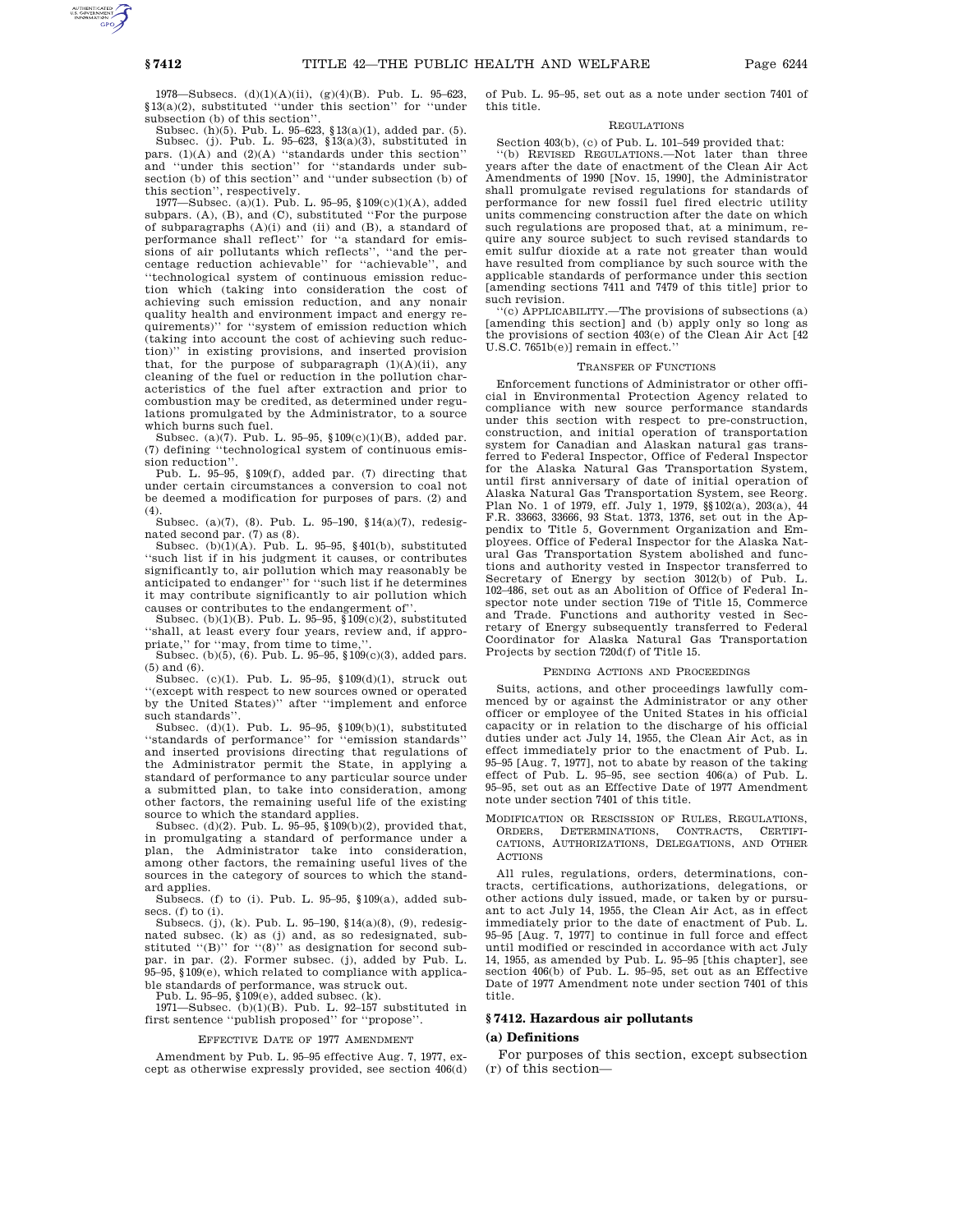1978—Subsecs. (d)(1)(A)(ii), (g)(4)(B). Pub. L. 95–623, §13(a)(2), substituted ''under this section'' for ''under subsection (b) of this section''.

Subsec. (h)(5). Pub. L. 95–623, §13(a)(1), added par. (5).

Subsec. (j). Pub. L. 95–623, §13(a)(3), substituted in pars. (1)(A) and (2)(A) ''standards under this section'' and ''under this section'' for ''standards under subsection (b) of this section'' and ''under subsection (b) of this section'', respectively.

1977—Subsec. (a)(1). Pub. L. 95–95, §109(c)(1)(A), added subpars. (A), (B), and (C), substituted ''For the purpose of subparagraphs (A)(i) and (ii) and (B), a standard of performance shall reflect'' for ''a standard for emissions of air pollutants which reflects'', ''and the percentage reduction achievable'' for ''achievable'', and ''technological system of continuous emission reduction which (taking into consideration the cost of achieving such emission reduction, and any nonair quality health and environment impact and energy requirements)'' for ''system of emission reduction which (taking into account the cost of achieving such reduction)'' in existing provisions, and inserted provision that, for the purpose of subparagraph (1)(A)(ii), any cleaning of the fuel or reduction in the pollution characteristics of the fuel after extraction and prior to combustion may be credited, as determined under regulations promulgated by the Administrator, to a source which burns such fuel.

Subsec. (a)(7). Pub. L. 95–95, §109(c)(1)(B), added par. (7) defining ''technological system of continuous emission reduction''.

Pub. L. 95–95, §109(f), added par. (7) directing that under certain circumstances a conversion to coal not be deemed a modification for purposes of pars. (2) and (4).

Subsec. (a)(7), (8). Pub. L. 95–190, §14(a)(7), redesignated second par. (7) as (8).

Subsec. (b)(1)(A). Pub. L. 95–95, §401(b), substituted ''such list if in his judgment it causes, or contributes significantly to, air pollution which may reasonably be anticipated to endanger'' for ''such list if he determines it may contribute significantly to air pollution which causes or contributes to the endangerment of''.

Subsec. (b)(1)(B). Pub. L. 95–95, §109(c)(2), substituted ''shall, at least every four years, review and, if appropriate,'' for ''may, from time to time,''.

Subsec. (b)(5), (6). Pub. L. 95–95, §109(c)(3), added pars. (5) and (6).

Subsec. (c)(1). Pub. L. 95–95, §109(d)(1), struck out ''(except with respect to new sources owned or operated by the United States)'' after ''implement and enforce such standards''.

Subsec. (d)(1). Pub. L. 95–95, §109(b)(1), substituted ''standards of performance'' for ''emission standards'' and inserted provisions directing that regulations of the Administrator permit the State, in applying a standard of performance to any particular source under a submitted plan, to take into consideration, among other factors, the remaining useful life of the existing source to which the standard applies.

Subsec. (d)(2). Pub. L. 95–95, §109(b)(2), provided that, in promulgating a standard of performance under a plan, the Administrator take into consideration, among other factors, the remaining useful lives of the sources in the category of sources to which the standard applies.

Subsecs. (f) to (i). Pub. L. 95–95, §109(a), added subsecs. (f) to (i).

Subsecs. (j), (k). Pub. L. 95–190, §14(a)(8), (9), redesignated subsec. (k) as (j) and, as so redesignated, substituted ''(B)'' for ''(8)'' as designation for second subpar. in par. (2). Former subsec. (j), added by Pub. L. 95–95, §109(e), which related to compliance with applicable standards of performance, was struck out.

Pub. L. 95–95, §109(e), added subsec. (k).

1971—Subsec. (b)(1)(B). Pub. L. 92–157 substituted in first sentence ''publish proposed'' for ''propose''.

EFFECTIVE DATE OF 1977 AMENDMENT

Amendment by Pub. L. 95–95 effective Aug. 7, 1977, except as otherwise expressly provided, see section 406(d) of Pub. L. 95–95, set out as a note under section 7401 of this title.

REGULATIONS

Section 403(b), (c) of Pub. L. 101–549 provided that:

''(b) REVISED REGULATIONS.—Not later than three years after the date of enactment of the Clean Air Act Amendments of 1990 [Nov. 15, 1990], the Administrator shall promulgate revised regulations for standards of performance for new fossil fuel fired electric utility units commencing construction after the date on which such regulations are proposed that, at a minimum, require any source subject to such revised standards to emit sulfur dioxide at a rate not greater than would have resulted from compliance by such source with the applicable standards of performance under this section [amending sections 7411 and 7479 of this title] prior to such revision.

''(c) APPLICABILITY.—The provisions of subsections (a) [amending this section] and (b) apply only so long as the provisions of section 403(e) of the Clean Air Act [42 U.S.C. 7651b(e)] remain in effect.''

TRANSFER OF FUNCTIONS

Enforcement functions of Administrator or other official in Environmental Protection Agency related to compliance with new source performance standards under this section with respect to pre-construction, construction, and initial operation of transportation system for Canadian and Alaskan natural gas transferred to Federal Inspector, Office of Federal Inspector for the Alaska Natural Gas Transportation System, until first anniversary of date of initial operation of Alaska Natural Gas Transportation System, see Reorg. Plan No. 1 of 1979, eff. July 1, 1979, §§102(a), 203(a), 44 F.R. 33663, 33666, 93 Stat. 1373, 1376, set out in the Appendix to Title 5, Government Organization and Employees. Office of Federal Inspector for the Alaska Natural Gas Transportation System abolished and functions and authority vested in Inspector transferred to Secretary of Energy by section 3012(b) of Pub. L. 102–486, set out as an Abolition of Office of Federal Inspector note under section 719e of Title 15, Commerce and Trade. Functions and authority vested in Secretary of Energy subsequently transferred to Federal Coordinator for Alaska Natural Gas Transportation Projects by section 720d(f) of Title 15.

PENDING ACTIONS AND PROCEEDINGS

Suits, actions, and other proceedings lawfully commenced by or against the Administrator or any other officer or employee of the United States in his official capacity or in relation to the discharge of his official duties under act July 14, 1955, the Clean Air Act, as in effect immediately prior to the enactment of Pub. L. 95–95 [Aug. 7, 1977], not to abate by reason of the taking effect of Pub. L. 95–95, see section 406(a) of Pub. L. 95–95, set out as an Effective Date of 1977 Amendment note under section 7401 of this title.

MODIFICATION OR RESCISSION OF RULES, REGULATIONS, ORDERS, DETERMINATIONS, CONTRACTS, CERTIFICATIONS, AUTHORIZATIONS, DELEGATIONS, AND OTHER ACTIONS

All rules, regulations, orders, determinations, contracts, certifications, authorizations, delegations, or other actions duly issued, made, or taken by or pursuant to act July 14, 1955, the Clean Air Act, as in effect immediately prior to the date of enactment of Pub. L. 95–95 [Aug. 7, 1977] to continue in full force and effect until modified or rescinded in accordance with act July 14, 1955, as amended by Pub. L. 95–95 [this chapter], see section 406(b) of Pub. L. 95–95, set out as an Effective Date of 1977 Amendment note under section 7401 of this title.

## § 7412. Hazardous air pollutants

### (a) Definitions

For purposes of this section, except subsection (r) of this section—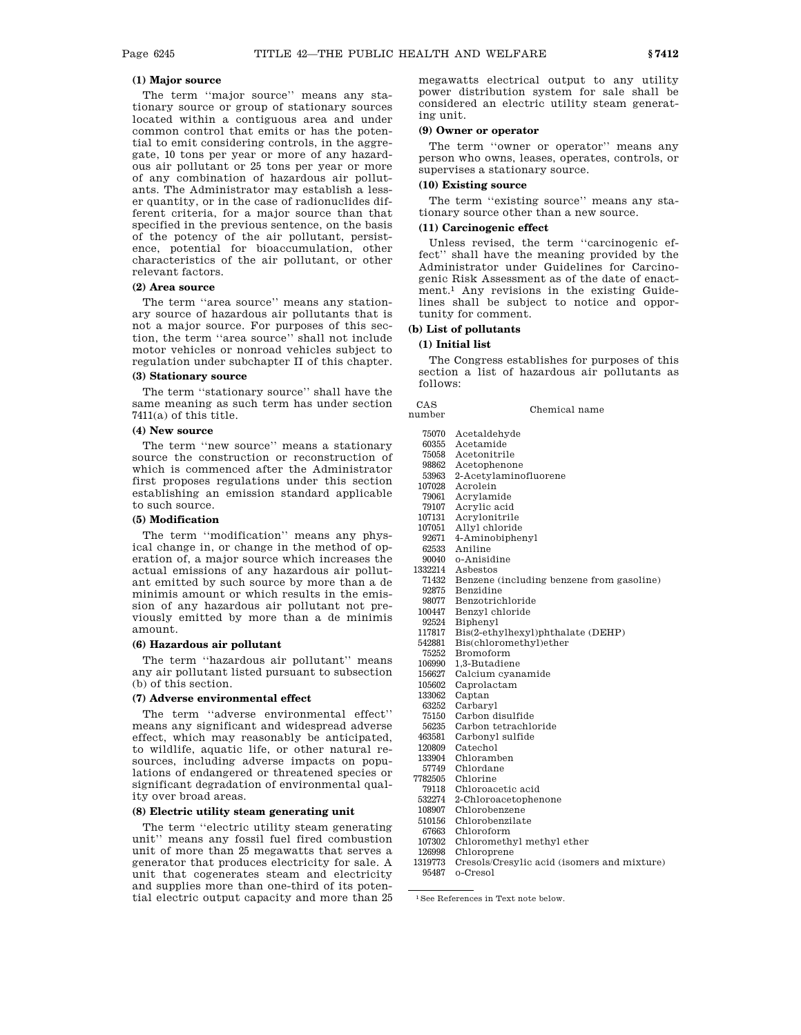#### (1) Major source

The term ''major source'' means any stationary source or group of stationary sources located within a contiguous area and under common control that emits or has the potential to emit considering controls, in the aggregate, 10 tons per year or more of any hazardous air pollutant or 25 tons per year or more of any combination of hazardous air pollutants. The Administrator may establish a lesser quantity, or in the case of radionuclides different criteria, for a major source than that specified in the previous sentence, on the basis of the potency of the air pollutant, persistence, potential for bioaccumulation, other characteristics of the air pollutant, or other relevant factors.

#### (2) Area source

The term ''area source'' means any stationary source of hazardous air pollutants that is not a major source. For purposes of this section, the term ''area source'' shall not include motor vehicles or nonroad vehicles subject to regulation under subchapter II of this chapter.

#### (3) Stationary source

The term ''stationary source'' shall have the same meaning as such term has under section 7411(a) of this title.

#### (4) New source

The term ''new source'' means a stationary source the construction or reconstruction of which is commenced after the Administrator first proposes regulations under this section establishing an emission standard applicable to such source.

#### (5) Modification

The term ''modification'' means any physical change in, or change in the method of operation of, a major source which increases the actual emissions of any hazardous air pollutant emitted by such source by more than a de minimis amount or which results in the emission of any hazardous air pollutant not previously emitted by more than a de minimis amount.

#### (6) Hazardous air pollutant

The term ''hazardous air pollutant'' means any air pollutant listed pursuant to subsection (b) of this section.

#### (7) Adverse environmental effect

The term ''adverse environmental effect'' means any significant and widespread adverse effect, which may reasonably be anticipated, to wildlife, aquatic life, or other natural resources, including adverse impacts on populations of endangered or threatened species or significant degradation of environmental quality over broad areas.

#### (8) Electric utility steam generating unit

The term ''electric utility steam generating unit'' means any fossil fuel fired combustion unit of more than 25 megawatts that serves a generator that produces electricity for sale. A unit that cogenerates steam and electricity and supplies more than one-third of its potential electric output capacity and more than 25 megawatts electrical output to any utility power distribution system for sale shall be considered an electric utility steam generating unit.

#### (9) Owner or operator

The term ''owner or operator'' means any person who owns, leases, operates, controls, or supervises a stationary source.

#### (10) Existing source

The term ''existing source'' means any stationary source other than a new source.

#### (11) Carcinogenic effect

Unless revised, the term ''carcinogenic effect'' shall have the meaning provided by the Administrator under Guidelines for Carcinogenic Risk Assessment as of the date of enactment.[1] Any revisions in the existing Guidelines shall be subject to notice and opportunity for comment.

### (b) List of pollutants

#### (1) Initial list

The Congress establishes for purposes of this section a list of hazardous air pollutants as follows:

| CAS number | Chemical name |
|---|---|
| 75070 | Acetaldehyde |
| 60355 | Acetamide |
| 75058 | Acetonitrile |
| 98862 | Acetophenone |
| 53963 | 2-Acetylaminofluorene |
| 107028 | Acrolein |
| 79061 | Acrylamide |
| 79107 | Acrylic acid |
| 107131 | Acrylonitrile |
| 107051 | Allyl chloride |
| 92671 | 4-Aminobiphenyl |
| 62533 | Aniline |
| 90040 | o-Anisidine |
| 1332214 | Asbestos |
| 71432 | Benzene (including benzene from gasoline) |
| 92875 | Benzidine |
| 98077 | Benzotrichloride |
| 100447 | Benzyl chloride |
| 92524 | Biphenyl |
| 117817 | Bis(2-ethylhexyl)phthalate (DEHP) |
| 542881 | Bis(chloromethyl)ether |
| 75252 | Bromoform |
| 106990 | 1,3-Butadiene |
| 156627 | Calcium cyanamide |
| 105602 | Caprolactam |
| 133062 | Captan |
| 63252 | Carbaryl |
| 75150 | Carbon disulfide |
| 56235 | Carbon tetrachloride |
| 463581 | Carbonyl sulfide |
| 120809 | Catechol |
| 133904 | Chloramben |
| 57749 | Chlordane |
| 7782505 | Chlorine |
| 79118 | Chloroacetic acid |
| 532274 | 2-Chloroacetophenone |
| 108907 | Chlorobenzene |
| 510156 | Chlorobenzilate |
| 67663 | Chloroform |
| 107302 | Chloromethyl methyl ether |
| 126998 | Chloroprene |
| 1319773 | Cresols/Cresylic acid (isomers and mixture) |
| 95487 | o-Cresol |

[1] See References in Text note below.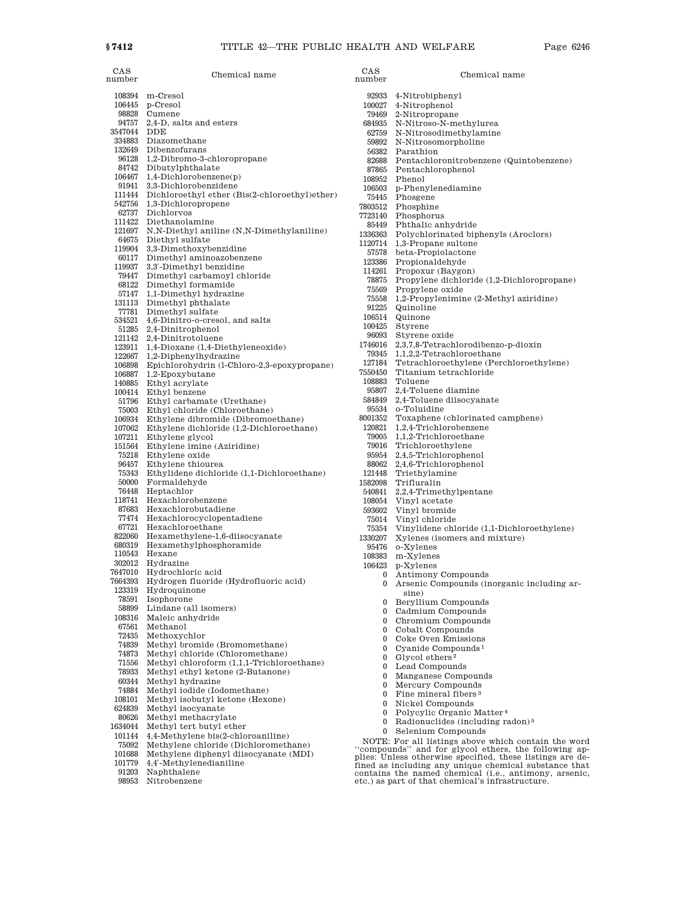| CAS number | Chemical name |
|---|---|
| 108394 | m-Cresol |
| 106445 | p-Cresol |
| 98828 | Cumene |
| 94757 | 2,4-D, salts and esters |
| 3547044 | DDE |
| 334883 | Diazomethane |
| 132649 | Dibenzofurans |
| 96128 | 1,2-Dibromo-3-chloropropane |
| 84742 | Dibutylphthalate |
| 106467 | 1,4-Dichlorobenzene(p) |
| 91941 | 3,3-Dichlorobenzidene |
| 111444 | Dichloroethyl ether (Bis(2-chloroethyl)ether) |
| 542756 | 1,3-Dichloropropene |
| 62737 | Dichlorvos |
| 111422 | Diethanolamine |
| 121697 | N,N-Diethyl aniline (N,N-Dimethylaniline) |
| 64675 | Diethyl sulfate |
| 119904 | 3,3-Dimethoxybenzidine |
| 60117 | Dimethyl aminoazobenzene |
| 119937 | 3,3′-Dimethyl benzidine |
| 79447 | Dimethyl carbamoyl chloride |
| 68122 | Dimethyl formamide |
| 57147 | 1,1-Dimethyl hydrazine |
| 131113 | Dimethyl phthalate |
| 77781 | Dimethyl sulfate |
| 534521 | 4,6-Dinitro-o-cresol, and salts |
| 51285 | 2,4-Dinitrophenol |
| 121142 | 2,4-Dinitrotoluene |
| 123911 | 1,4-Dioxane (1,4-Diethyleneoxide) |
| 122667 | 1,2-Diphenylhydrazine |
| 106898 | Epichlorohydrin (l-Chloro-2,3-epoxypropane) |
| 106887 | 1,2-Epoxybutane |
| 140885 | Ethyl acrylate |
| 100414 | Ethyl benzene |
| 51796 | Ethyl carbamate (Urethane) |
| 75003 | Ethyl chloride (Chloroethane) |
| 106934 | Ethylene dibromide (Dibromoethane) |
| 107062 | Ethylene dichloride (1,2-Dichloroethane) |
| 107211 | Ethylene glycol |
| 151564 | Ethylene imine (Aziridine) |
| 75218 | Ethylene oxide |
| 96457 | Ethylene thiourea |
| 75343 | Ethylidene dichloride (1,1-Dichloroethane) |
| 50000 | Formaldehyde |
| 76448 | Heptachlor |
| 118741 | Hexachlorobenzene |
| 87683 | Hexachlorobutadiene |
| 77474 | Hexachlorocyclopentadiene |
| 67721 | Hexachloroethane |
| 822060 | Hexamethylene-1,6-diisocyanate |
| 680319 | Hexamethylphosphoramide |
| 110543 | Hexane |
| 302012 | Hydrazine |
| 7647010 | Hydrochloric acid |
| 7664393 | Hydrogen fluoride (Hydrofluoric acid) |
| 123319 | Hydroquinone |
| 78591 | Isophorone |
| 58899 | Lindane (all isomers) |
| 108316 | Maleic anhydride |
| 67561 | Methanol |
| 72435 | Methoxychlor |
| 74839 | Methyl bromide (Bromomethane) |
| 74873 | Methyl chloride (Chloromethane) |
| 71556 | Methyl chloroform (1,1,1-Trichloroethane) |
| 78933 | Methyl ethyl ketone (2-Butanone) |
| 60344 | Methyl hydrazine |
| 74884 | Methyl iodide (Iodomethane) |
| 108101 | Methyl isobutyl ketone (Hexone) |
| 624839 | Methyl isocyanate |
| 80626 | Methyl methacrylate |
| 1634044 | Methyl tert butyl ether |
| 101144 | 4,4-Methylene bis(2-chloroaniline) |
| 75092 | Methylene chloride (Dichloromethane) |
| 101688 | Methylene diphenyl diisocyanate (MDI) |
| 101779 | 4,4′-Methylenedianiline |
| 91203 | Naphthalene |
| 98953 | Nitrobenzene |
| 92933 | 4-Nitrobiphenyl |
| 100027 | 4-Nitrophenol |
| 79469 | 2-Nitropropane |
| 684935 | N-Nitroso-N-methylurea |
| 62759 | N-Nitrosodimethylamine |
| 59892 | N-Nitrosomorpholine |
| 56382 | Parathion |
| 82688 | Pentachloronitrobenzene (Quintobenzene) |
| 87865 | Pentachlorophenol |
| 108952 | Phenol |
| 106503 | p-Phenylenediamine |
| 75445 | Phosgene |
| 7803512 | Phosphine |
| 7723140 | Phosphorus |
| 85449 | Phthalic anhydride |
| 1336363 | Polychlorinated biphenyls (Aroclors) |
| 1120714 | 1,3-Propane sultone |
| 57578 | beta-Propiolactone |
| 123386 | Propionaldehyde |
| 114261 | Propoxur (Baygon) |
| 78875 | Propylene dichloride (1,2-Dichloropropane) |
| 75569 | Propylene oxide |
| 75558 | 1,2-Propylenimine (2-Methyl aziridine) |
| 91225 | Quinoline |
| 106514 | Quinone |
| 100425 | Styrene |
| 96093 | Styrene oxide |
| 1746016 | 2,3,7,8-Tetrachlorodibenzo-p-dioxin |
| 79345 | 1,1,2,2-Tetrachloroethane |
| 127184 | Tetrachloroethylene (Perchloroethylene) |
| 7550450 | Titanium tetrachloride |
| 108883 | Toluene |
| 95807 | 2,4-Toluene diamine |
| 584849 | 2,4-Toluene diisocyanate |
| 95534 | o-Toluidine |
| 8001352 | Toxaphene (chlorinated camphene) |
| 120821 | 1,2,4-Trichlorobenzene |
| 79005 | 1,1,2-Trichloroethane |
| 79016 | Trichloroethylene |
| 95954 | 2,4,5-Trichlorophenol |
| 88062 | 2,4,6-Trichlorophenol |
| 121448 | Triethylamine |
| 1582098 | Trifluralin |
| 540841 | 2,2,4-Trimethylpentane |
| 108054 | Vinyl acetate |
| 593602 | Vinyl bromide |
| 75014 | Vinyl chloride |
| 75354 | Vinylidene chloride (1,1-Dichloroethylene) |
| 1330207 | Xylenes (isomers and mixture) |
| 95476 | o-Xylenes |
| 108383 | m-Xylenes |
| 106423 | p-Xylenes |
| 0 | Antimony Compounds |
| 0 | Arsenic Compounds (inorganic including arsine) |
| 0 | Beryllium Compounds |
| 0 | Cadmium Compounds |
| 0 | Chromium Compounds |
| 0 | Cobalt Compounds |
| 0 | Coke Oven Emissions |
| 0 | Cyanide Compounds[1] |
| 0 | Glycol ethers[2] |
| 0 | Lead Compounds |
| 0 | Manganese Compounds |
| 0 | Mercury Compounds |
| 0 | Fine mineral fibers[3] |
| 0 | Nickel Compounds |
| 0 | Polycylic Organic Matter[4] |
| 0 | Radionuclides (including radon)[5] |
| 0 | Selenium Compounds |

NOTE: For all listings above which contain the word ''compounds'' and for glycol ethers, the following applies: Unless otherwise specified, these listings are defined as including any unique chemical substance that contains the named chemical (i.e., antimony, arsenic, etc.) as part of that chemical's infrastructure.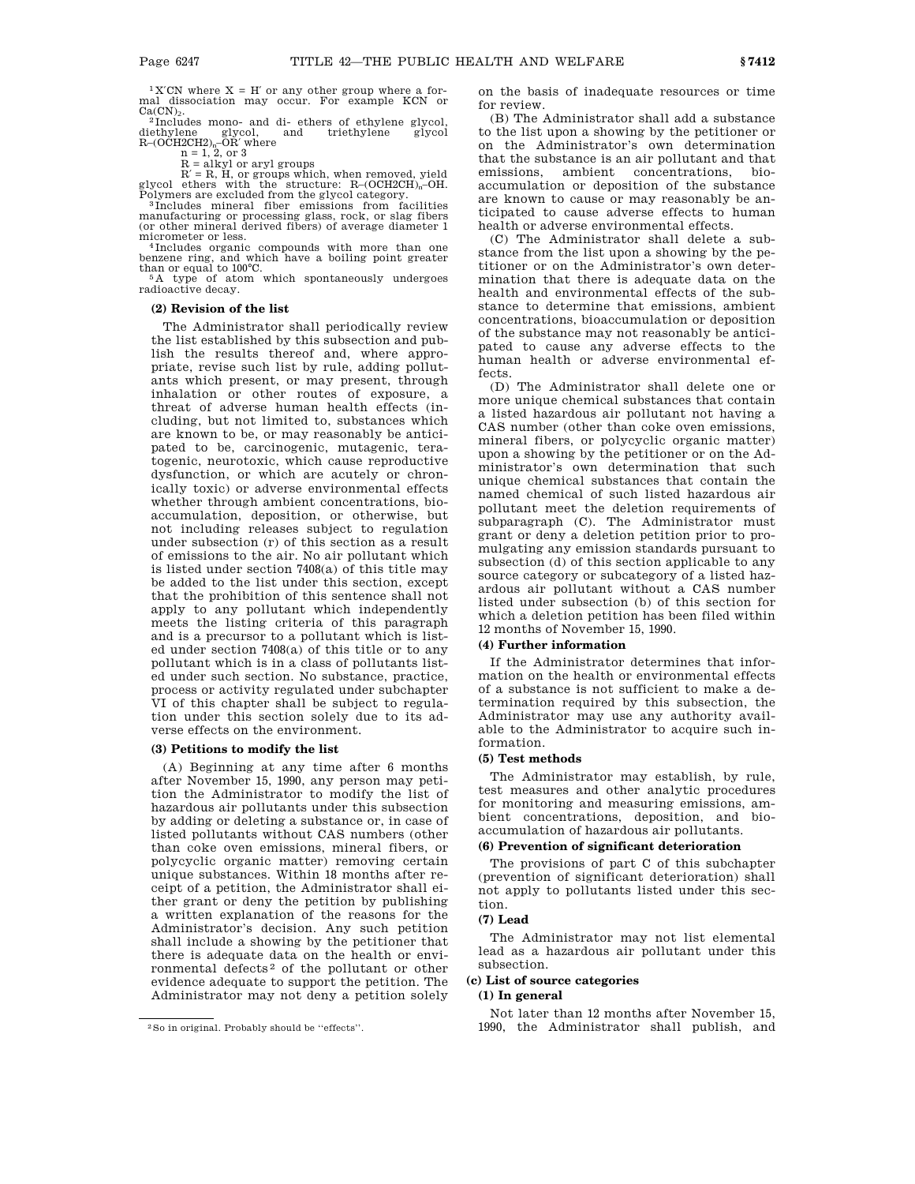[1] X′CN where X = H′ or any other group where a formal dissociation may occur. For example KCN or $Ca(CN)_2$.

[2] Includes mono- and di- ethers of ethylene glycol, diethylene glycol, and triethylene glycol R–$(OCH2CH2)_n$–OR′ where

n = 1, 2, or 3

R = alkyl or aryl groups

R′ = R, H, or groups which, when removed, yield glycol ethers with the structure: R–$(OCH2CH)_n$–OH. Polymers are excluded from the glycol category.

[3] Includes mineral fiber emissions from facilities manufacturing or processing glass, rock, or slag fibers (or other mineral derived fibers) of average diameter 1 micrometer or less.

[4] Includes organic compounds with more than one benzene ring, and which have a boiling point greater than or equal to 100°C.

[5] A type of atom which spontaneously undergoes radioactive decay.

#### (2) Revision of the list

The Administrator shall periodically review the list established by this subsection and publish the results thereof and, where appropriate, revise such list by rule, adding pollutants which present, or may present, through inhalation or other routes of exposure, a threat of adverse human health effects (including, but not limited to, substances which are known to be, or may reasonably be anticipated to be, carcinogenic, mutagenic, teratogenic, neurotoxic, which cause reproductive dysfunction, or which are acutely or chronically toxic) or adverse environmental effects whether through ambient concentrations, bioaccumulation, deposition, or otherwise, but not including releases subject to regulation under subsection (r) of this section as a result of emissions to the air. No air pollutant which is listed under section 7408(a) of this title may be added to the list under this section, except that the prohibition of this sentence shall not apply to any pollutant which independently meets the listing criteria of this paragraph and is a precursor to a pollutant which is listed under section 7408(a) of this title or to any pollutant which is in a class of pollutants listed under such section. No substance, practice, process or activity regulated under subchapter VI of this chapter shall be subject to regulation under this section solely due to its adverse effects on the environment.

#### (3) Petitions to modify the list

(A) Beginning at any time after 6 months after November 15, 1990, any person may petition the Administrator to modify the list of hazardous air pollutants under this subsection by adding or deleting a substance or, in case of listed pollutants without CAS numbers (other than coke oven emissions, mineral fibers, or polycyclic organic matter) removing certain unique substances. Within 18 months after receipt of a petition, the Administrator shall either grant or deny the petition by publishing a written explanation of the reasons for the Administrator's decision. Any such petition shall include a showing by the petitioner that there is adequate data on the health or environmental defects[2] of the pollutant or other evidence adequate to support the petition. The Administrator may not deny a petition solely on the basis of inadequate resources or time for review.

(B) The Administrator shall add a substance to the list upon a showing by the petitioner or on the Administrator's own determination that the substance is an air pollutant and that emissions, ambient concentrations, bioaccumulation or deposition of the substance are known to cause or may reasonably be anticipated to cause adverse effects to human health or adverse environmental effects.

(C) The Administrator shall delete a substance from the list upon a showing by the petitioner or on the Administrator's own determination that there is adequate data on the health and environmental effects of the substance to determine that emissions, ambient concentrations, bioaccumulation or deposition of the substance may not reasonably be anticipated to cause any adverse effects to the human health or adverse environmental effects.

(D) The Administrator shall delete one or more unique chemical substances that contain a listed hazardous air pollutant not having a CAS number (other than coke oven emissions, mineral fibers, or polycyclic organic matter) upon a showing by the petitioner or on the Administrator's own determination that such unique chemical substances that contain the named chemical of such listed hazardous air pollutant meet the deletion requirements of subparagraph (C). The Administrator must grant or deny a deletion petition prior to promulgating any emission standards pursuant to subsection (d) of this section applicable to any source category or subcategory of a listed hazardous air pollutant without a CAS number listed under subsection (b) of this section for which a deletion petition has been filed within 12 months of November 15, 1990.

#### (4) Further information

If the Administrator determines that information on the health or environmental effects of a substance is not sufficient to make a determination required by this subsection, the Administrator may use any authority available to the Administrator to acquire such information.

#### (5) Test methods

The Administrator may establish, by rule, test measures and other analytic procedures for monitoring and measuring emissions, ambient concentrations, deposition, and bioaccumulation of hazardous air pollutants.

#### (6) Prevention of significant deterioration

The provisions of part C of this subchapter (prevention of significant deterioration) shall not apply to pollutants listed under this section.

#### (7) Lead

The Administrator may not list elemental lead as a hazardous air pollutant under this subsection.

### (c) List of source categories

#### (1) In general

Not later than 12 months after November 15, 1990, the Administrator shall publish, and

[2] So in original. Probably should be "effects".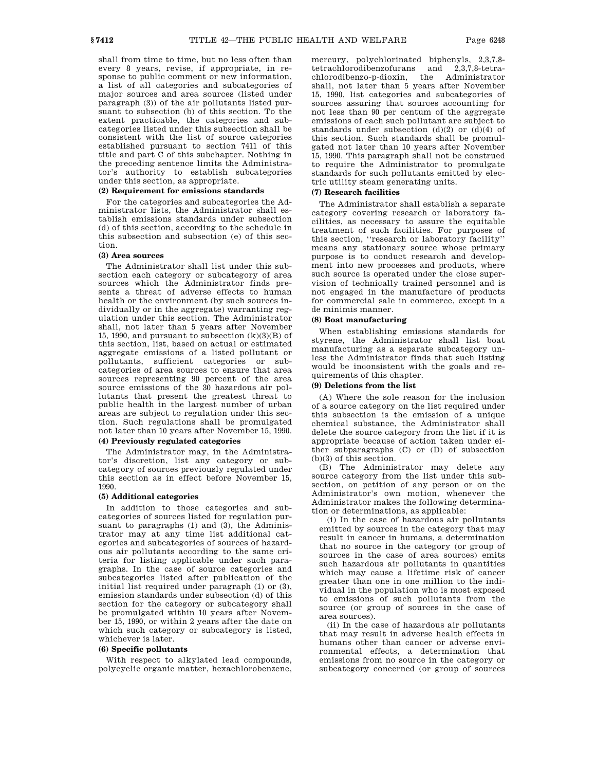shall from time to time, but no less often than every 8 years, revise, if appropriate, in response to public comment or new information, a list of all categories and subcategories of major sources and area sources (listed under paragraph (3)) of the air pollutants listed pursuant to subsection (b) of this section. To the extent practicable, the categories and subcategories listed under this subsection shall be consistent with the list of source categories established pursuant to section 7411 of this title and part C of this subchapter. Nothing in the preceding sentence limits the Administrator's authority to establish subcategories under this section, as appropriate.

**(2) Requirement for emissions standards**

For the categories and subcategories the Administrator lists, the Administrator shall establish emissions standards under subsection (d) of this section, according to the schedule in this subsection and subsection (e) of this section.

**(3) Area sources**

The Administrator shall list under this subsection each category or subcategory of area sources which the Administrator finds presents a threat of adverse effects to human health or the environment (by such sources individually or in the aggregate) warranting regulation under this section. The Administrator shall, not later than 5 years after November 15, 1990, and pursuant to subsection (k)(3)(B) of this section, list, based on actual or estimated aggregate emissions of a listed pollutant or pollutants, sufficient categories or subcategories of area sources to ensure that area sources representing 90 percent of the area source emissions of the 30 hazardous air pollutants that present the greatest threat to public health in the largest number of urban areas are subject to regulation under this section. Such regulations shall be promulgated not later than 10 years after November 15, 1990.

**(4) Previously regulated categories**

The Administrator may, in the Administrator's discretion, list any category or subcategory of sources previously regulated under this section as in effect before November 15, 1990.

**(5) Additional categories**

In addition to those categories and subcategories of sources listed for regulation pursuant to paragraphs (1) and (3), the Administrator may at any time list additional categories and subcategories of sources of hazardous air pollutants according to the same criteria for listing applicable under such paragraphs. In the case of source categories and subcategories listed after publication of the initial list required under paragraph (1) or (3), emission standards under subsection (d) of this section for the category or subcategory shall be promulgated within 10 years after November 15, 1990, or within 2 years after the date on which such category or subcategory is listed, whichever is later.

**(6) Specific pollutants**

With respect to alkylated lead compounds, polycyclic organic matter, hexachlorobenzene, mercury, polychlorinated biphenyls, 2,3,7,8-tetrachlorodibenzofurans and 2,3,7,8-tetrachlorodibenzo-p-dioxin, the Administrator shall, not later than 5 years after November 15, 1990, list categories and subcategories of sources assuring that sources accounting for not less than 90 per centum of the aggregate emissions of each such pollutant are subject to standards under subsection (d)(2) or (d)(4) of this section. Such standards shall be promulgated not later than 10 years after November 15, 1990. This paragraph shall not be construed to require the Administrator to promulgate standards for such pollutants emitted by electric utility steam generating units.

**(7) Research facilities**

The Administrator shall establish a separate category covering research or laboratory facilities, as necessary to assure the equitable treatment of such facilities. For purposes of this section, "research or laboratory facility" means any stationary source whose primary purpose is to conduct research and development into new processes and products, where such source is operated under the close supervision of technically trained personnel and is not engaged in the manufacture of products for commercial sale in commerce, except in a de minimis manner.

**(8) Boat manufacturing**

When establishing emissions standards for styrene, the Administrator shall list boat manufacturing as a separate subcategory unless the Administrator finds that such listing would be inconsistent with the goals and requirements of this chapter.

**(9) Deletions from the list**

(A) Where the sole reason for the inclusion of a source category on the list required under this subsection is the emission of a unique chemical substance, the Administrator shall delete the source category from the list if it is appropriate because of action taken under either subparagraphs (C) or (D) of subsection (b)(3) of this section.

(B) The Administrator may delete any source category from the list under this subsection, on petition of any person or on the Administrator's own motion, whenever the Administrator makes the following determination or determinations, as applicable:

(i) In the case of hazardous air pollutants emitted by sources in the category that may result in cancer in humans, a determination that no source in the category (or group of sources in the case of area sources) emits such hazardous air pollutants in quantities which may cause a lifetime risk of cancer greater than one in one million to the individual in the population who is most exposed to emissions of such pollutants from the source (or group of sources in the case of area sources).

(ii) In the case of hazardous air pollutants that may result in adverse health effects in humans other than cancer or adverse environmental effects, a determination that emissions from no source in the category or subcategory concerned (or group of sources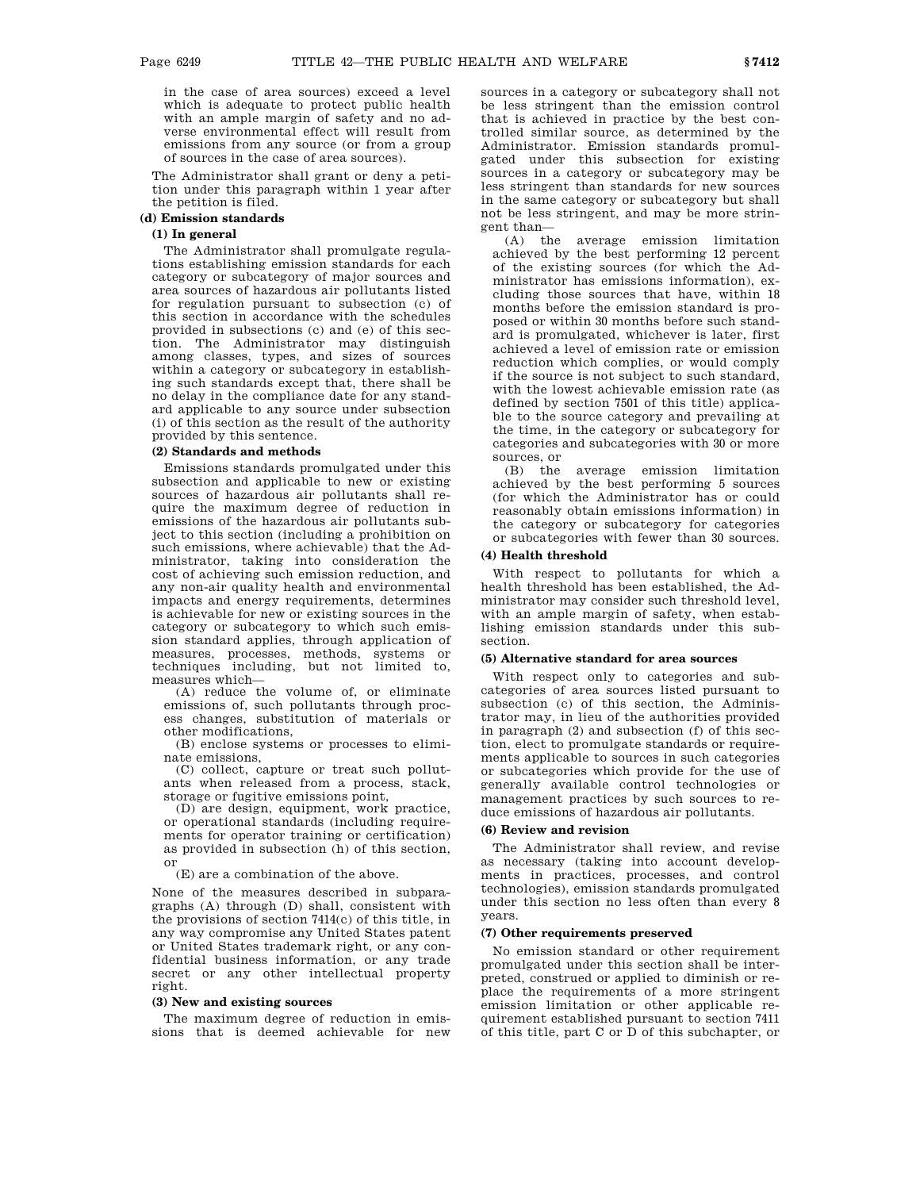in the case of area sources) exceed a level which is adequate to protect public health with an ample margin of safety and no adverse environmental effect will result from emissions from any source (or from a group of sources in the case of area sources).

The Administrator shall grant or deny a petition under this paragraph within 1 year after the petition is filed.

### (d) Emission standards

#### (1) In general

The Administrator shall promulgate regulations establishing emission standards for each category or subcategory of major sources and area sources of hazardous air pollutants listed for regulation pursuant to subsection (c) of this section in accordance with the schedules provided in subsections (c) and (e) of this section. The Administrator may distinguish among classes, types, and sizes of sources within a category or subcategory in establishing such standards except that, there shall be no delay in the compliance date for any standard applicable to any source under subsection (i) of this section as the result of the authority provided by this sentence.

#### (2) Standards and methods

Emissions standards promulgated under this subsection and applicable to new or existing sources of hazardous air pollutants shall require the maximum degree of reduction in emissions of the hazardous air pollutants subject to this section (including a prohibition on such emissions, where achievable) that the Administrator, taking into consideration the cost of achieving such emission reduction, and any non-air quality health and environmental impacts and energy requirements, determines is achievable for new or existing sources in the category or subcategory to which such emission standard applies, through application of measures, processes, methods, systems or techniques including, but not limited to, measures which—

(A) reduce the volume of, or eliminate emissions of, such pollutants through process changes, substitution of materials or other modifications,

(B) enclose systems or processes to eliminate emissions,

(C) collect, capture or treat such pollutants when released from a process, stack, storage or fugitive emissions point,

(D) are design, equipment, work practice, or operational standards (including requirements for operator training or certification) as provided in subsection (h) of this section, or

(E) are a combination of the above.

None of the measures described in subparagraphs (A) through (D) shall, consistent with the provisions of section 7414(c) of this title, in any way compromise any United States patent or United States trademark right, or any confidential business information, or any trade secret or any other intellectual property right.

#### (3) New and existing sources

The maximum degree of reduction in emissions that is deemed achievable for new sources in a category or subcategory shall not be less stringent than the emission control that is achieved in practice by the best controlled similar source, as determined by the Administrator. Emission standards promulgated under this subsection for existing sources in a category or subcategory may be less stringent than standards for new sources in the same category or subcategory but shall not be less stringent, and may be more stringent than—

(A) the average emission limitation achieved by the best performing 12 percent of the existing sources (for which the Administrator has emissions information), excluding those sources that have, within 18 months before the emission standard is proposed or within 30 months before such standard is promulgated, whichever is later, first achieved a level of emission rate or emission reduction which complies, or would comply if the source is not subject to such standard, with the lowest achievable emission rate (as defined by section 7501 of this title) applicable to the source category and prevailing at the time, in the category or subcategory for categories and subcategories with 30 or more sources, or

(B) the average emission limitation achieved by the best performing 5 sources (for which the Administrator has or could reasonably obtain emissions information) in the category or subcategory for categories or subcategories with fewer than 30 sources.

#### (4) Health threshold

With respect to pollutants for which a health threshold has been established, the Administrator may consider such threshold level, with an ample margin of safety, when establishing emission standards under this subsection.

#### (5) Alternative standard for area sources

With respect only to categories and subcategories of area sources listed pursuant to subsection (c) of this section, the Administrator may, in lieu of the authorities provided in paragraph (2) and subsection (f) of this section, elect to promulgate standards or requirements applicable to sources in such categories or subcategories which provide for the use of generally available control technologies or management practices by such sources to reduce emissions of hazardous air pollutants.

#### (6) Review and revision

The Administrator shall review, and revise as necessary (taking into account developments in practices, processes, and control technologies), emission standards promulgated under this section no less often than every 8 years.

#### (7) Other requirements preserved

No emission standard or other requirement promulgated under this section shall be interpreted, construed or applied to diminish or replace the requirements of a more stringent emission limitation or other applicable requirement established pursuant to section 7411 of this title, part C or D of this subchapter, or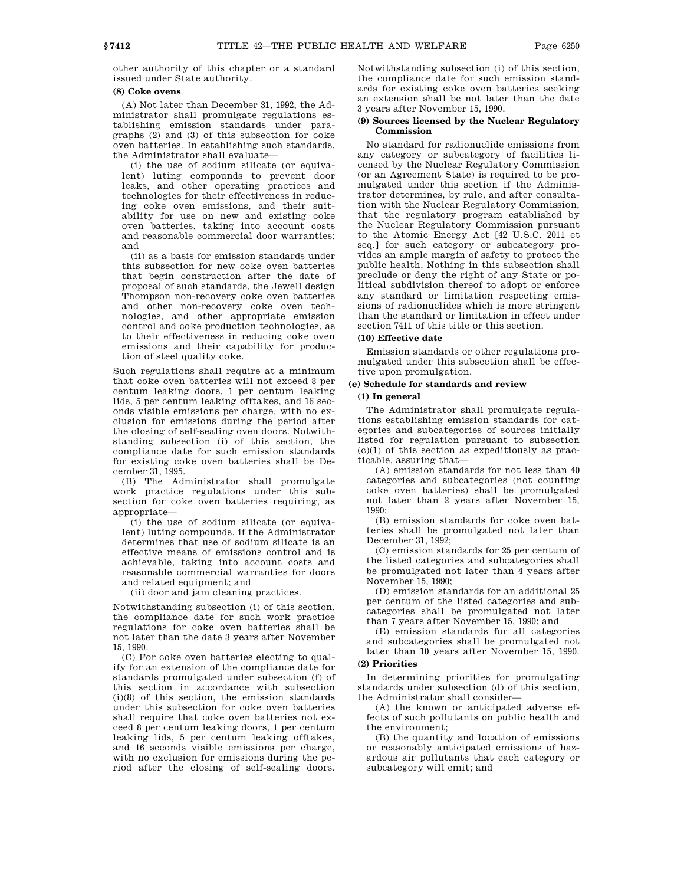other authority of this chapter or a standard issued under State authority.

**(8) Coke ovens**

(A) Not later than December 31, 1992, the Administrator shall promulgate regulations establishing emission standards under paragraphs (2) and (3) of this subsection for coke oven batteries. In establishing such standards, the Administrator shall evaluate—

(i) the use of sodium silicate (or equivalent) luting compounds to prevent door leaks, and other operating practices and technologies for their effectiveness in reducing coke oven emissions, and their suitability for use on new and existing coke oven batteries, taking into account costs and reasonable commercial door warranties; and

(ii) as a basis for emission standards under this subsection for new coke oven batteries that begin construction after the date of proposal of such standards, the Jewell design Thompson non-recovery coke oven batteries and other non-recovery coke oven technologies, and other appropriate emission control and coke production technologies, as to their effectiveness in reducing coke oven emissions and their capability for production of steel quality coke.

Such regulations shall require at a minimum that coke oven batteries will not exceed 8 per centum leaking doors, 1 per centum leaking lids, 5 per centum leaking offtakes, and 16 seconds visible emissions per charge, with no exclusion for emissions during the period after the closing of self-sealing oven doors. Notwithstanding subsection (i) of this section, the compliance date for such emission standards for existing coke oven batteries shall be December 31, 1995.

(B) The Administrator shall promulgate work practice regulations under this subsection for coke oven batteries requiring, as appropriate—

(i) the use of sodium silicate (or equivalent) luting compounds, if the Administrator determines that use of sodium silicate is an effective means of emissions control and is achievable, taking into account costs and reasonable commercial warranties for doors and related equipment; and

(ii) door and jam cleaning practices.

Notwithstanding subsection (i) of this section, the compliance date for such work practice regulations for coke oven batteries shall be not later than the date 3 years after November 15, 1990.

(C) For coke oven batteries electing to qualify for an extension of the compliance date for standards promulgated under subsection (f) of this section in accordance with subsection (i)(8) of this section, the emission standards under this subsection for coke oven batteries shall require that coke oven batteries not exceed 8 per centum leaking doors, 1 per centum leaking lids, 5 per centum leaking offtakes, and 16 seconds visible emissions per charge, with no exclusion for emissions during the period after the closing of self-sealing doors. Notwithstanding subsection (i) of this section, the compliance date for such emission standards for existing coke oven batteries seeking an extension shall be not later than the date 3 years after November 15, 1990.

**(9) Sources licensed by the Nuclear Regulatory Commission**

No standard for radionuclide emissions from any category or subcategory of facilities licensed by the Nuclear Regulatory Commission (or an Agreement State) is required to be promulgated under this section if the Administrator determines, by rule, and after consultation with the Nuclear Regulatory Commission, that the regulatory program established by the Nuclear Regulatory Commission pursuant to the Atomic Energy Act [42 U.S.C. 2011 et seq.] for such category or subcategory provides an ample margin of safety to protect the public health. Nothing in this subsection shall preclude or deny the right of any State or political subdivision thereof to adopt or enforce any standard or limitation respecting emissions of radionuclides which is more stringent than the standard or limitation in effect under section 7411 of this title or this section.

**(10) Effective date**

Emission standards or other regulations promulgated under this subsection shall be effective upon promulgation.

### (e) Schedule for standards and review

**(1) In general**

The Administrator shall promulgate regulations establishing emission standards for categories and subcategories of sources initially listed for regulation pursuant to subsection (c)(1) of this section as expeditiously as practicable, assuring that—

(A) emission standards for not less than 40 categories and subcategories (not counting coke oven batteries) shall be promulgated not later than 2 years after November 15, 1990;

(B) emission standards for coke oven batteries shall be promulgated not later than December 31, 1992;

(C) emission standards for 25 per centum of the listed categories and subcategories shall be promulgated not later than 4 years after November 15, 1990;

(D) emission standards for an additional 25 per centum of the listed categories and subcategories shall be promulgated not later than 7 years after November 15, 1990; and

(E) emission standards for all categories and subcategories shall be promulgated not later than 10 years after November 15, 1990.

**(2) Priorities**

In determining priorities for promulgating standards under subsection (d) of this section, the Administrator shall consider—

(A) the known or anticipated adverse effects of such pollutants on public health and the environment;

(B) the quantity and location of emissions or reasonably anticipated emissions of hazardous air pollutants that each category or subcategory will emit; and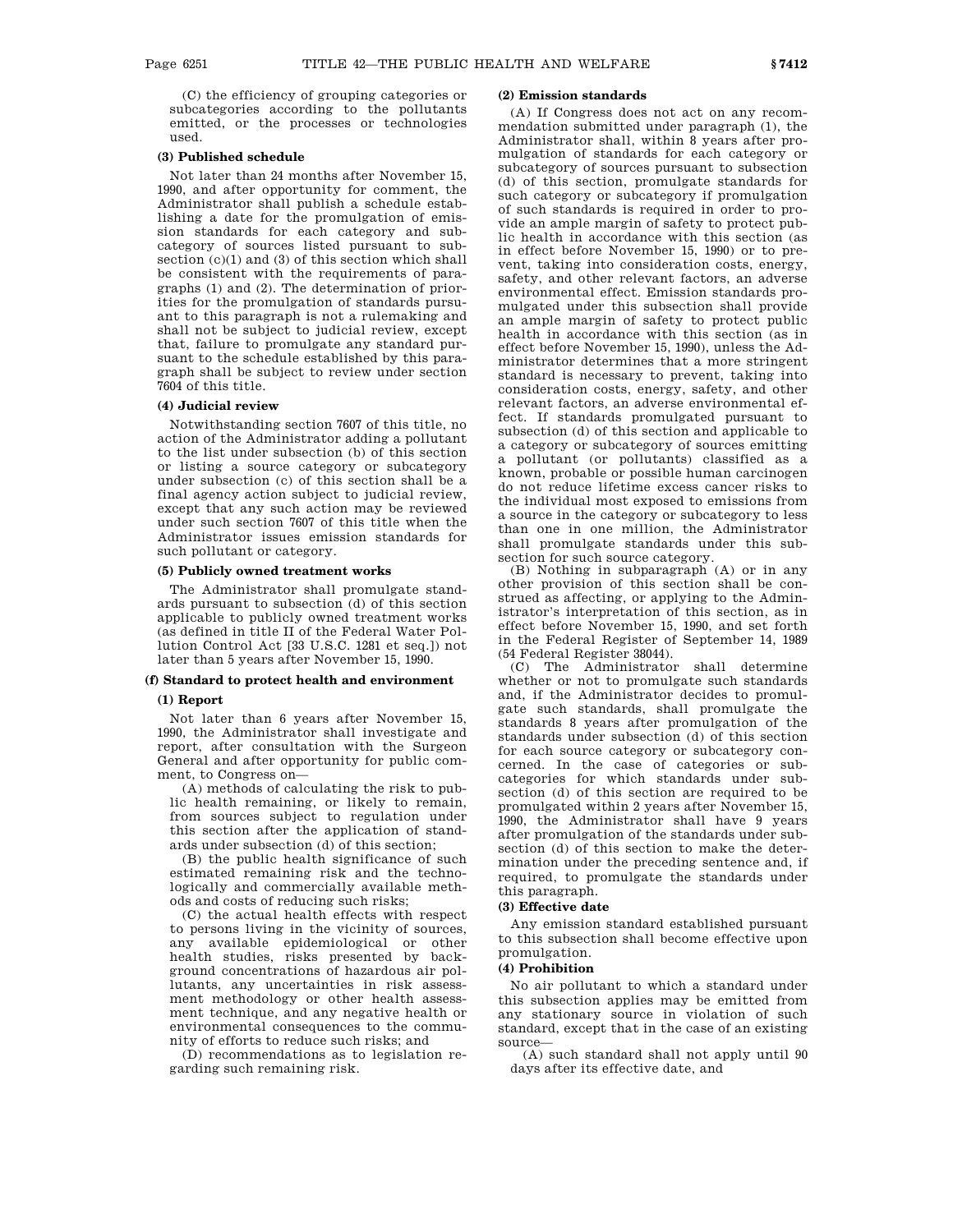(C) the efficiency of grouping categories or subcategories according to the pollutants emitted, or the processes or technologies used.

#### (3) Published schedule

Not later than 24 months after November 15, 1990, and after opportunity for comment, the Administrator shall publish a schedule establishing a date for the promulgation of emission standards for each category and subcategory of sources listed pursuant to subsection (c)(1) and (3) of this section which shall be consistent with the requirements of paragraphs (1) and (2). The determination of priorities for the promulgation of standards pursuant to this paragraph is not a rulemaking and shall not be subject to judicial review, except that, failure to promulgate any standard pursuant to the schedule established by this paragraph shall be subject to review under section 7604 of this title.

#### (4) Judicial review

Notwithstanding section 7607 of this title, no action of the Administrator adding a pollutant to the list under subsection (b) of this section or listing a source category or subcategory under subsection (c) of this section shall be a final agency action subject to judicial review, except that any such action may be reviewed under such section 7607 of this title when the Administrator issues emission standards for such pollutant or category.

#### (5) Publicly owned treatment works

The Administrator shall promulgate standards pursuant to subsection (d) of this section applicable to publicly owned treatment works (as defined in title II of the Federal Water Pollution Control Act [33 U.S.C. 1281 et seq.]) not later than 5 years after November 15, 1990.

### (f) Standard to protect health and environment

#### (1) Report

Not later than 6 years after November 15, 1990, the Administrator shall investigate and report, after consultation with the Surgeon General and after opportunity for public comment, to Congress on—

(A) methods of calculating the risk to public health remaining, or likely to remain, from sources subject to regulation under this section after the application of standards under subsection (d) of this section;

(B) the public health significance of such estimated remaining risk and the technologically and commercially available methods and costs of reducing such risks;

(C) the actual health effects with respect to persons living in the vicinity of sources, any available epidemiological or other health studies, risks presented by background concentrations of hazardous air pollutants, any uncertainties in risk assessment methodology or other health assessment technique, and any negative health or environmental consequences to the community of efforts to reduce such risks; and

(D) recommendations as to legislation regarding such remaining risk.

#### (2) Emission standards

(A) If Congress does not act on any recommendation submitted under paragraph (1), the Administrator shall, within 8 years after promulgation of standards for each category or subcategory of sources pursuant to subsection (d) of this section, promulgate standards for such category or subcategory if promulgation of such standards is required in order to provide an ample margin of safety to protect public health in accordance with this section (as in effect before November 15, 1990) or to prevent, taking into consideration costs, energy, safety, and other relevant factors, an adverse environmental effect. Emission standards promulgated under this subsection shall provide an ample margin of safety to protect public health in accordance with this section (as in effect before November 15, 1990), unless the Administrator determines that a more stringent standard is necessary to prevent, taking into consideration costs, energy, safety, and other relevant factors, an adverse environmental effect. If standards promulgated pursuant to subsection (d) of this section and applicable to a category or subcategory of sources emitting a pollutant (or pollutants) classified as a known, probable or possible human carcinogen do not reduce lifetime excess cancer risks to the individual most exposed to emissions from a source in the category or subcategory to less than one in one million, the Administrator shall promulgate standards under this subsection for such source category.

(B) Nothing in subparagraph (A) or in any other provision of this section shall be construed as affecting, or applying to the Administrator's interpretation of this section, as in effect before November 15, 1990, and set forth in the Federal Register of September 14, 1989 (54 Federal Register 38044).

(C) The Administrator shall determine whether or not to promulgate such standards and, if the Administrator decides to promulgate such standards, shall promulgate the standards 8 years after promulgation of the standards under subsection (d) of this section for each source category or subcategory concerned. In the case of categories or subcategories for which standards under subsection (d) of this section are required to be promulgated within 2 years after November 15, 1990, the Administrator shall have 9 years after promulgation of the standards under subsection (d) of this section to make the determination under the preceding sentence and, if required, to promulgate the standards under this paragraph.

#### (3) Effective date

Any emission standard established pursuant to this subsection shall become effective upon promulgation.

#### (4) Prohibition

No air pollutant to which a standard under this subsection applies may be emitted from any stationary source in violation of such standard, except that in the case of an existing source—

(A) such standard shall not apply until 90 days after its effective date, and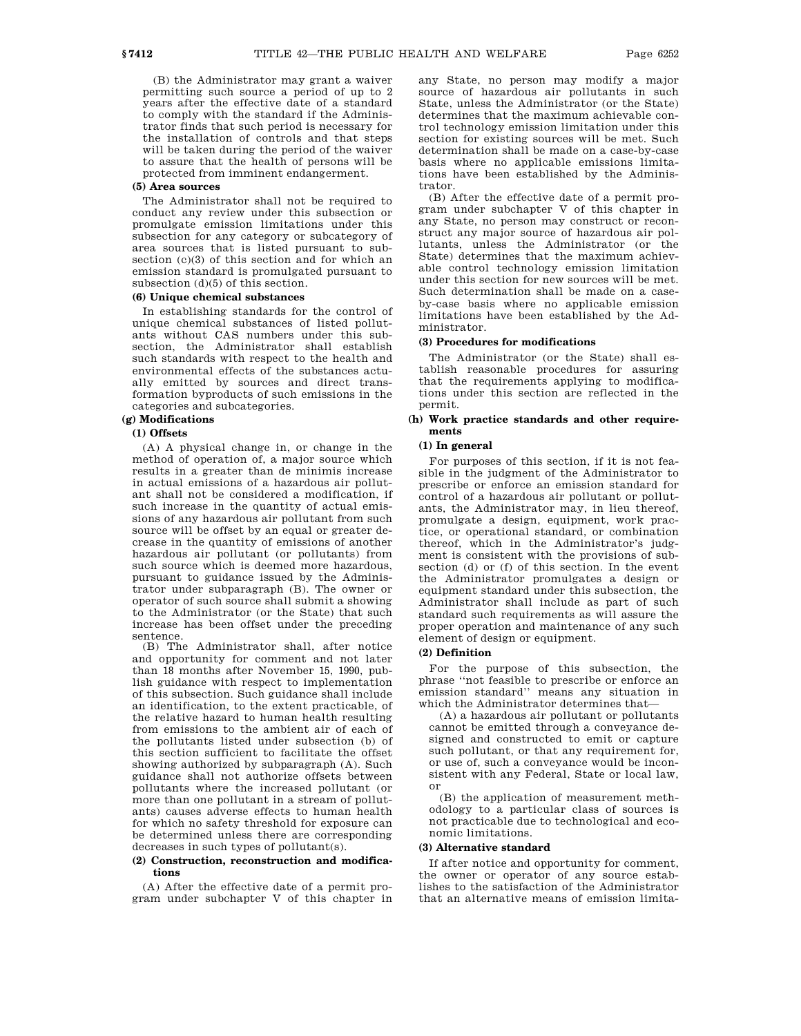(B) the Administrator may grant a waiver permitting such source a period of up to 2 years after the effective date of a standard to comply with the standard if the Administrator finds that such period is necessary for the installation of controls and that steps will be taken during the period of the waiver to assure that the health of persons will be protected from imminent endangerment.

**(5) Area sources**

The Administrator shall not be required to conduct any review under this subsection or promulgate emission limitations under this subsection for any category or subcategory of area sources that is listed pursuant to subsection (c)(3) of this section and for which an emission standard is promulgated pursuant to subsection (d)(5) of this section.

**(6) Unique chemical substances**

In establishing standards for the control of unique chemical substances of listed pollutants without CAS numbers under this subsection, the Administrator shall establish such standards with respect to the health and environmental effects of the substances actually emitted by sources and direct transformation byproducts of such emissions in the categories and subcategories.

### (g) Modifications

**(1) Offsets**

(A) A physical change in, or change in the method of operation of, a major source which results in a greater than de minimis increase in actual emissions of a hazardous air pollutant shall not be considered a modification, if such increase in the quantity of actual emissions of any hazardous air pollutant from such source will be offset by an equal or greater decrease in the quantity of emissions of another hazardous air pollutant (or pollutants) from such source which is deemed more hazardous, pursuant to guidance issued by the Administrator under subparagraph (B). The owner or operator of such source shall submit a showing to the Administrator (or the State) that such increase has been offset under the preceding sentence.

(B) The Administrator shall, after notice and opportunity for comment and not later than 18 months after November 15, 1990, publish guidance with respect to implementation of this subsection. Such guidance shall include an identification, to the extent practicable, of the relative hazard to human health resulting from emissions to the ambient air of each of the pollutants listed under subsection (b) of this section sufficient to facilitate the offset showing authorized by subparagraph (A). Such guidance shall not authorize offsets between pollutants where the increased pollutant (or more than one pollutant in a stream of pollutants) causes adverse effects to human health for which no safety threshold for exposure can be determined unless there are corresponding decreases in such types of pollutant(s).

**(2) Construction, reconstruction and modifications**

(A) After the effective date of a permit program under subchapter V of this chapter in any State, no person may modify a major source of hazardous air pollutants in such State, unless the Administrator (or the State) determines that the maximum achievable control technology emission limitation under this section for existing sources will be met. Such determination shall be made on a case-by-case basis where no applicable emissions limitations have been established by the Administrator.

(B) After the effective date of a permit program under subchapter V of this chapter in any State, no person may construct or reconstruct any major source of hazardous air pollutants, unless the Administrator (or the State) determines that the maximum achievable control technology emission limitation under this section for new sources will be met. Such determination shall be made on a case-by-case basis where no applicable emission limitations have been established by the Administrator.

**(3) Procedures for modifications**

The Administrator (or the State) shall establish reasonable procedures for assuring that the requirements applying to modifications under this section are reflected in the permit.

### (h) Work practice standards and other requirements

**(1) In general**

For purposes of this section, if it is not feasible in the judgment of the Administrator to prescribe or enforce an emission standard for control of a hazardous air pollutant or pollutants, the Administrator may, in lieu thereof, promulgate a design, equipment, work practice, or operational standard, or combination thereof, which in the Administrator's judgment is consistent with the provisions of subsection (d) or (f) of this section. In the event the Administrator promulgates a design or equipment standard under this subsection, the Administrator shall include as part of such standard such requirements as will assure the proper operation and maintenance of any such element of design or equipment.

**(2) Definition**

For the purpose of this subsection, the phrase "not feasible to prescribe or enforce an emission standard" means any situation in which the Administrator determines that—

(A) a hazardous air pollutant or pollutants cannot be emitted through a conveyance designed and constructed to emit or capture such pollutant, or that any requirement for, or use of, such a conveyance would be inconsistent with any Federal, State or local law, or

(B) the application of measurement methodology to a particular class of sources is not practicable due to technological and economic limitations.

**(3) Alternative standard**

If after notice and opportunity for comment, the owner or operator of any source establishes to the satisfaction of the Administrator that an alternative means of emission limita-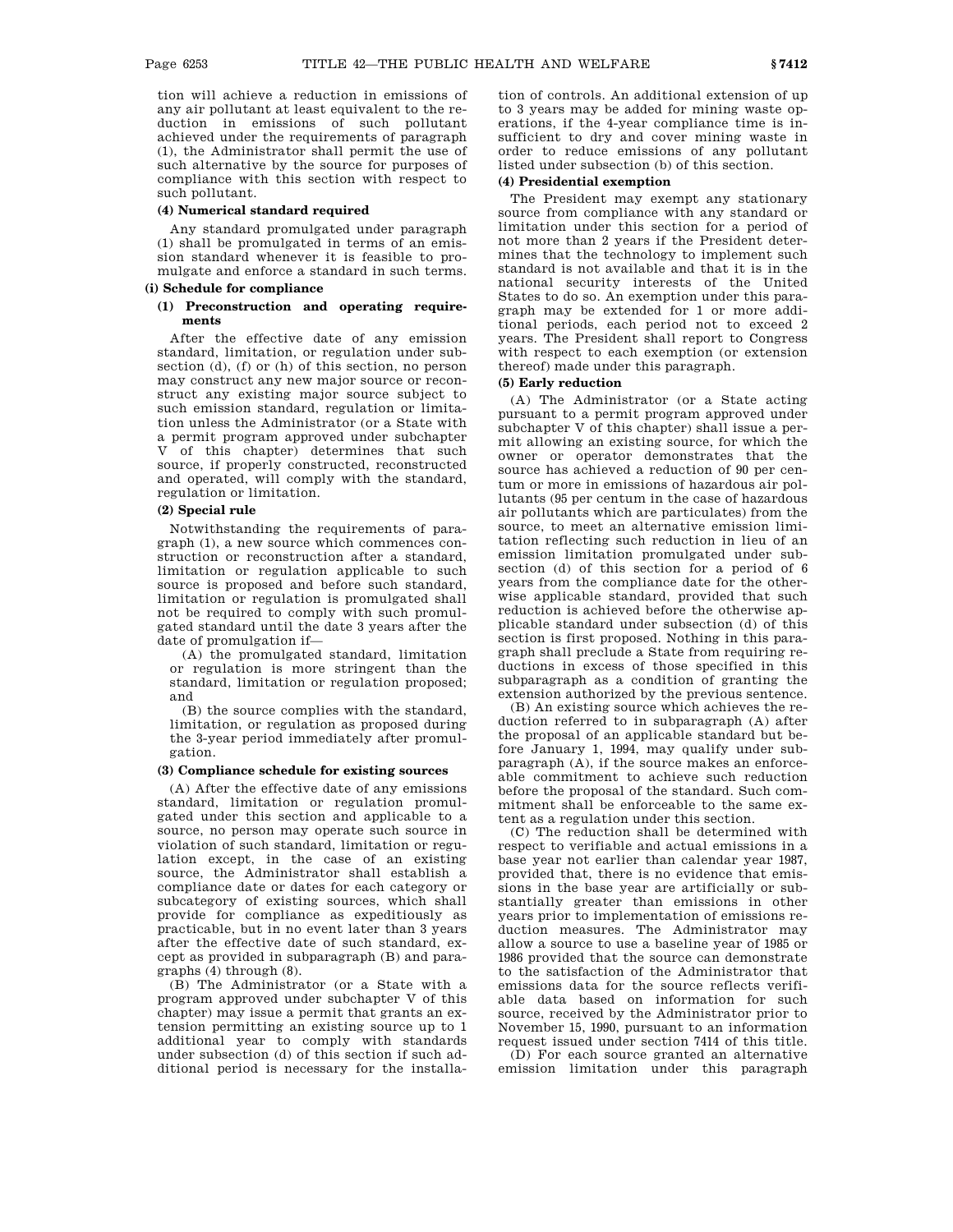tion will achieve a reduction in emissions of any air pollutant at least equivalent to the reduction in emissions of such pollutant achieved under the requirements of paragraph (1), the Administrator shall permit the use of such alternative by the source for purposes of compliance with this section with respect to such pollutant.

#### (4) Numerical standard required

Any standard promulgated under paragraph (1) shall be promulgated in terms of an emission standard whenever it is feasible to promulgate and enforce a standard in such terms.

### (i) Schedule for compliance

#### (1) Preconstruction and operating requirements

After the effective date of any emission standard, limitation, or regulation under subsection (d), (f) or (h) of this section, no person may construct any new major source or reconstruct any existing major source subject to such emission standard, regulation or limitation unless the Administrator (or a State with a permit program approved under subchapter V of this chapter) determines that such source, if properly constructed, reconstructed and operated, will comply with the standard, regulation or limitation.

#### (2) Special rule

Notwithstanding the requirements of paragraph (1), a new source which commences construction or reconstruction after a standard, limitation or regulation applicable to such source is proposed and before such standard, limitation or regulation is promulgated shall not be required to comply with such promulgated standard until the date 3 years after the date of promulgation if—

(A) the promulgated standard, limitation or regulation is more stringent than the standard, limitation or regulation proposed; and

(B) the source complies with the standard, limitation, or regulation as proposed during the 3-year period immediately after promulgation.

#### (3) Compliance schedule for existing sources

(A) After the effective date of any emissions standard, limitation or regulation promulgated under this section and applicable to a source, no person may operate such source in violation of such standard, limitation or regulation except, in the case of an existing source, the Administrator shall establish a compliance date or dates for each category or subcategory of existing sources, which shall provide for compliance as expeditiously as practicable, but in no event later than 3 years after the effective date of such standard, except as provided in subparagraph (B) and paragraphs (4) through (8).

(B) The Administrator (or a State with a program approved under subchapter V of this chapter) may issue a permit that grants an extension permitting an existing source up to 1 additional year to comply with standards under subsection (d) of this section if such additional period is necessary for the installation of controls. An additional extension of up to 3 years may be added for mining waste operations, if the 4-year compliance time is insufficient to dry and cover mining waste in order to reduce emissions of any pollutant listed under subsection (b) of this section.

#### (4) Presidential exemption

The President may exempt any stationary source from compliance with any standard or limitation under this section for a period of not more than 2 years if the President determines that the technology to implement such standard is not available and that it is in the national security interests of the United States to do so. An exemption under this paragraph may be extended for 1 or more additional periods, each period not to exceed 2 years. The President shall report to Congress with respect to each exemption (or extension thereof) made under this paragraph.

#### (5) Early reduction

(A) The Administrator (or a State acting pursuant to a permit program approved under subchapter V of this chapter) shall issue a permit allowing an existing source, for which the owner or operator demonstrates that the source has achieved a reduction of 90 per centum or more in emissions of hazardous air pollutants (95 per centum in the case of hazardous air pollutants which are particulates) from the source, to meet an alternative emission limitation reflecting such reduction in lieu of an emission limitation promulgated under subsection (d) of this section for a period of 6 years from the compliance date for the otherwise applicable standard, provided that such reduction is achieved before the otherwise applicable standard under subsection (d) of this section is first proposed. Nothing in this paragraph shall preclude a State from requiring reductions in excess of those specified in this subparagraph as a condition of granting the extension authorized by the previous sentence.

(B) An existing source which achieves the reduction referred to in subparagraph (A) after the proposal of an applicable standard but before January 1, 1994, may qualify under subparagraph (A), if the source makes an enforceable commitment to achieve such reduction before the proposal of the standard. Such commitment shall be enforceable to the same extent as a regulation under this section.

(C) The reduction shall be determined with respect to verifiable and actual emissions in a base year not earlier than calendar year 1987, provided that, there is no evidence that emissions in the base year are artificially or substantially greater than emissions in other years prior to implementation of emissions reduction measures. The Administrator may allow a source to use a baseline year of 1985 or 1986 provided that the source can demonstrate to the satisfaction of the Administrator that emissions data for the source reflects verifiable data based on information for such source, received by the Administrator prior to November 15, 1990, pursuant to an information request issued under section 7414 of this title.

(D) For each source granted an alternative emission limitation under this paragraph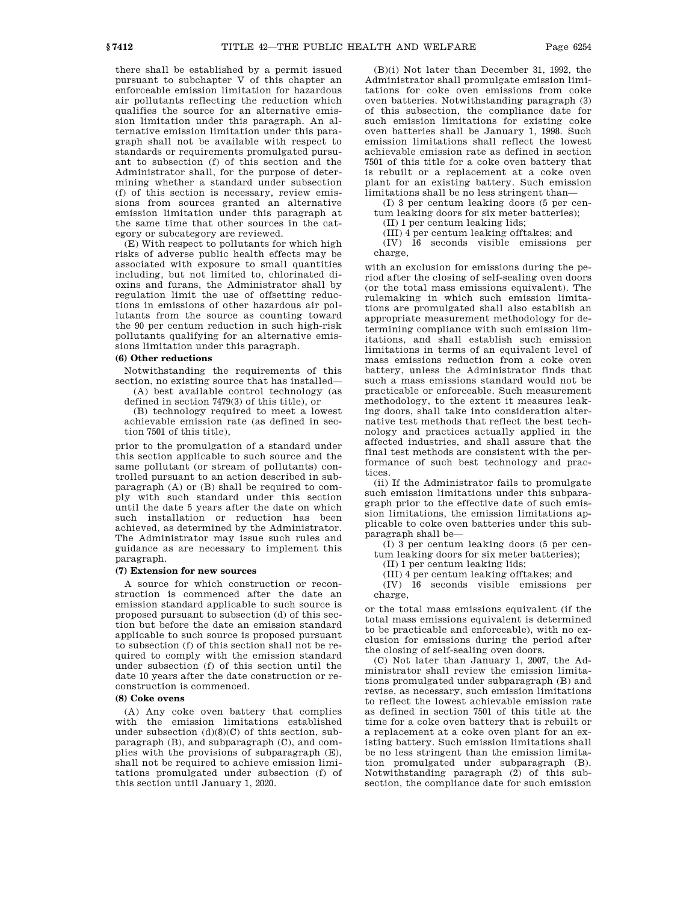there shall be established by a permit issued pursuant to subchapter V of this chapter an enforceable emission limitation for hazardous air pollutants reflecting the reduction which qualifies the source for an alternative emission limitation under this paragraph. An alternative emission limitation under this paragraph shall not be available with respect to standards or requirements promulgated pursuant to subsection (f) of this section and the Administrator shall, for the purpose of determining whether a standard under subsection (f) of this section is necessary, review emissions from sources granted an alternative emission limitation under this paragraph at the same time that other sources in the category or subcategory are reviewed.

(E) With respect to pollutants for which high risks of adverse public health effects may be associated with exposure to small quantities including, but not limited to, chlorinated dioxins and furans, the Administrator shall by regulation limit the use of offsetting reductions in emissions of other hazardous air pollutants from the source as counting toward the 90 per centum reduction in such high-risk pollutants qualifying for an alternative emissions limitation under this paragraph.

**(6) Other reductions**

Notwithstanding the requirements of this section, no existing source that has installed—

(A) best available control technology (as defined in section 7479(3) of this title), or

(B) technology required to meet a lowest achievable emission rate (as defined in section 7501 of this title),

prior to the promulgation of a standard under this section applicable to such source and the same pollutant (or stream of pollutants) controlled pursuant to an action described in subparagraph (A) or (B) shall be required to comply with such standard under this section until the date 5 years after the date on which such installation or reduction has been achieved, as determined by the Administrator. The Administrator may issue such rules and guidance as are necessary to implement this paragraph.

**(7) Extension for new sources**

A source for which construction or reconstruction is commenced after the date an emission standard applicable to such source is proposed pursuant to subsection (d) of this section but before the date an emission standard applicable to such source is proposed pursuant to subsection (f) of this section shall not be required to comply with the emission standard under subsection (f) of this section until the date 10 years after the date construction or reconstruction is commenced.

**(8) Coke ovens**

(A) Any coke oven battery that complies with the emission limitations established under subsection (d)(8)(C) of this section, subparagraph (B), and subparagraph (C), and complies with the provisions of subparagraph (E), shall not be required to achieve emission limitations promulgated under subsection (f) of this section until January 1, 2020.

(B)(i) Not later than December 31, 1992, the Administrator shall promulgate emission limitations for coke oven emissions from coke oven batteries. Notwithstanding paragraph (3) of this subsection, the compliance date for such emission limitations for existing coke oven batteries shall be January 1, 1998. Such emission limitations shall reflect the lowest achievable emission rate as defined in section 7501 of this title for a coke oven battery that is rebuilt or a replacement at a coke oven plant for an existing battery. Such emission limitations shall be no less stringent than—

(I) 3 per centum leaking doors (5 per centum leaking doors for six meter batteries);

(II) 1 per centum leaking lids;

(III) 4 per centum leaking offtakes; and

(IV) 16 seconds visible emissions per charge,

with an exclusion for emissions during the period after the closing of self-sealing oven doors (or the total mass emissions equivalent). The rulemaking in which such emission limitations are promulgated shall also establish an appropriate measurement methodology for determining compliance with such emission limitations, and shall establish such emission limitations in terms of an equivalent level of mass emissions reduction from a coke oven battery, unless the Administrator finds that such a mass emissions standard would not be practicable or enforceable. Such measurement methodology, to the extent it measures leaking doors, shall take into consideration alternative test methods that reflect the best technology and practices actually applied in the affected industries, and shall assure that the final test methods are consistent with the performance of such best technology and practices.

(ii) If the Administrator fails to promulgate such emission limitations under this subparagraph prior to the effective date of such emission limitations, the emission limitations applicable to coke oven batteries under this subparagraph shall be—

(I) 3 per centum leaking doors (5 per centum leaking doors for six meter batteries);

(II) 1 per centum leaking lids;

(III) 4 per centum leaking offtakes; and

(IV) 16 seconds visible emissions per charge,

or the total mass emissions equivalent (if the total mass emissions equivalent is determined to be practicable and enforceable), with no exclusion for emissions during the period after the closing of self-sealing oven doors.

(C) Not later than January 1, 2007, the Administrator shall review the emission limitations promulgated under subparagraph (B) and revise, as necessary, such emission limitations to reflect the lowest achievable emission rate as defined in section 7501 of this title at the time for a coke oven battery that is rebuilt or a replacement at a coke oven plant for an existing battery. Such emission limitations shall be no less stringent than the emission limitation promulgated under subparagraph (B). Notwithstanding paragraph (2) of this subsection, the compliance date for such emission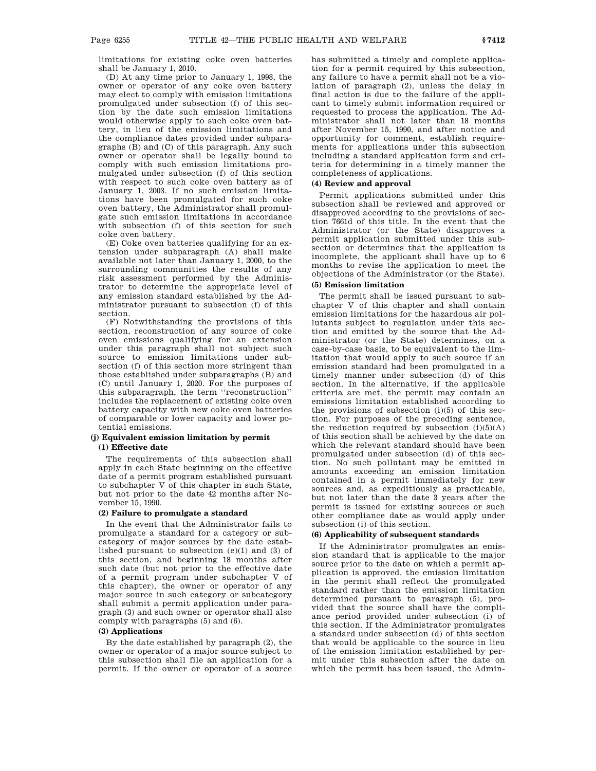limitations for existing coke oven batteries shall be January 1, 2010.

(D) At any time prior to January 1, 1998, the owner or operator of any coke oven battery may elect to comply with emission limitations promulgated under subsection (f) of this section by the date such emission limitations would otherwise apply to such coke oven battery, in lieu of the emission limitations and the compliance dates provided under subparagraphs (B) and (C) of this paragraph. Any such owner or operator shall be legally bound to comply with such emission limitations promulgated under subsection (f) of this section with respect to such coke oven battery as of January 1, 2003. If no such emission limitations have been promulgated for such coke oven battery, the Administrator shall promulgate such emission limitations in accordance with subsection (f) of this section for such coke oven battery.

(E) Coke oven batteries qualifying for an extension under subparagraph (A) shall make available not later than January 1, 2000, to the surrounding communities the results of any risk assessment performed by the Administrator to determine the appropriate level of any emission standard established by the Administrator pursuant to subsection (f) of this section.

(F) Notwithstanding the provisions of this section, reconstruction of any source of coke oven emissions qualifying for an extension under this paragraph shall not subject such source to emission limitations under subsection (f) of this section more stringent than those established under subparagraphs (B) and (C) until January 1, 2020. For the purposes of this subparagraph, the term ''reconstruction'' includes the replacement of existing coke oven battery capacity with new coke oven batteries of comparable or lower capacity and lower potential emissions.

### (j) Equivalent emission limitation by permit

#### (1) Effective date

The requirements of this subsection shall apply in each State beginning on the effective date of a permit program established pursuant to subchapter V of this chapter in such State, but not prior to the date 42 months after November 15, 1990.

#### (2) Failure to promulgate a standard

In the event that the Administrator fails to promulgate a standard for a category or subcategory of major sources by the date established pursuant to subsection (e)(1) and (3) of this section, and beginning 18 months after such date (but not prior to the effective date of a permit program under subchapter V of this chapter), the owner or operator of any major source in such category or subcategory shall submit a permit application under paragraph (3) and such owner or operator shall also comply with paragraphs (5) and (6).

#### (3) Applications

By the date established by paragraph (2), the owner or operator of a major source subject to this subsection shall file an application for a permit. If the owner or operator of a source has submitted a timely and complete application for a permit required by this subsection, any failure to have a permit shall not be a violation of paragraph (2), unless the delay in final action is due to the failure of the applicant to timely submit information required or requested to process the application. The Administrator shall not later than 18 months after November 15, 1990, and after notice and opportunity for comment, establish requirements for applications under this subsection including a standard application form and criteria for determining in a timely manner the completeness of applications.

#### (4) Review and approval

Permit applications submitted under this subsection shall be reviewed and approved or disapproved according to the provisions of section 7661d of this title. In the event that the Administrator (or the State) disapproves a permit application submitted under this subsection or determines that the application is incomplete, the applicant shall have up to 6 months to revise the application to meet the objections of the Administrator (or the State).

#### (5) Emission limitation

The permit shall be issued pursuant to subchapter V of this chapter and shall contain emission limitations for the hazardous air pollutants subject to regulation under this section and emitted by the source that the Administrator (or the State) determines, on a case-by-case basis, to be equivalent to the limitation that would apply to such source if an emission standard had been promulgated in a timely manner under subsection (d) of this section. In the alternative, if the applicable criteria are met, the permit may contain an emissions limitation established according to the provisions of subsection (i)(5) of this section. For purposes of the preceding sentence, the reduction required by subsection (i)(5)(A) of this section shall be achieved by the date on which the relevant standard should have been promulgated under subsection (d) of this section. No such pollutant may be emitted in amounts exceeding an emission limitation contained in a permit immediately for new sources and, as expeditiously as practicable, but not later than the date 3 years after the permit is issued for existing sources or such other compliance date as would apply under subsection (i) of this section.

#### (6) Applicability of subsequent standards

If the Administrator promulgates an emission standard that is applicable to the major source prior to the date on which a permit application is approved, the emission limitation in the permit shall reflect the promulgated standard rather than the emission limitation determined pursuant to paragraph (5), provided that the source shall have the compliance period provided under subsection (i) of this section. If the Administrator promulgates a standard under subsection (d) of this section that would be applicable to the source in lieu of the emission limitation established by permit under this subsection after the date on which the permit has been issued, the Admin-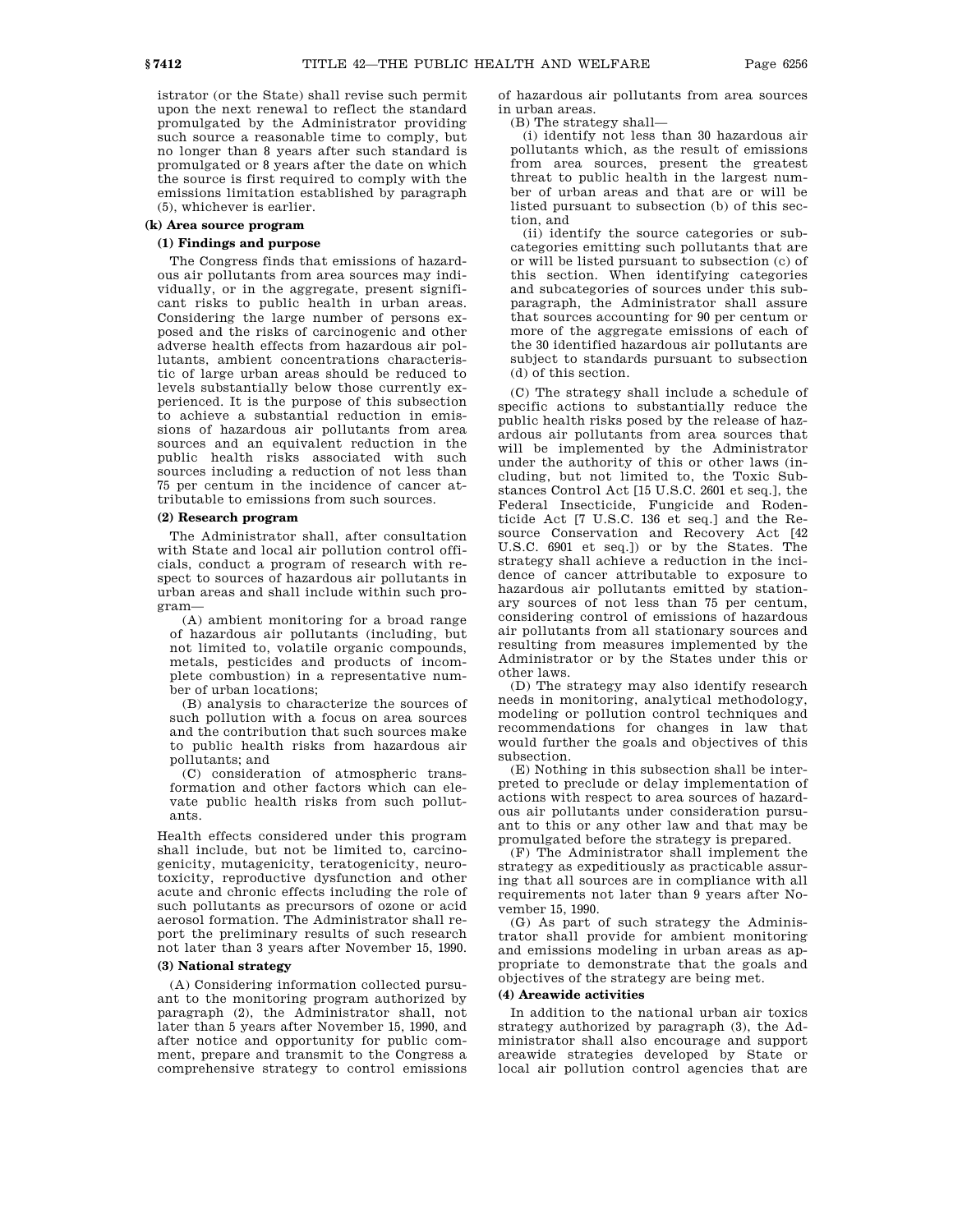istrator (or the State) shall revise such permit upon the next renewal to reflect the standard promulgated by the Administrator providing such source a reasonable time to comply, but no longer than 8 years after such standard is promulgated or 8 years after the date on which the source is first required to comply with the emissions limitation established by paragraph (5), whichever is earlier.

### (k) Area source program

#### (1) Findings and purpose

The Congress finds that emissions of hazardous air pollutants from area sources may individually, or in the aggregate, present significant risks to public health in urban areas. Considering the large number of persons exposed and the risks of carcinogenic and other adverse health effects from hazardous air pollutants, ambient concentrations characteristic of large urban areas should be reduced to levels substantially below those currently experienced. It is the purpose of this subsection to achieve a substantial reduction in emissions of hazardous air pollutants from area sources and an equivalent reduction in the public health risks associated with such sources including a reduction of not less than 75 per centum in the incidence of cancer attributable to emissions from such sources.

#### (2) Research program

The Administrator shall, after consultation with State and local air pollution control officials, conduct a program of research with respect to sources of hazardous air pollutants in urban areas and shall include within such program—

(A) ambient monitoring for a broad range of hazardous air pollutants (including, but not limited to, volatile organic compounds, metals, pesticides and products of incomplete combustion) in a representative number of urban locations;

(B) analysis to characterize the sources of such pollution with a focus on area sources and the contribution that such sources make to public health risks from hazardous air pollutants; and

(C) consideration of atmospheric transformation and other factors which can elevate public health risks from such pollutants.

Health effects considered under this program shall include, but not be limited to, carcinogenicity, mutagenicity, teratogenicity, neurotoxicity, reproductive dysfunction and other acute and chronic effects including the role of such pollutants as precursors of ozone or acid aerosol formation. The Administrator shall report the preliminary results of such research not later than 3 years after November 15, 1990.

#### (3) National strategy

(A) Considering information collected pursuant to the monitoring program authorized by paragraph (2), the Administrator shall, not later than 5 years after November 15, 1990, and after notice and opportunity for public comment, prepare and transmit to the Congress a comprehensive strategy to control emissions of hazardous air pollutants from area sources in urban areas.

(B) The strategy shall—

(i) identify not less than 30 hazardous air pollutants which, as the result of emissions from area sources, present the greatest threat to public health in the largest number of urban areas and that are or will be listed pursuant to subsection (b) of this section, and

(ii) identify the source categories or subcategories emitting such pollutants that are or will be listed pursuant to subsection (c) of this section. When identifying categories and subcategories of sources under this subparagraph, the Administrator shall assure that sources accounting for 90 per centum or more of the aggregate emissions of each of the 30 identified hazardous air pollutants are subject to standards pursuant to subsection (d) of this section.

(C) The strategy shall include a schedule of specific actions to substantially reduce the public health risks posed by the release of hazardous air pollutants from area sources that will be implemented by the Administrator under the authority of this or other laws (including, but not limited to, the Toxic Substances Control Act [15 U.S.C. 2601 et seq.], the Federal Insecticide, Fungicide and Rodenticide Act [7 U.S.C. 136 et seq.] and the Resource Conservation and Recovery Act [42 U.S.C. 6901 et seq.]) or by the States. The strategy shall achieve a reduction in the incidence of cancer attributable to exposure to hazardous air pollutants emitted by stationary sources of not less than 75 per centum, considering control of emissions of hazardous air pollutants from all stationary sources and resulting from measures implemented by the Administrator or by the States under this or other laws.

(D) The strategy may also identify research needs in monitoring, analytical methodology, modeling or pollution control techniques and recommendations for changes in law that would further the goals and objectives of this subsection.

(E) Nothing in this subsection shall be interpreted to preclude or delay implementation of actions with respect to area sources of hazardous air pollutants under consideration pursuant to this or any other law and that may be promulgated before the strategy is prepared.

(F) The Administrator shall implement the strategy as expeditiously as practicable assuring that all sources are in compliance with all requirements not later than 9 years after November 15, 1990.

(G) As part of such strategy the Administrator shall provide for ambient monitoring and emissions modeling in urban areas as appropriate to demonstrate that the goals and objectives of the strategy are being met.

#### (4) Areawide activities

In addition to the national urban air toxics strategy authorized by paragraph (3), the Administrator shall also encourage and support areawide strategies developed by State or local air pollution control agencies that are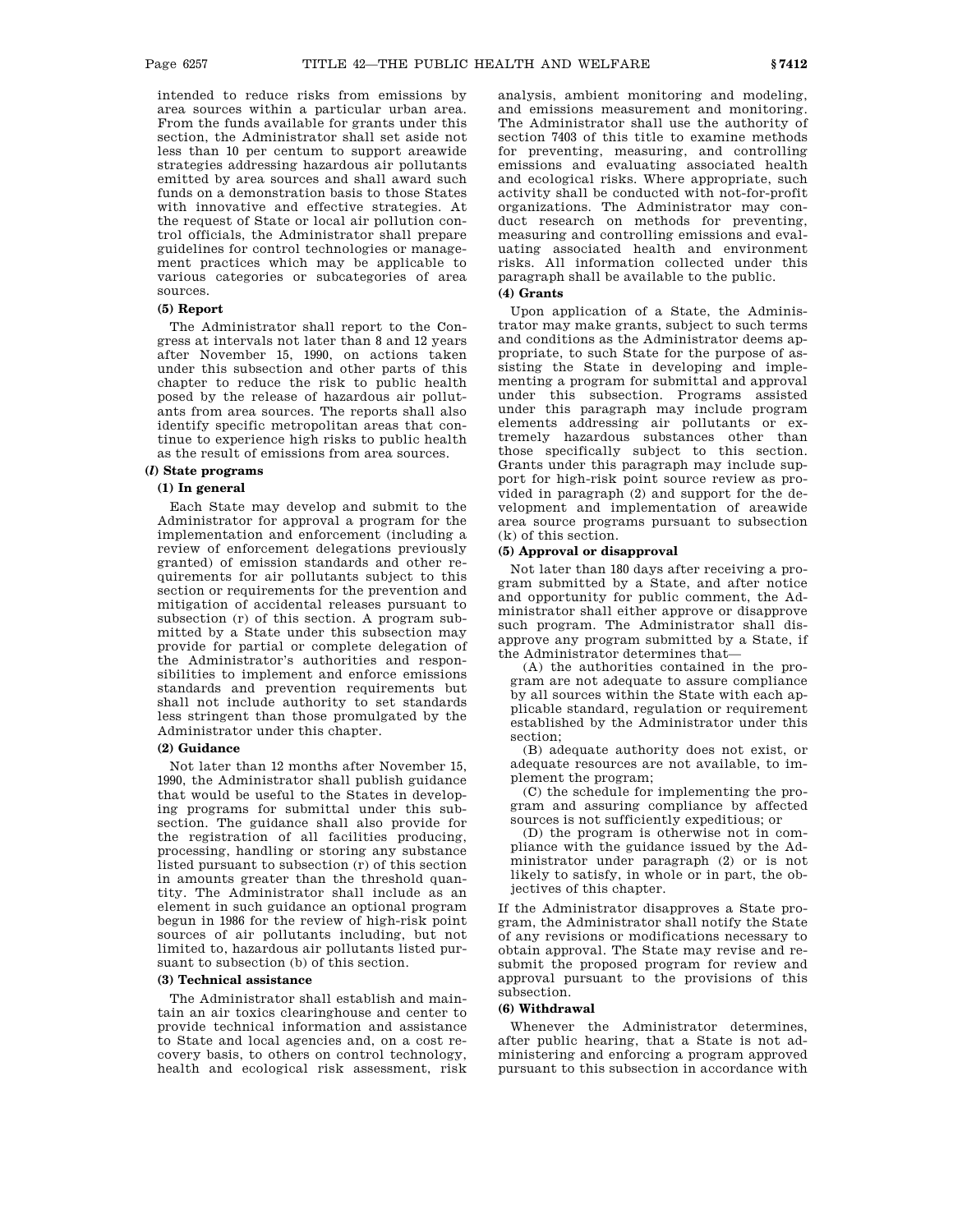intended to reduce risks from emissions by area sources within a particular urban area. From the funds available for grants under this section, the Administrator shall set aside not less than 10 per centum to support areawide strategies addressing hazardous air pollutants emitted by area sources and shall award such funds on a demonstration basis to those States with innovative and effective strategies. At the request of State or local air pollution control officials, the Administrator shall prepare guidelines for control technologies or management practices which may be applicable to various categories or subcategories of area sources.

**(5) Report**

The Administrator shall report to the Congress at intervals not later than 8 and 12 years after November 15, 1990, on actions taken under this subsection and other parts of this chapter to reduce the risk to public health posed by the release of hazardous air pollutants from area sources. The reports shall also identify specific metropolitan areas that continue to experience high risks to public health as the result of emissions from area sources.

**(*l*) State programs**

**(1) In general**

Each State may develop and submit to the Administrator for approval a program for the implementation and enforcement (including a review of enforcement delegations previously granted) of emission standards and other requirements for air pollutants subject to this section or requirements for the prevention and mitigation of accidental releases pursuant to subsection (r) of this section. A program submitted by a State under this subsection may provide for partial or complete delegation of the Administrator's authorities and responsibilities to implement and enforce emissions standards and prevention requirements but shall not include authority to set standards less stringent than those promulgated by the Administrator under this chapter.

**(2) Guidance**

Not later than 12 months after November 15, 1990, the Administrator shall publish guidance that would be useful to the States in developing programs for submittal under this subsection. The guidance shall also provide for the registration of all facilities producing, processing, handling or storing any substance listed pursuant to subsection (r) of this section in amounts greater than the threshold quantity. The Administrator shall include as an element in such guidance an optional program begun in 1986 for the review of high-risk point sources of air pollutants including, but not limited to, hazardous air pollutants listed pursuant to subsection (b) of this section.

**(3) Technical assistance**

The Administrator shall establish and maintain an air toxics clearinghouse and center to provide technical information and assistance to State and local agencies and, on a cost recovery basis, to others on control technology, health and ecological risk assessment, risk analysis, ambient monitoring and modeling, and emissions measurement and monitoring. The Administrator shall use the authority of section 7403 of this title to examine methods for preventing, measuring, and controlling emissions and evaluating associated health and ecological risks. Where appropriate, such activity shall be conducted with not-for-profit organizations. The Administrator may conduct research on methods for preventing, measuring and controlling emissions and evaluating associated health and environment risks. All information collected under this paragraph shall be available to the public.

**(4) Grants**

Upon application of a State, the Administrator may make grants, subject to such terms and conditions as the Administrator deems appropriate, to such State for the purpose of assisting the State in developing and implementing a program for submittal and approval under this subsection. Programs assisted under this paragraph may include program elements addressing air pollutants or extremely hazardous substances other than those specifically subject to this section. Grants under this paragraph may include support for high-risk point source review as provided in paragraph (2) and support for the development and implementation of areawide area source programs pursuant to subsection (k) of this section.

**(5) Approval or disapproval**

Not later than 180 days after receiving a program submitted by a State, and after notice and opportunity for public comment, the Administrator shall either approve or disapprove such program. The Administrator shall disapprove any program submitted by a State, if the Administrator determines that—

(A) the authorities contained in the program are not adequate to assure compliance by all sources within the State with each applicable standard, regulation or requirement established by the Administrator under this section;

(B) adequate authority does not exist, or adequate resources are not available, to implement the program;

(C) the schedule for implementing the program and assuring compliance by affected sources is not sufficiently expeditious; or

(D) the program is otherwise not in compliance with the guidance issued by the Administrator under paragraph (2) or is not likely to satisfy, in whole or in part, the objectives of this chapter.

If the Administrator disapproves a State program, the Administrator shall notify the State of any revisions or modifications necessary to obtain approval. The State may revise and resubmit the proposed program for review and approval pursuant to the provisions of this subsection.

**(6) Withdrawal**

Whenever the Administrator determines, after public hearing, that a State is not administering and enforcing a program approved pursuant to this subsection in accordance with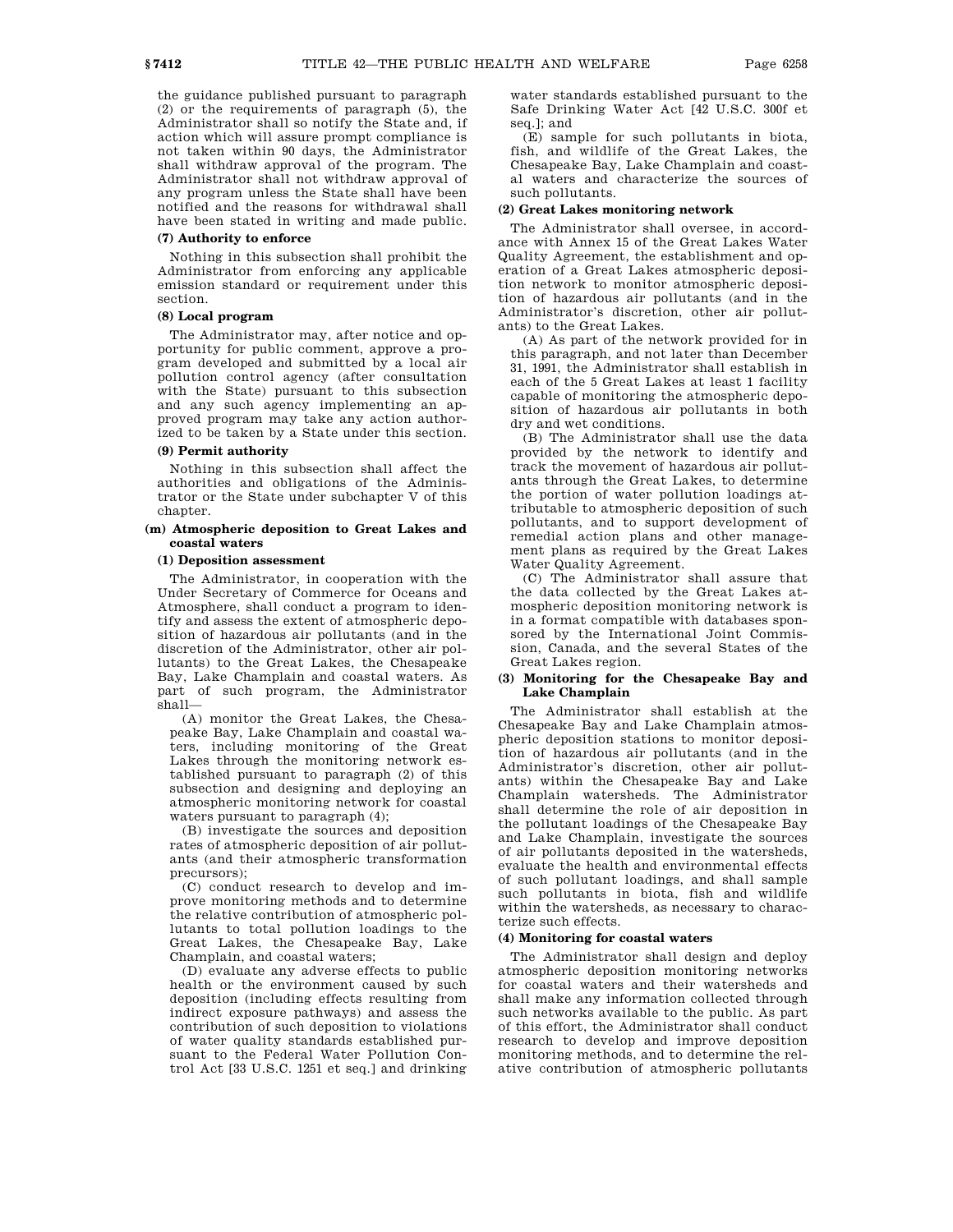the guidance published pursuant to paragraph (2) or the requirements of paragraph (5), the Administrator shall so notify the State and, if action which will assure prompt compliance is not taken within 90 days, the Administrator shall withdraw approval of the program. The Administrator shall not withdraw approval of any program unless the State shall have been notified and the reasons for withdrawal shall have been stated in writing and made public.

**(7) Authority to enforce**

Nothing in this subsection shall prohibit the Administrator from enforcing any applicable emission standard or requirement under this section.

**(8) Local program**

The Administrator may, after notice and opportunity for public comment, approve a program developed and submitted by a local air pollution control agency (after consultation with the State) pursuant to this subsection and any such agency implementing an approved program may take any action authorized to be taken by a State under this section.

**(9) Permit authority**

Nothing in this subsection shall affect the authorities and obligations of the Administrator or the State under subchapter V of this chapter.

**(m) Atmospheric deposition to Great Lakes and coastal waters**

**(1) Deposition assessment**

The Administrator, in cooperation with the Under Secretary of Commerce for Oceans and Atmosphere, shall conduct a program to identify and assess the extent of atmospheric deposition of hazardous air pollutants (and in the discretion of the Administrator, other air pollutants) to the Great Lakes, the Chesapeake Bay, Lake Champlain and coastal waters. As part of such program, the Administrator shall—

(A) monitor the Great Lakes, the Chesapeake Bay, Lake Champlain and coastal waters, including monitoring of the Great Lakes through the monitoring network established pursuant to paragraph (2) of this subsection and designing and deploying an atmospheric monitoring network for coastal waters pursuant to paragraph (4);

(B) investigate the sources and deposition rates of atmospheric deposition of air pollutants (and their atmospheric transformation precursors);

(C) conduct research to develop and improve monitoring methods and to determine the relative contribution of atmospheric pollutants to total pollution loadings to the Great Lakes, the Chesapeake Bay, Lake Champlain, and coastal waters;

(D) evaluate any adverse effects to public health or the environment caused by such deposition (including effects resulting from indirect exposure pathways) and assess the contribution of such deposition to violations of water quality standards established pursuant to the Federal Water Pollution Control Act [33 U.S.C. 1251 et seq.] and drinking water standards established pursuant to the Safe Drinking Water Act [42 U.S.C. 300f et seq.]; and

(E) sample for such pollutants in biota, fish, and wildlife of the Great Lakes, the Chesapeake Bay, Lake Champlain and coastal waters and characterize the sources of such pollutants.

**(2) Great Lakes monitoring network**

The Administrator shall oversee, in accordance with Annex 15 of the Great Lakes Water Quality Agreement, the establishment and operation of a Great Lakes atmospheric deposition network to monitor atmospheric deposition of hazardous air pollutants (and in the Administrator's discretion, other air pollutants) to the Great Lakes.

(A) As part of the network provided for in this paragraph, and not later than December 31, 1991, the Administrator shall establish in each of the 5 Great Lakes at least 1 facility capable of monitoring the atmospheric deposition of hazardous air pollutants in both dry and wet conditions.

(B) The Administrator shall use the data provided by the network to identify and track the movement of hazardous air pollutants through the Great Lakes, to determine the portion of water pollution loadings attributable to atmospheric deposition of such pollutants, and to support development of remedial action plans and other management plans as required by the Great Lakes Water Quality Agreement.

(C) The Administrator shall assure that the data collected by the Great Lakes atmospheric deposition monitoring network is in a format compatible with databases sponsored by the International Joint Commission, Canada, and the several States of the Great Lakes region.

**(3) Monitoring for the Chesapeake Bay and Lake Champlain**

The Administrator shall establish at the Chesapeake Bay and Lake Champlain atmospheric deposition stations to monitor deposition of hazardous air pollutants (and in the Administrator's discretion, other air pollutants) within the Chesapeake Bay and Lake Champlain watersheds. The Administrator shall determine the role of air deposition in the pollutant loadings of the Chesapeake Bay and Lake Champlain, investigate the sources of air pollutants deposited in the watersheds, evaluate the health and environmental effects of such pollutant loadings, and shall sample such pollutants in biota, fish and wildlife within the watersheds, as necessary to characterize such effects.

**(4) Monitoring for coastal waters**

The Administrator shall design and deploy atmospheric deposition monitoring networks for coastal waters and their watersheds and shall make any information collected through such networks available to the public. As part of this effort, the Administrator shall conduct research to develop and improve deposition monitoring methods, and to determine the relative contribution of atmospheric pollutants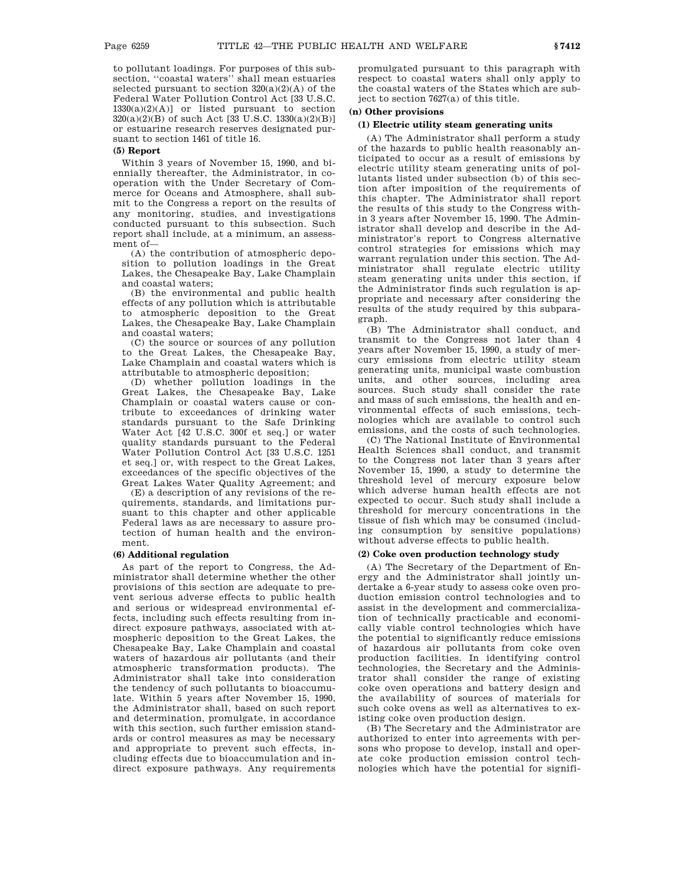to pollutant loadings. For purposes of this subsection, ''coastal waters'' shall mean estuaries selected pursuant to section 320(a)(2)(A) of the Federal Water Pollution Control Act [33 U.S.C. 1330(a)(2)(A)] or listed pursuant to section 320(a)(2)(B) of such Act [33 U.S.C. 1330(a)(2)(B)] or estuarine research reserves designated pursuant to section 1461 of title 16.

**(5) Report**

Within 3 years of November 15, 1990, and biennially thereafter, the Administrator, in cooperation with the Under Secretary of Commerce for Oceans and Atmosphere, shall submit to the Congress a report on the results of any monitoring, studies, and investigations conducted pursuant to this subsection. Such report shall include, at a minimum, an assessment of—

(A) the contribution of atmospheric deposition to pollution loadings in the Great Lakes, the Chesapeake Bay, Lake Champlain and coastal waters;

(B) the environmental and public health effects of any pollution which is attributable to atmospheric deposition to the Great Lakes, the Chesapeake Bay, Lake Champlain and coastal waters;

(C) the source or sources of any pollution to the Great Lakes, the Chesapeake Bay, Lake Champlain and coastal waters which is attributable to atmospheric deposition;

(D) whether pollution loadings in the Great Lakes, the Chesapeake Bay, Lake Champlain or coastal waters cause or contribute to exceedances of drinking water standards pursuant to the Safe Drinking Water Act [42 U.S.C. 300f et seq.] or water quality standards pursuant to the Federal Water Pollution Control Act [33 U.S.C. 1251 et seq.] or, with respect to the Great Lakes, exceedances of the specific objectives of the Great Lakes Water Quality Agreement; and

(E) a description of any revisions of the requirements, standards, and limitations pursuant to this chapter and other applicable Federal laws as are necessary to assure protection of human health and the environment.

**(6) Additional regulation**

As part of the report to Congress, the Administrator shall determine whether the other provisions of this section are adequate to prevent serious adverse effects to public health and serious or widespread environmental effects, including such effects resulting from indirect exposure pathways, associated with atmospheric deposition to the Great Lakes, the Chesapeake Bay, Lake Champlain and coastal waters of hazardous air pollutants (and their atmospheric transformation products). The Administrator shall take into consideration the tendency of such pollutants to bioaccumulate. Within 5 years after November 15, 1990, the Administrator shall, based on such report and determination, promulgate, in accordance with this section, such further emission standards or control measures as may be necessary and appropriate to prevent such effects, including effects due to bioaccumulation and indirect exposure pathways. Any requirements promulgated pursuant to this paragraph with respect to coastal waters shall only apply to the coastal waters of the States which are subject to section 7627(a) of this title.

**(n) Other provisions**

**(1) Electric utility steam generating units**

(A) The Administrator shall perform a study of the hazards to public health reasonably anticipated to occur as a result of emissions by electric utility steam generating units of pollutants listed under subsection (b) of this section after imposition of the requirements of this chapter. The Administrator shall report the results of this study to the Congress within 3 years after November 15, 1990. The Administrator shall develop and describe in the Administrator's report to Congress alternative control strategies for emissions which may warrant regulation under this section. The Administrator shall regulate electric utility steam generating units under this section, if the Administrator finds such regulation is appropriate and necessary after considering the results of the study required by this subparagraph.

(B) The Administrator shall conduct, and transmit to the Congress not later than 4 years after November 15, 1990, a study of mercury emissions from electric utility steam generating units, municipal waste combustion units, and other sources, including area sources. Such study shall consider the rate and mass of such emissions, the health and environmental effects of such emissions, technologies which are available to control such emissions, and the costs of such technologies.

(C) The National Institute of Environmental Health Sciences shall conduct, and transmit to the Congress not later than 3 years after November 15, 1990, a study to determine the threshold level of mercury exposure below which adverse human health effects are not expected to occur. Such study shall include a threshold for mercury concentrations in the tissue of fish which may be consumed (including consumption by sensitive populations) without adverse effects to public health.

**(2) Coke oven production technology study**

(A) The Secretary of the Department of Energy and the Administrator shall jointly undertake a 6-year study to assess coke oven production emission control technologies and to assist in the development and commercialization of technically practicable and economically viable control technologies which have the potential to significantly reduce emissions of hazardous air pollutants from coke oven production facilities. In identifying control technologies, the Secretary and the Administrator shall consider the range of existing coke oven operations and battery design and the availability of sources of materials for such coke ovens as well as alternatives to existing coke oven production design.

(B) The Secretary and the Administrator are authorized to enter into agreements with persons who propose to develop, install and operate coke production emission control technologies which have the potential for signifi-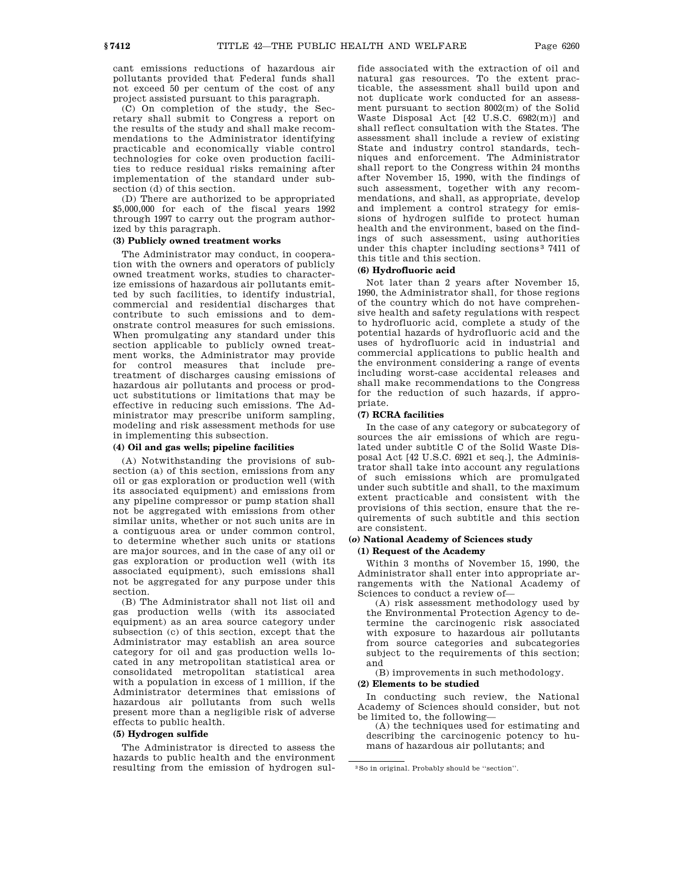cant emissions reductions of hazardous air pollutants provided that Federal funds shall not exceed 50 per centum of the cost of any project assisted pursuant to this paragraph.

(C) On completion of the study, the Secretary shall submit to Congress a report on the results of the study and shall make recommendations to the Administrator identifying practicable and economically viable control technologies for coke oven production facilities to reduce residual risks remaining after implementation of the standard under subsection (d) of this section.

(D) There are authorized to be appropriated $5,000,000 for each of the fiscal years 1992 through 1997 to carry out the program authorized by this paragraph.

#### (3) Publicly owned treatment works

The Administrator may conduct, in cooperation with the owners and operators of publicly owned treatment works, studies to characterize emissions of hazardous air pollutants emitted by such facilities, to identify industrial, commercial and residential discharges that contribute to such emissions and to demonstrate control measures for such emissions. When promulgating any standard under this section applicable to publicly owned treatment works, the Administrator may provide for control measures that include pretreatment of discharges causing emissions of hazardous air pollutants and process or product substitutions or limitations that may be effective in reducing such emissions. The Administrator may prescribe uniform sampling, modeling and risk assessment methods for use in implementing this subsection.

#### (4) Oil and gas wells; pipeline facilities

(A) Notwithstanding the provisions of subsection (a) of this section, emissions from any oil or gas exploration or production well (with its associated equipment) and emissions from any pipeline compressor or pump station shall not be aggregated with emissions from other similar units, whether or not such units are in a contiguous area or under common control, to determine whether such units or stations are major sources, and in the case of any oil or gas exploration or production well (with its associated equipment), such emissions shall not be aggregated for any purpose under this section.

(B) The Administrator shall not list oil and gas production wells (with its associated equipment) as an area source category under subsection (c) of this section, except that the Administrator may establish an area source category for oil and gas production wells located in any metropolitan statistical area or consolidated metropolitan statistical area with a population in excess of 1 million, if the Administrator determines that emissions of hazardous air pollutants from such wells present more than a negligible risk of adverse effects to public health.

#### (5) Hydrogen sulfide

The Administrator is directed to assess the hazards to public health and the environment resulting from the emission of hydrogen sulfide associated with the extraction of oil and natural gas resources. To the extent practicable, the assessment shall build upon and not duplicate work conducted for an assessment pursuant to section 8002(m) of the Solid Waste Disposal Act [42 U.S.C. 6982(m)] and shall reflect consultation with the States. The assessment shall include a review of existing State and industry control standards, techniques and enforcement. The Administrator shall report to the Congress within 24 months after November 15, 1990, with the findings of such assessment, together with any recommendations, and shall, as appropriate, develop and implement a control strategy for emissions of hydrogen sulfide to protect human health and the environment, based on the findings of such assessment, using authorities under this chapter including sections[3] 7411 of this title and this section.

#### (6) Hydrofluoric acid

Not later than 2 years after November 15, 1990, the Administrator shall, for those regions of the country which do not have comprehensive health and safety regulations with respect to hydrofluoric acid, complete a study of the potential hazards of hydrofluoric acid and the uses of hydrofluoric acid in industrial and commercial applications to public health and the environment considering a range of events including worst-case accidental releases and shall make recommendations to the Congress for the reduction of such hazards, if appropriate.

#### (7) RCRA facilities

In the case of any category or subcategory of sources the air emissions of which are regulated under subtitle C of the Solid Waste Disposal Act [42 U.S.C. 6921 et seq.], the Administrator shall take into account any regulations of such emissions which are promulgated under such subtitle and shall, to the maximum extent practicable and consistent with the provisions of this section, ensure that the requirements of such subtitle and this section are consistent.

### (*o*) National Academy of Sciences study

#### (1) Request of the Academy

Within 3 months of November 15, 1990, the Administrator shall enter into appropriate arrangements with the National Academy of Sciences to conduct a review of—

(A) risk assessment methodology used by the Environmental Protection Agency to determine the carcinogenic risk associated with exposure to hazardous air pollutants from source categories and subcategories subject to the requirements of this section; and

(B) improvements in such methodology.

#### (2) Elements to be studied

In conducting such review, the National Academy of Sciences should consider, but not be limited to, the following—

(A) the techniques used for estimating and describing the carcinogenic potency to humans of hazardous air pollutants; and

---

[3] So in original. Probably should be "section".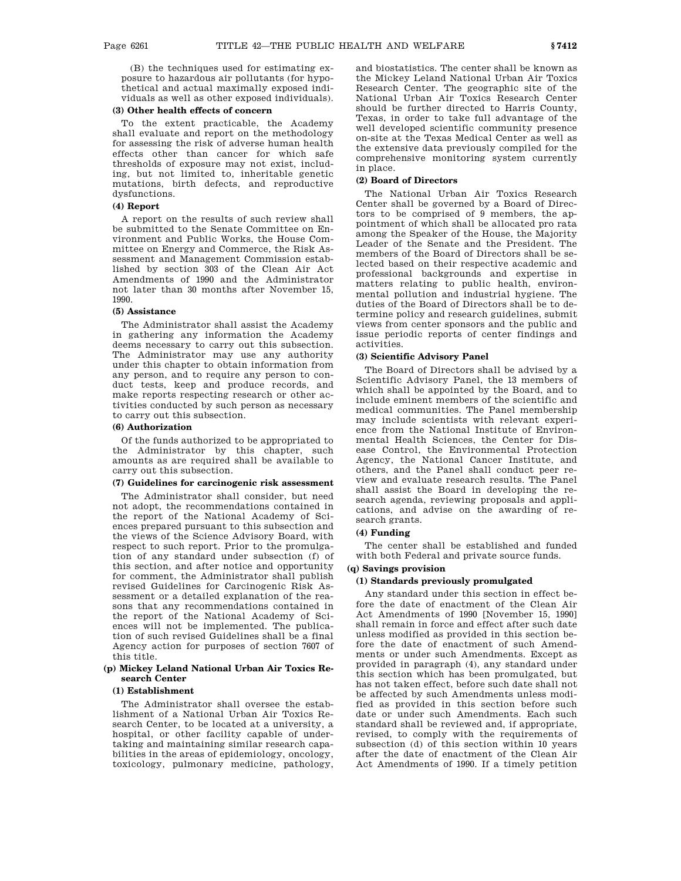(B) the techniques used for estimating exposure to hazardous air pollutants (for hypothetical and actual maximally exposed individuals as well as other exposed individuals).

**(3) Other health effects of concern**

To the extent practicable, the Academy shall evaluate and report on the methodology for assessing the risk of adverse human health effects other than cancer for which safe thresholds of exposure may not exist, including, but not limited to, inheritable genetic mutations, birth defects, and reproductive dysfunctions.

**(4) Report**

A report on the results of such review shall be submitted to the Senate Committee on Environment and Public Works, the House Committee on Energy and Commerce, the Risk Assessment and Management Commission established by section 303 of the Clean Air Act Amendments of 1990 and the Administrator not later than 30 months after November 15, 1990.

**(5) Assistance**

The Administrator shall assist the Academy in gathering any information the Academy deems necessary to carry out this subsection. The Administrator may use any authority under this chapter to obtain information from any person, and to require any person to conduct tests, keep and produce records, and make reports respecting research or other activities conducted by such person as necessary to carry out this subsection.

**(6) Authorization**

Of the funds authorized to be appropriated to the Administrator by this chapter, such amounts as are required shall be available to carry out this subsection.

**(7) Guidelines for carcinogenic risk assessment**

The Administrator shall consider, but need not adopt, the recommendations contained in the report of the National Academy of Sciences prepared pursuant to this subsection and the views of the Science Advisory Board, with respect to such report. Prior to the promulgation of any standard under subsection (f) of this section, and after notice and opportunity for comment, the Administrator shall publish revised Guidelines for Carcinogenic Risk Assessment or a detailed explanation of the reasons that any recommendations contained in the report of the National Academy of Sciences will not be implemented. The publication of such revised Guidelines shall be a final Agency action for purposes of section 7607 of this title.

### (p) Mickey Leland National Urban Air Toxics Research Center

**(1) Establishment**

The Administrator shall oversee the establishment of a National Urban Air Toxics Research Center, to be located at a university, a hospital, or other facility capable of undertaking and maintaining similar research capabilities in the areas of epidemiology, oncology, toxicology, pulmonary medicine, pathology, and biostatistics. The center shall be known as the Mickey Leland National Urban Air Toxics Research Center. The geographic site of the National Urban Air Toxics Research Center should be further directed to Harris County, Texas, in order to take full advantage of the well developed scientific community presence on-site at the Texas Medical Center as well as the extensive data previously compiled for the comprehensive monitoring system currently in place.

**(2) Board of Directors**

The National Urban Air Toxics Research Center shall be governed by a Board of Directors to be comprised of 9 members, the appointment of which shall be allocated pro rata among the Speaker of the House, the Majority Leader of the Senate and the President. The members of the Board of Directors shall be selected based on their respective academic and professional backgrounds and expertise in matters relating to public health, environmental pollution and industrial hygiene. The duties of the Board of Directors shall be to determine policy and research guidelines, submit views from center sponsors and the public and issue periodic reports of center findings and activities.

**(3) Scientific Advisory Panel**

The Board of Directors shall be advised by a Scientific Advisory Panel, the 13 members of which shall be appointed by the Board, and to include eminent members of the scientific and medical communities. The Panel membership may include scientists with relevant experience from the National Institute of Environmental Health Sciences, the Center for Disease Control, the Environmental Protection Agency, the National Cancer Institute, and others, and the Panel shall conduct peer review and evaluate research results. The Panel shall assist the Board in developing the research agenda, reviewing proposals and applications, and advise on the awarding of research grants.

**(4) Funding**

The center shall be established and funded with both Federal and private source funds.

### (q) Savings provision

**(1) Standards previously promulgated**

Any standard under this section in effect before the date of enactment of the Clean Air Act Amendments of 1990 [November 15, 1990] shall remain in force and effect after such date unless modified as provided in this section before the date of enactment of such Amendments or under such Amendments. Except as provided in paragraph (4), any standard under this section which has been promulgated, but has not taken effect, before such date shall not be affected by such Amendments unless modified as provided in this section before such date or under such Amendments. Each such standard shall be reviewed and, if appropriate, revised, to comply with the requirements of subsection (d) of this section within 10 years after the date of enactment of the Clean Air Act Amendments of 1990. If a timely petition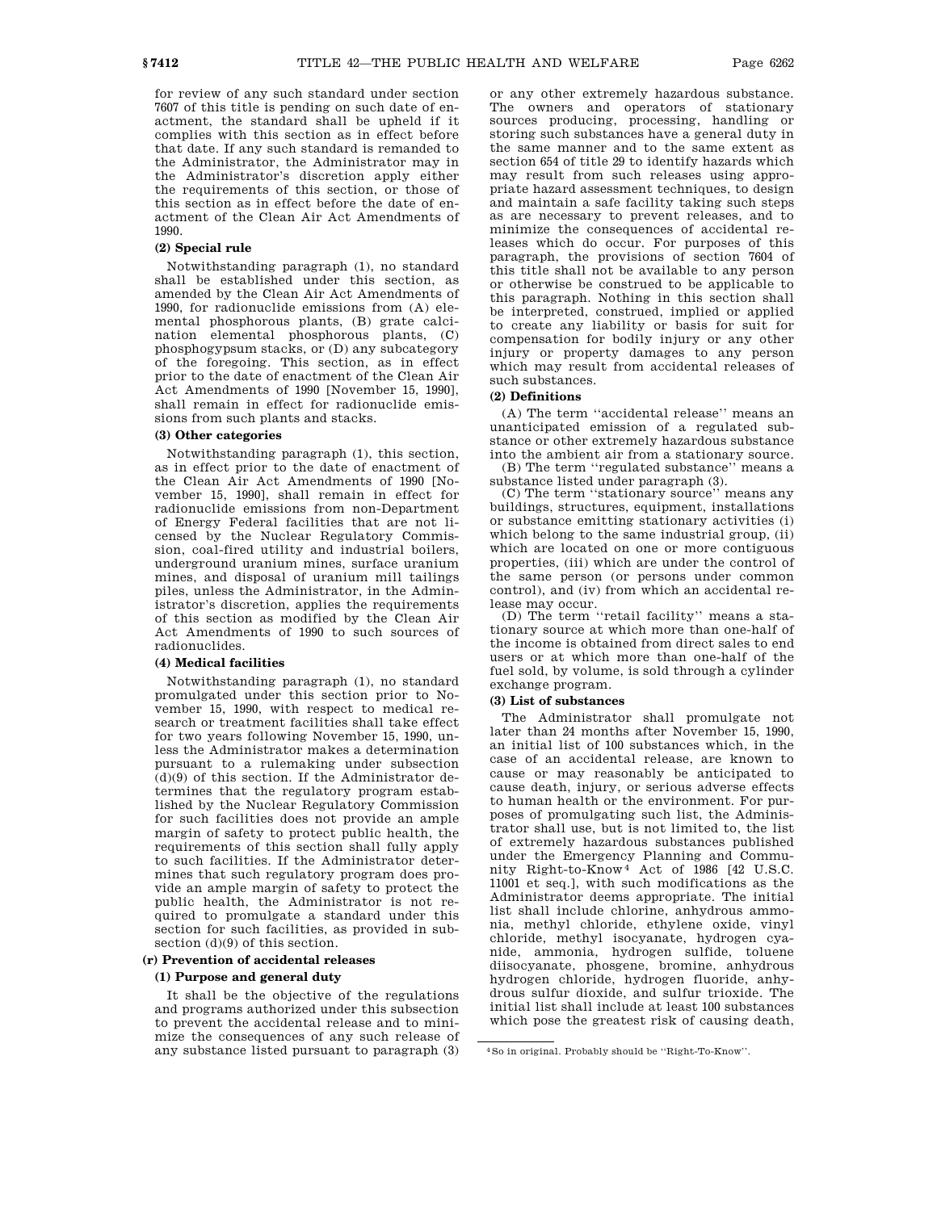for review of any such standard under section 7607 of this title is pending on such date of enactment, the standard shall be upheld if it complies with this section as in effect before that date. If any such standard is remanded to the Administrator, the Administrator may in the Administrator's discretion apply either the requirements of this section, or those of this section as in effect before the date of enactment of the Clean Air Act Amendments of 1990.

**(2) Special rule**

Notwithstanding paragraph (1), no standard shall be established under this section, as amended by the Clean Air Act Amendments of 1990, for radionuclide emissions from (A) elemental phosphorous plants, (B) grate calcination elemental phosphorous plants, (C) phosphogypsum stacks, or (D) any subcategory of the foregoing. This section, as in effect prior to the date of enactment of the Clean Air Act Amendments of 1990 [November 15, 1990], shall remain in effect for radionuclide emissions from such plants and stacks.

**(3) Other categories**

Notwithstanding paragraph (1), this section, as in effect prior to the date of enactment of the Clean Air Act Amendments of 1990 [November 15, 1990], shall remain in effect for radionuclide emissions from non-Department of Energy Federal facilities that are not licensed by the Nuclear Regulatory Commission, coal-fired utility and industrial boilers, underground uranium mines, surface uranium mines, and disposal of uranium mill tailings piles, unless the Administrator, in the Administrator's discretion, applies the requirements of this section as modified by the Clean Air Act Amendments of 1990 to such sources of radionuclides.

**(4) Medical facilities**

Notwithstanding paragraph (1), no standard promulgated under this section prior to November 15, 1990, with respect to medical research or treatment facilities shall take effect for two years following November 15, 1990, unless the Administrator makes a determination pursuant to a rulemaking under subsection (d)(9) of this section. If the Administrator determines that the regulatory program established by the Nuclear Regulatory Commission for such facilities does not provide an ample margin of safety to protect public health, the requirements of this section shall fully apply to such facilities. If the Administrator determines that such regulatory program does provide an ample margin of safety to protect the public health, the Administrator is not required to promulgate a standard under this section for such facilities, as provided in subsection (d)(9) of this section.

**(r) Prevention of accidental releases**

**(1) Purpose and general duty**

It shall be the objective of the regulations and programs authorized under this subsection to prevent the accidental release and to minimize the consequences of any such release of any substance listed pursuant to paragraph (3) or any other extremely hazardous substance. The owners and operators of stationary sources producing, processing, handling or storing such substances have a general duty in the same manner and to the same extent as section 654 of title 29 to identify hazards which may result from such releases using appropriate hazard assessment techniques, to design and maintain a safe facility taking such steps as are necessary to prevent releases, and to minimize the consequences of accidental releases which do occur. For purposes of this paragraph, the provisions of section 7604 of this title shall not be available to any person or otherwise be construed to be applicable to this paragraph. Nothing in this section shall be interpreted, construed, implied or applied to create any liability or basis for suit for compensation for bodily injury or any other injury or property damages to any person which may result from accidental releases of such substances.

**(2) Definitions**

(A) The term "accidental release" means an unanticipated emission of a regulated substance or other extremely hazardous substance into the ambient air from a stationary source.

(B) The term "regulated substance" means a substance listed under paragraph (3).

(C) The term "stationary source" means any buildings, structures, equipment, installations or substance emitting stationary activities (i) which belong to the same industrial group, (ii) which are located on one or more contiguous properties, (iii) which are under the control of the same person (or persons under common control), and (iv) from which an accidental release may occur.

(D) The term "retail facility" means a stationary source at which more than one-half of the income is obtained from direct sales to end users or at which more than one-half of the fuel sold, by volume, is sold through a cylinder exchange program.

**(3) List of substances**

The Administrator shall promulgate not later than 24 months after November 15, 1990, an initial list of 100 substances which, in the case of an accidental release, are known to cause or may reasonably be anticipated to cause death, injury, or serious adverse effects to human health or the environment. For purposes of promulgating such list, the Administrator shall use, but is not limited to, the list of extremely hazardous substances published under the Emergency Planning and Community Right-to-Know[4] Act of 1986 [42 U.S.C. 11001 et seq.], with such modifications as the Administrator deems appropriate. The initial list shall include chlorine, anhydrous ammonia, methyl chloride, ethylene oxide, vinyl chloride, methyl isocyanate, hydrogen cyanide, ammonia, hydrogen sulfide, toluene diisocyanate, phosgene, bromine, anhydrous hydrogen chloride, hydrogen fluoride, anhydrous sulfur dioxide, and sulfur trioxide. The initial list shall include at least 100 substances which pose the greatest risk of causing death,

[4] So in original. Probably should be "Right-To-Know".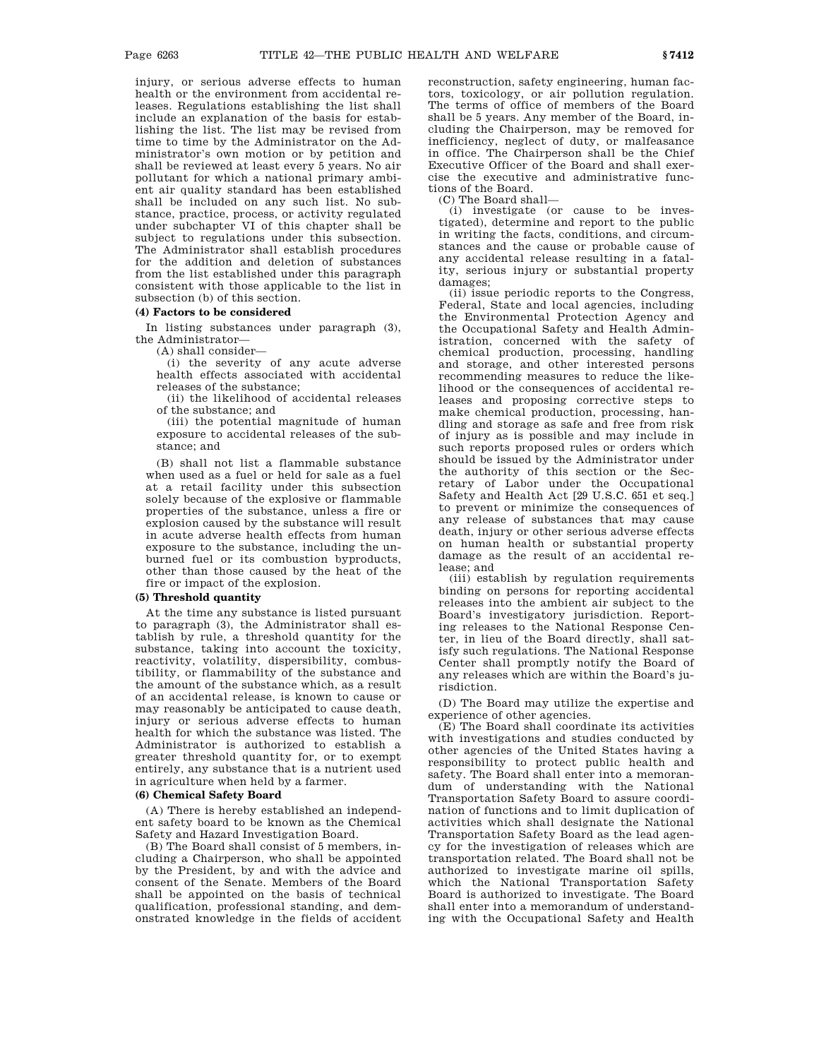injury, or serious adverse effects to human health or the environment from accidental releases. Regulations establishing the list shall include an explanation of the basis for establishing the list. The list may be revised from time to time by the Administrator on the Administrator's own motion or by petition and shall be reviewed at least every 5 years. No air pollutant for which a national primary ambient air quality standard has been established shall be included on any such list. No substance, practice, process, or activity regulated under subchapter VI of this chapter shall be subject to regulations under this subsection. The Administrator shall establish procedures for the addition and deletion of substances from the list established under this paragraph consistent with those applicable to the list in subsection (b) of this section.

**(4) Factors to be considered**

In listing substances under paragraph (3), the Administrator—

(A) shall consider—

(i) the severity of any acute adverse health effects associated with accidental releases of the substance;

(ii) the likelihood of accidental releases of the substance; and

(iii) the potential magnitude of human exposure to accidental releases of the substance; and

(B) shall not list a flammable substance when used as a fuel or held for sale as a fuel at a retail facility under this subsection solely because of the explosive or flammable properties of the substance, unless a fire or explosion caused by the substance will result in acute adverse health effects from human exposure to the substance, including the unburned fuel or its combustion byproducts, other than those caused by the heat of the fire or impact of the explosion.

**(5) Threshold quantity**

At the time any substance is listed pursuant to paragraph (3), the Administrator shall establish by rule, a threshold quantity for the substance, taking into account the toxicity, reactivity, volatility, dispersibility, combustibility, or flammability of the substance and the amount of the substance which, as a result of an accidental release, is known to cause or may reasonably be anticipated to cause death, injury or serious adverse effects to human health for which the substance was listed. The Administrator is authorized to establish a greater threshold quantity for, or to exempt entirely, any substance that is a nutrient used in agriculture when held by a farmer.

**(6) Chemical Safety Board**

(A) There is hereby established an independent safety board to be known as the Chemical Safety and Hazard Investigation Board.

(B) The Board shall consist of 5 members, including a Chairperson, who shall be appointed by the President, by and with the advice and consent of the Senate. Members of the Board shall be appointed on the basis of technical qualification, professional standing, and demonstrated knowledge in the fields of accident reconstruction, safety engineering, human factors, toxicology, or air pollution regulation. The terms of office of members of the Board shall be 5 years. Any member of the Board, including the Chairperson, may be removed for inefficiency, neglect of duty, or malfeasance in office. The Chairperson shall be the Chief Executive Officer of the Board and shall exercise the executive and administrative functions of the Board.

(C) The Board shall—

(i) investigate (or cause to be investigated), determine and report to the public in writing the facts, conditions, and circumstances and the cause or probable cause of any accidental release resulting in a fatality, serious injury or substantial property damages;

(ii) issue periodic reports to the Congress, Federal, State and local agencies, including the Environmental Protection Agency and the Occupational Safety and Health Administration, concerned with the safety of chemical production, processing, handling and storage, and other interested persons recommending measures to reduce the likelihood or the consequences of accidental releases and proposing corrective steps to make chemical production, processing, handling and storage as safe and free from risk of injury as is possible and may include in such reports proposed rules or orders which should be issued by the Administrator under the authority of this section or the Secretary of Labor under the Occupational Safety and Health Act [29 U.S.C. 651 et seq.] to prevent or minimize the consequences of any release of substances that may cause death, injury or other serious adverse effects on human health or substantial property damage as the result of an accidental release; and

(iii) establish by regulation requirements binding on persons for reporting accidental releases into the ambient air subject to the Board's investigatory jurisdiction. Reporting releases to the National Response Center, in lieu of the Board directly, shall satisfy such regulations. The National Response Center shall promptly notify the Board of any releases which are within the Board's jurisdiction.

(D) The Board may utilize the expertise and experience of other agencies.

(E) The Board shall coordinate its activities with investigations and studies conducted by other agencies of the United States having a responsibility to protect public health and safety. The Board shall enter into a memorandum of understanding with the National Transportation Safety Board to assure coordination of functions and to limit duplication of activities which shall designate the National Transportation Safety Board as the lead agency for the investigation of releases which are transportation related. The Board shall not be authorized to investigate marine oil spills, which the National Transportation Safety Board is authorized to investigate. The Board shall enter into a memorandum of understanding with the Occupational Safety and Health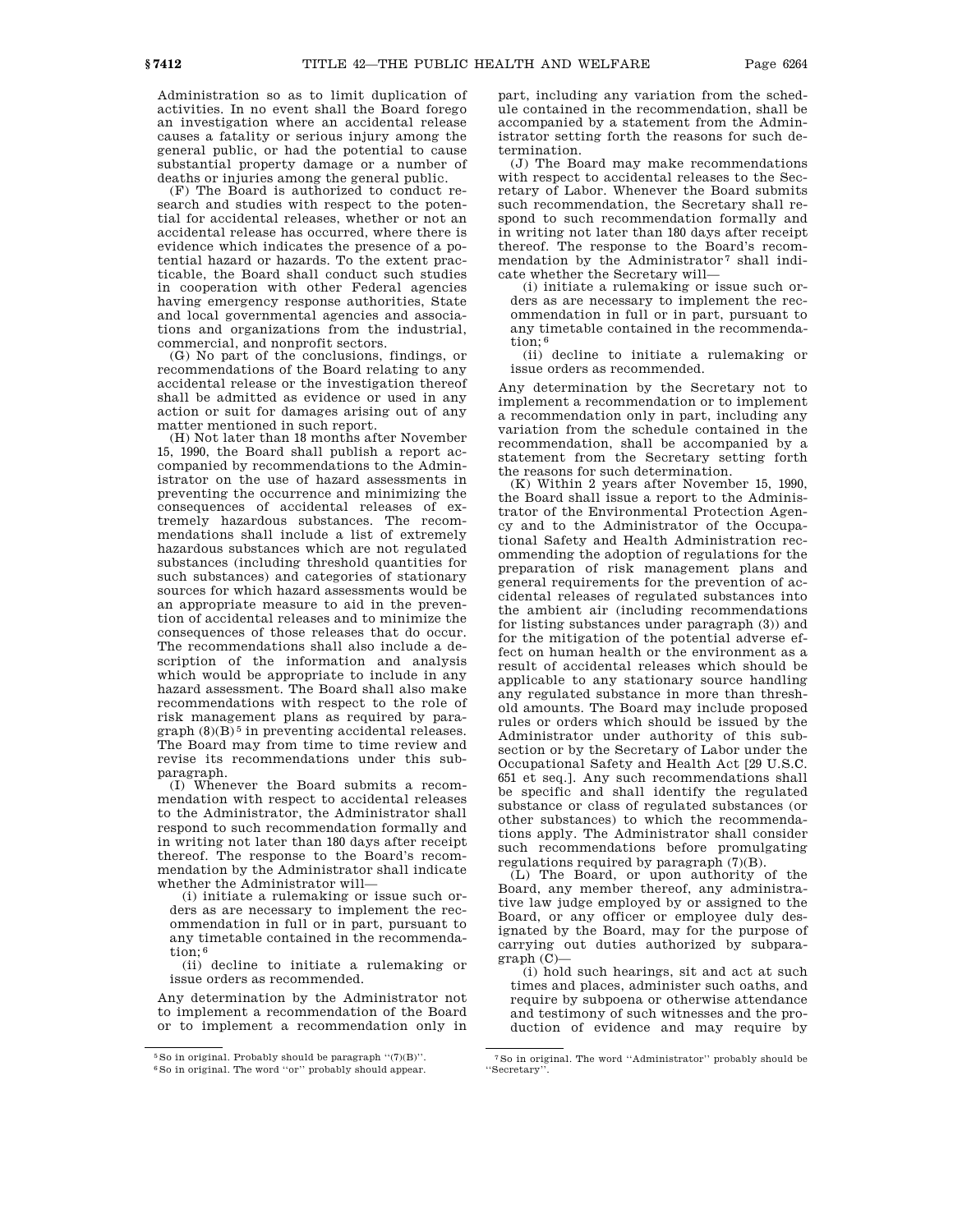Administration so as to limit duplication of activities. In no event shall the Board forego an investigation where an accidental release causes a fatality or serious injury among the general public, or had the potential to cause substantial property damage or a number of deaths or injuries among the general public.

(F) The Board is authorized to conduct research and studies with respect to the potential for accidental releases, whether or not an accidental release has occurred, where there is evidence which indicates the presence of a potential hazard or hazards. To the extent practicable, the Board shall conduct such studies in cooperation with other Federal agencies having emergency response authorities, State and local governmental agencies and associations and organizations from the industrial, commercial, and nonprofit sectors.

(G) No part of the conclusions, findings, or recommendations of the Board relating to any accidental release or the investigation thereof shall be admitted as evidence or used in any action or suit for damages arising out of any matter mentioned in such report.

(H) Not later than 18 months after November 15, 1990, the Board shall publish a report accompanied by recommendations to the Administrator on the use of hazard assessments in preventing the occurrence and minimizing the consequences of accidental releases of extremely hazardous substances. The recommendations shall include a list of extremely hazardous substances which are not regulated substances (including threshold quantities for such substances) and categories of stationary sources for which hazard assessments would be an appropriate measure to aid in the prevention of accidental releases and to minimize the consequences of those releases that do occur. The recommendations shall also include a description of the information and analysis which would be appropriate to include in any hazard assessment. The Board shall also make recommendations with respect to the role of risk management plans as required by paragraph (8)(B)[5] in preventing accidental releases. The Board may from time to time review and revise its recommendations under this subparagraph.

(I) Whenever the Board submits a recommendation with respect to accidental releases to the Administrator, the Administrator shall respond to such recommendation formally and in writing not later than 180 days after receipt thereof. The response to the Board's recommendation by the Administrator shall indicate whether the Administrator will—

(i) initiate a rulemaking or issue such orders as are necessary to implement the recommendation in full or in part, pursuant to any timetable contained in the recommendation;[6]

(ii) decline to initiate a rulemaking or issue orders as recommended.

Any determination by the Administrator not to implement a recommendation of the Board or to implement a recommendation only in part, including any variation from the schedule contained in the recommendation, shall be accompanied by a statement from the Administrator setting forth the reasons for such determination.

(J) The Board may make recommendations with respect to accidental releases to the Secretary of Labor. Whenever the Board submits such recommendation, the Secretary shall respond to such recommendation formally and in writing not later than 180 days after receipt thereof. The response to the Board's recommendation by the Administrator[7] shall indicate whether the Secretary will—

(i) initiate a rulemaking or issue such orders as are necessary to implement the recommendation in full or in part, pursuant to any timetable contained in the recommendation;[6]

(ii) decline to initiate a rulemaking or issue orders as recommended.

Any determination by the Secretary not to implement a recommendation or to implement a recommendation only in part, including any variation from the schedule contained in the recommendation, shall be accompanied by a statement from the Secretary setting forth the reasons for such determination.

(K) Within 2 years after November 15, 1990, the Board shall issue a report to the Administrator of the Environmental Protection Agency and to the Administrator of the Occupational Safety and Health Administration recommending the adoption of regulations for the preparation of risk management plans and general requirements for the prevention of accidental releases of regulated substances into the ambient air (including recommendations for listing substances under paragraph (3)) and for the mitigation of the potential adverse effect on human health or the environment as a result of accidental releases which should be applicable to any stationary source handling any regulated substance in more than threshold amounts. The Board may include proposed rules or orders which should be issued by the Administrator under authority of this subsection or by the Secretary of Labor under the Occupational Safety and Health Act [29 U.S.C. 651 et seq.]. Any such recommendations shall be specific and shall identify the regulated substance or class of regulated substances (or other substances) to which the recommendations apply. The Administrator shall consider such recommendations before promulgating regulations required by paragraph (7)(B).

(L) The Board, or upon authority of the Board, any member thereof, any administrative law judge employed by or assigned to the Board, or any officer or employee duly designated by the Board, may for the purpose of carrying out duties authorized by subparagraph (C)—

(i) hold such hearings, sit and act at such times and places, administer such oaths, and require by subpoena or otherwise attendance and testimony of such witnesses and the production of evidence and may require by

---

[5] So in original. Probably should be paragraph "(7)(B)".

[6] So in original. The word "or" probably should appear.

[7] So in original. The word "Administrator" probably should be "Secretary".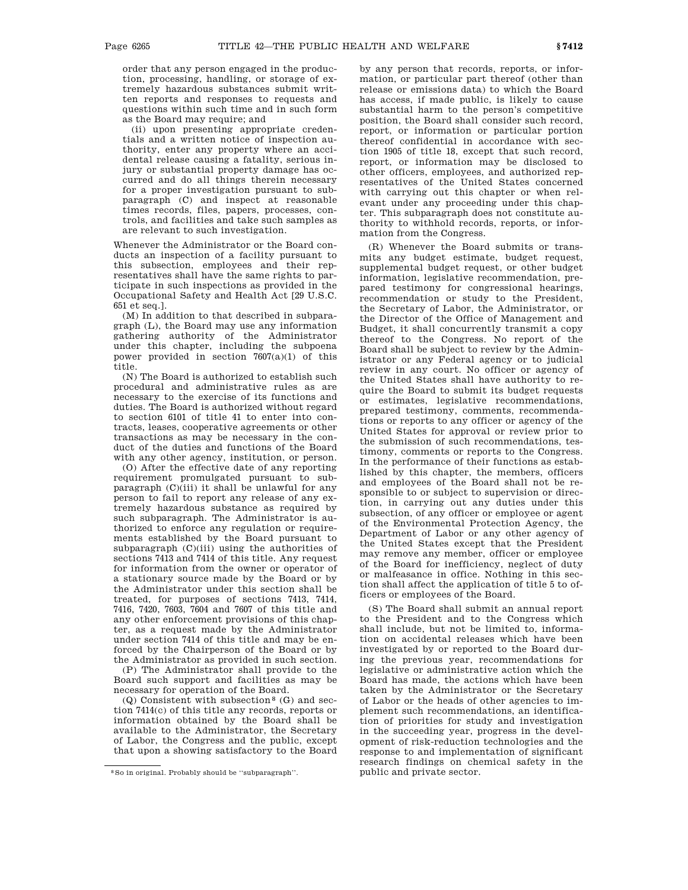order that any person engaged in the production, processing, handling, or storage of extremely hazardous substances submit written reports and responses to requests and questions within such time and in such form as the Board may require; and

(ii) upon presenting appropriate credentials and a written notice of inspection authority, enter any property where an accidental release causing a fatality, serious injury or substantial property damage has occurred and do all things therein necessary for a proper investigation pursuant to subparagraph (C) and inspect at reasonable times records, files, papers, processes, controls, and facilities and take such samples as are relevant to such investigation.

Whenever the Administrator or the Board conducts an inspection of a facility pursuant to this subsection, employees and their representatives shall have the same rights to participate in such inspections as provided in the Occupational Safety and Health Act [29 U.S.C. 651 et seq.].

(M) In addition to that described in subparagraph (L), the Board may use any information gathering authority of the Administrator under this chapter, including the subpoena power provided in section 7607(a)(1) of this title.

(N) The Board is authorized to establish such procedural and administrative rules as are necessary to the exercise of its functions and duties. The Board is authorized without regard to section 6101 of title 41 to enter into contracts, leases, cooperative agreements or other transactions as may be necessary in the conduct of the duties and functions of the Board with any other agency, institution, or person.

(O) After the effective date of any reporting requirement promulgated pursuant to subparagraph (C)(iii) it shall be unlawful for any person to fail to report any release of any extremely hazardous substance as required by such subparagraph. The Administrator is authorized to enforce any regulation or requirements established by the Board pursuant to subparagraph (C)(iii) using the authorities of sections 7413 and 7414 of this title. Any request for information from the owner or operator of a stationary source made by the Board or by the Administrator under this section shall be treated, for purposes of sections 7413, 7414, 7416, 7420, 7603, 7604 and 7607 of this title and any other enforcement provisions of this chapter, as a request made by the Administrator under section 7414 of this title and may be enforced by the Chairperson of the Board or by the Administrator as provided in such section.

(P) The Administrator shall provide to the Board such support and facilities as may be necessary for operation of the Board.

(Q) Consistent with subsection[8] (G) and section 7414(c) of this title any records, reports or information obtained by the Board shall be available to the Administrator, the Secretary of Labor, the Congress and the public, except that upon a showing satisfactory to the Board by any person that records, reports, or information, or particular part thereof (other than release or emissions data) to which the Board has access, if made public, is likely to cause substantial harm to the person's competitive position, the Board shall consider such record, report, or information or particular portion thereof confidential in accordance with section 1905 of title 18, except that such record, report, or information may be disclosed to other officers, employees, and authorized representatives of the United States concerned with carrying out this chapter or when relevant under any proceeding under this chapter. This subparagraph does not constitute authority to withhold records, reports, or information from the Congress.

(R) Whenever the Board submits or transmits any budget estimate, budget request, supplemental budget request, or other budget information, legislative recommendation, prepared testimony for congressional hearings, recommendation or study to the President, the Secretary of Labor, the Administrator, or the Director of the Office of Management and Budget, it shall concurrently transmit a copy thereof to the Congress. No report of the Board shall be subject to review by the Administrator or any Federal agency or to judicial review in any court. No officer or agency of the United States shall have authority to require the Board to submit its budget requests or estimates, legislative recommendations, prepared testimony, comments, recommendations or reports to any officer or agency of the United States for approval or review prior to the submission of such recommendations, testimony, comments or reports to the Congress. In the performance of their functions as established by this chapter, the members, officers and employees of the Board shall not be responsible to or subject to supervision or direction, in carrying out any duties under this subsection, of any officer or employee or agent of the Environmental Protection Agency, the Department of Labor or any other agency of the United States except that the President may remove any member, officer or employee of the Board for inefficiency, neglect of duty or malfeasance in office. Nothing in this section shall affect the application of title 5 to officers or employees of the Board.

(S) The Board shall submit an annual report to the President and to the Congress which shall include, but not be limited to, information on accidental releases which have been investigated by or reported to the Board during the previous year, recommendations for legislative or administrative action which the Board has made, the actions which have been taken by the Administrator or the Secretary of Labor or the heads of other agencies to implement such recommendations, an identification of priorities for study and investigation in the succeeding year, progress in the development of risk-reduction technologies and the response to and implementation of significant research findings on chemical safety in the public and private sector.

---

[8] So in original. Probably should be "subparagraph".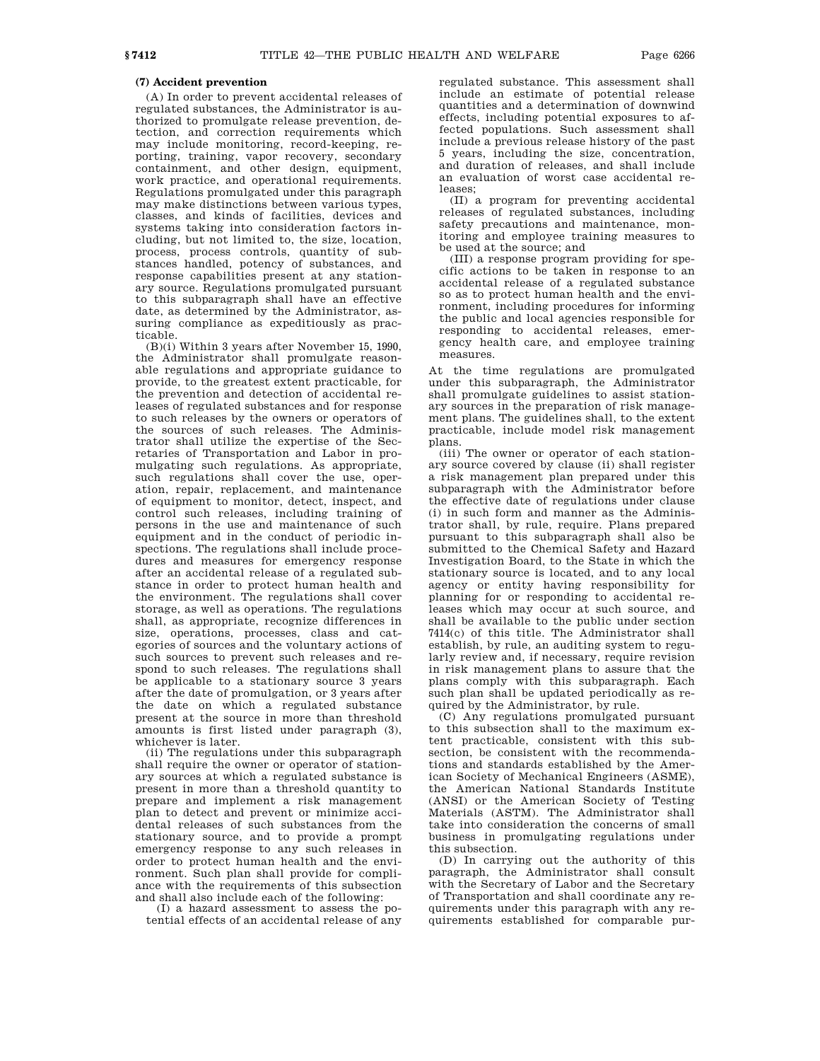**(7) Accident prevention**

(A) In order to prevent accidental releases of regulated substances, the Administrator is authorized to promulgate release prevention, detection, and correction requirements which may include monitoring, record-keeping, reporting, training, vapor recovery, secondary containment, and other design, equipment, work practice, and operational requirements. Regulations promulgated under this paragraph may make distinctions between various types, classes, and kinds of facilities, devices and systems taking into consideration factors including, but not limited to, the size, location, process, process controls, quantity of substances handled, potency of substances, and response capabilities present at any stationary source. Regulations promulgated pursuant to this subparagraph shall have an effective date, as determined by the Administrator, assuring compliance as expeditiously as practicable.

(B)(i) Within 3 years after November 15, 1990, the Administrator shall promulgate reasonable regulations and appropriate guidance to provide, to the greatest extent practicable, for the prevention and detection of accidental releases of regulated substances and for response to such releases by the owners or operators of the sources of such releases. The Administrator shall utilize the expertise of the Secretaries of Transportation and Labor in promulgating such regulations. As appropriate, such regulations shall cover the use, operation, repair, replacement, and maintenance of equipment to monitor, detect, inspect, and control such releases, including training of persons in the use and maintenance of such equipment and in the conduct of periodic inspections. The regulations shall include procedures and measures for emergency response after an accidental release of a regulated substance in order to protect human health and the environment. The regulations shall cover storage, as well as operations. The regulations shall, as appropriate, recognize differences in size, operations, processes, class and categories of sources and the voluntary actions of such sources to prevent such releases and respond to such releases. The regulations shall be applicable to a stationary source 3 years after the date of promulgation, or 3 years after the date on which a regulated substance present at the source in more than threshold amounts is first listed under paragraph (3), whichever is later.

(ii) The regulations under this subparagraph shall require the owner or operator of stationary sources at which a regulated substance is present in more than a threshold quantity to prepare and implement a risk management plan to detect and prevent or minimize accidental releases of such substances from the stationary source, and to provide a prompt emergency response to any such releases in order to protect human health and the environment. Such plan shall provide for compliance with the requirements of this subsection and shall also include each of the following:

(I) a hazard assessment to assess the potential effects of an accidental release of any regulated substance. This assessment shall include an estimate of potential release quantities and a determination of downwind effects, including potential exposures to affected populations. Such assessment shall include a previous release history of the past 5 years, including the size, concentration, and duration of releases, and shall include an evaluation of worst case accidental releases;

(II) a program for preventing accidental releases of regulated substances, including safety precautions and maintenance, monitoring and employee training measures to be used at the source; and

(III) a response program providing for specific actions to be taken in response to an accidental release of a regulated substance so as to protect human health and the environment, including procedures for informing the public and local agencies responsible for responding to accidental releases, emergency health care, and employee training measures.

At the time regulations are promulgated under this subparagraph, the Administrator shall promulgate guidelines to assist stationary sources in the preparation of risk management plans. The guidelines shall, to the extent practicable, include model risk management plans.

(iii) The owner or operator of each stationary source covered by clause (ii) shall register a risk management plan prepared under this subparagraph with the Administrator before the effective date of regulations under clause (i) in such form and manner as the Administrator shall, by rule, require. Plans prepared pursuant to this subparagraph shall also be submitted to the Chemical Safety and Hazard Investigation Board, to the State in which the stationary source is located, and to any local agency or entity having responsibility for planning for or responding to accidental releases which may occur at such source, and shall be available to the public under section 7414(c) of this title. The Administrator shall establish, by rule, an auditing system to regularly review and, if necessary, require revision in risk management plans to assure that the plans comply with this subparagraph. Each such plan shall be updated periodically as required by the Administrator, by rule.

(C) Any regulations promulgated pursuant to this subsection shall to the maximum extent practicable, consistent with this subsection, be consistent with the recommendations and standards established by the American Society of Mechanical Engineers (ASME), the American National Standards Institute (ANSI) or the American Society of Testing Materials (ASTM). The Administrator shall take into consideration the concerns of small business in promulgating regulations under this subsection.

(D) In carrying out the authority of this paragraph, the Administrator shall consult with the Secretary of Labor and the Secretary of Transportation and shall coordinate any requirements under this paragraph with any requirements established for comparable pur-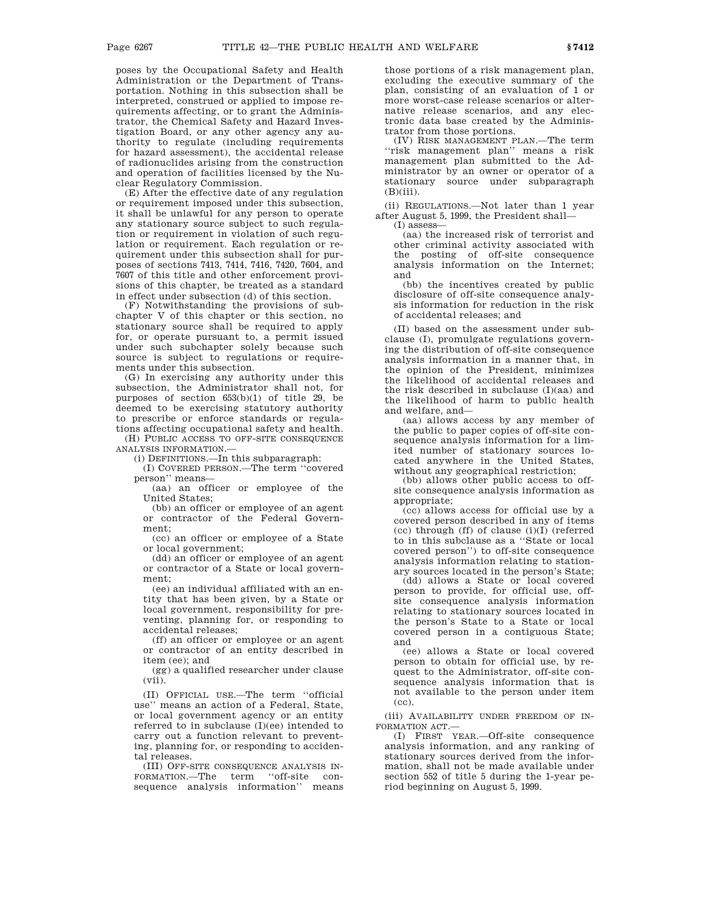poses by the Occupational Safety and Health Administration or the Department of Transportation. Nothing in this subsection shall be interpreted, construed or applied to impose requirements affecting, or to grant the Administrator, the Chemical Safety and Hazard Investigation Board, or any other agency any authority to regulate (including requirements for hazard assessment), the accidental release of radionuclides arising from the construction and operation of facilities licensed by the Nuclear Regulatory Commission.

(E) After the effective date of any regulation or requirement imposed under this subsection, it shall be unlawful for any person to operate any stationary source subject to such regulation or requirement in violation of such regulation or requirement. Each regulation or requirement under this subsection shall for purposes of sections 7413, 7414, 7416, 7420, 7604, and 7607 of this title and other enforcement provisions of this chapter, be treated as a standard in effect under subsection (d) of this section.

(F) Notwithstanding the provisions of subchapter V of this chapter or this section, no stationary source shall be required to apply for, or operate pursuant to, a permit issued under such subchapter solely because such source is subject to regulations or requirements under this subsection.

(G) In exercising any authority under this subsection, the Administrator shall not, for purposes of section 653(b)(1) of title 29, be deemed to be exercising statutory authority to prescribe or enforce standards or regulations affecting occupational safety and health.

(H) PUBLIC ACCESS TO OFF-SITE CONSEQUENCE ANALYSIS INFORMATION.—

(i) DEFINITIONS.—In this subparagraph:

(I) COVERED PERSON.—The term ''covered person'' means—

(aa) an officer or employee of the United States;

(bb) an officer or employee of an agent or contractor of the Federal Government;

(cc) an officer or employee of a State or local government;

(dd) an officer or employee of an agent or contractor of a State or local government;

(ee) an individual affiliated with an entity that has been given, by a State or local government, responsibility for preventing, planning for, or responding to accidental releases;

(ff) an officer or employee or an agent or contractor of an entity described in item (ee); and

(gg) a qualified researcher under clause (vii).

(II) OFFICIAL USE.—The term ''official use'' means an action of a Federal, State, or local government agency or an entity referred to in subclause (I)(ee) intended to carry out a function relevant to preventing, planning for, or responding to accidental releases.

(III) OFF-SITE CONSEQUENCE ANALYSIS INFORMATION.—The term ''off-site consequence analysis information'' means those portions of a risk management plan, excluding the executive summary of the plan, consisting of an evaluation of 1 or more worst-case release scenarios or alternative release scenarios, and any electronic data base created by the Administrator from those portions.

(IV) RISK MANAGEMENT PLAN.—The term ''risk management plan'' means a risk management plan submitted to the Administrator by an owner or operator of a stationary source under subparagraph (B)(iii).

(ii) REGULATIONS.—Not later than 1 year after August 5, 1999, the President shall—

(I) assess—

(aa) the increased risk of terrorist and other criminal activity associated with the posting of off-site consequence analysis information on the Internet; and

(bb) the incentives created by public disclosure of off-site consequence analysis information for reduction in the risk of accidental releases; and

(II) based on the assessment under subclause (I), promulgate regulations governing the distribution of off-site consequence analysis information in a manner that, in the opinion of the President, minimizes the likelihood of accidental releases and the risk described in subclause (I)(aa) and the likelihood of harm to public health and welfare, and—

(aa) allows access by any member of the public to paper copies of off-site consequence analysis information for a limited number of stationary sources located anywhere in the United States, without any geographical restriction;

(bb) allows other public access to off-site consequence analysis information as appropriate;

(cc) allows access for official use by a covered person described in any of items (cc) through (ff) of clause (i)(I) (referred to in this subclause as a ''State or local covered person'') to off-site consequence analysis information relating to stationary sources located in the person's State;

(dd) allows a State or local covered person to provide, for official use, off-site consequence analysis information relating to stationary sources located in the person's State to a State or local covered person in a contiguous State; and

(ee) allows a State or local covered person to obtain for official use, by request to the Administrator, off-site consequence analysis information that is not available to the person under item (cc).

(iii) AVAILABILITY UNDER FREEDOM OF INFORMATION ACT.—

(I) FIRST YEAR.—Off-site consequence analysis information, and any ranking of stationary sources derived from the information, shall not be made available under section 552 of title 5 during the 1-year period beginning on August 5, 1999.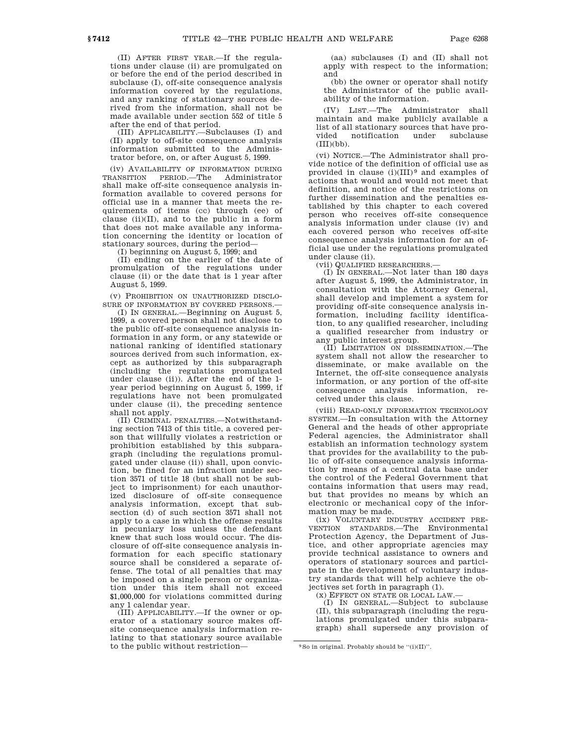(II) AFTER FIRST YEAR.—If the regulations under clause (ii) are promulgated on or before the end of the period described in subclause (I), off-site consequence analysis information covered by the regulations, and any ranking of stationary sources derived from the information, shall not be made available under section 552 of title 5 after the end of that period.

(III) APPLICABILITY.—Subclauses (I) and (II) apply to off-site consequence analysis information submitted to the Administrator before, on, or after August 5, 1999.

(iv) AVAILABILITY OF INFORMATION DURING TRANSITION PERIOD.—The Administrator shall make off-site consequence analysis information available to covered persons for official use in a manner that meets the requirements of items (cc) through (ee) of clause (ii)(II), and to the public in a form that does not make available any information concerning the identity or location of stationary sources, during the period—

(I) beginning on August 5, 1999; and

(II) ending on the earlier of the date of promulgation of the regulations under clause (ii) or the date that is 1 year after August 5, 1999.

(v) PROHIBITION ON UNAUTHORIZED DISCLOSURE OF INFORMATION BY COVERED PERSONS.—

(I) IN GENERAL.—Beginning on August 5, 1999, a covered person shall not disclose to the public off-site consequence analysis information in any form, or any statewide or national ranking of identified stationary sources derived from such information, except as authorized by this subparagraph (including the regulations promulgated under clause (ii)). After the end of the 1-year period beginning on August 5, 1999, if regulations have not been promulgated under clause (ii), the preceding sentence shall not apply.

(II) CRIMINAL PENALTIES.—Notwithstanding section 7413 of this title, a covered person that willfully violates a restriction or prohibition established by this subparagraph (including the regulations promulgated under clause (ii)) shall, upon conviction, be fined for an infraction under section 3571 of title 18 (but shall not be subject to imprisonment) for each unauthorized disclosure of off-site consequence analysis information, except that subsection (d) of such section 3571 shall not apply to a case in which the offense results in pecuniary loss unless the defendant knew that such loss would occur. The disclosure of off-site consequence analysis information for each specific stationary source shall be considered a separate offense. The total of all penalties that may be imposed on a single person or organization under this item shall not exceed $1,000,000 for violations committed during any 1 calendar year.

(III) APPLICABILITY.—If the owner or operator of a stationary source makes off-site consequence analysis information relating to that stationary source available to the public without restriction—

(aa) subclauses (I) and (II) shall not apply with respect to the information; and

(bb) the owner or operator shall notify the Administrator of the public availability of the information.

(IV) LIST.—The Administrator shall maintain and make publicly available a list of all stationary sources that have provided notification under subclause (III)(bb).

(vi) NOTICE.—The Administrator shall provide notice of the definition of official use as provided in clause (i)(III)[9] and examples of actions that would and would not meet that definition, and notice of the restrictions on further dissemination and the penalties established by this chapter to each covered person who receives off-site consequence analysis information under clause (iv) and each covered person who receives off-site consequence analysis information for an official use under the regulations promulgated under clause (ii).

(vii) QUALIFIED RESEARCHERS.—

(I) IN GENERAL.—Not later than 180 days after August 5, 1999, the Administrator, in consultation with the Attorney General, shall develop and implement a system for providing off-site consequence analysis information, including facility identification, to any qualified researcher, including a qualified researcher from industry or any public interest group.

(II) LIMITATION ON DISSEMINATION.—The system shall not allow the researcher to disseminate, or make available on the Internet, the off-site consequence analysis information, or any portion of the off-site consequence analysis information, received under this clause.

(viii) READ-ONLY INFORMATION TECHNOLOGY SYSTEM.—In consultation with the Attorney General and the heads of other appropriate Federal agencies, the Administrator shall establish an information technology system that provides for the availability to the public of off-site consequence analysis information by means of a central data base under the control of the Federal Government that contains information that users may read, but that provides no means by which an electronic or mechanical copy of the information may be made.

(ix) VOLUNTARY INDUSTRY ACCIDENT PREVENTION STANDARDS.—The Environmental Protection Agency, the Department of Justice, and other appropriate agencies may provide technical assistance to owners and operators of stationary sources and participate in the development of voluntary industry standards that will help achieve the objectives set forth in paragraph (1).

(x) EFFECT ON STATE OR LOCAL LAW.—

(I) IN GENERAL.—Subject to subclause (II), this subparagraph (including the regulations promulgated under this subparagraph) shall supersede any provision of

[9] So in original. Probably should be "(i)(II)".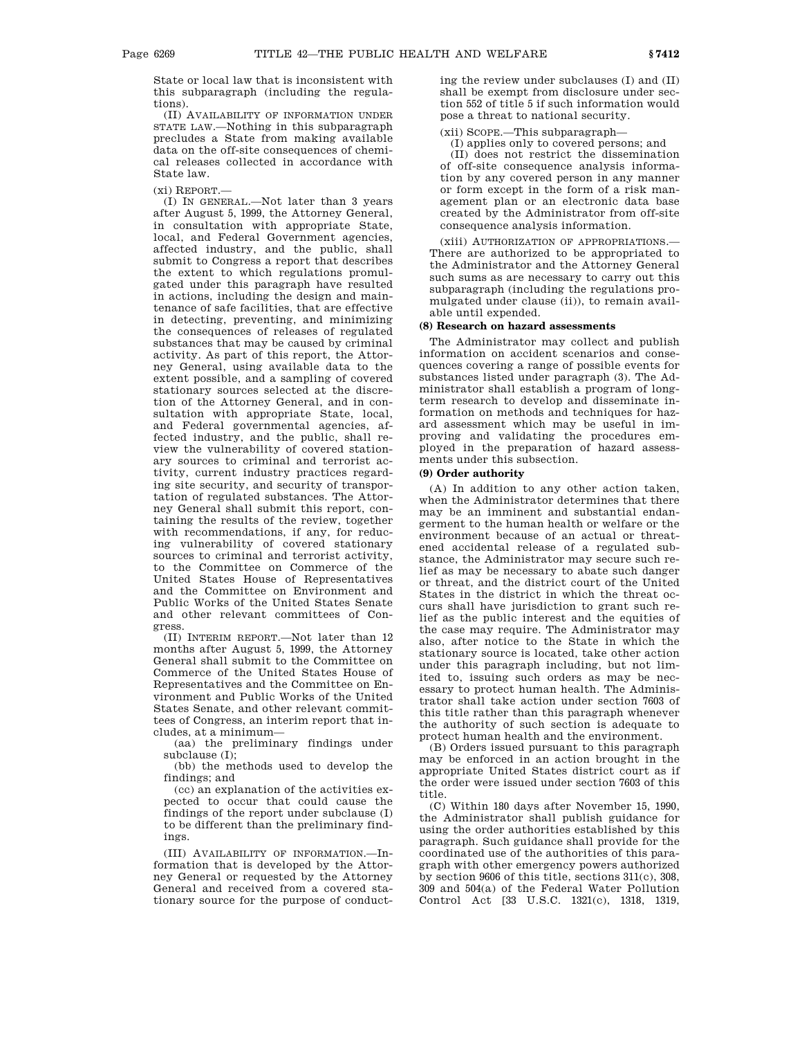State or local law that is inconsistent with this subparagraph (including the regulations).

(II) AVAILABILITY OF INFORMATION UNDER STATE LAW.—Nothing in this subparagraph precludes a State from making available data on the off-site consequences of chemical releases collected in accordance with State law.

(xi) REPORT.—

(I) IN GENERAL.—Not later than 3 years after August 5, 1999, the Attorney General, in consultation with appropriate State, local, and Federal Government agencies, affected industry, and the public, shall submit to Congress a report that describes the extent to which regulations promulgated under this paragraph have resulted in actions, including the design and maintenance of safe facilities, that are effective in detecting, preventing, and minimizing the consequences of releases of regulated substances that may be caused by criminal activity. As part of this report, the Attorney General, using available data to the extent possible, and a sampling of covered stationary sources selected at the discretion of the Attorney General, and in consultation with appropriate State, local, and Federal governmental agencies, affected industry, and the public, shall review the vulnerability of covered stationary sources to criminal and terrorist activity, current industry practices regarding site security, and security of transportation of regulated substances. The Attorney General shall submit this report, containing the results of the review, together with recommendations, if any, for reducing vulnerability of covered stationary sources to criminal and terrorist activity, to the Committee on Commerce of the United States House of Representatives and the Committee on Environment and Public Works of the United States Senate and other relevant committees of Congress.

(II) INTERIM REPORT.—Not later than 12 months after August 5, 1999, the Attorney General shall submit to the Committee on Commerce of the United States House of Representatives and the Committee on Environment and Public Works of the United States Senate, and other relevant committees of Congress, an interim report that includes, at a minimum—

(aa) the preliminary findings under subclause (I);

(bb) the methods used to develop the findings; and

(cc) an explanation of the activities expected to occur that could cause the findings of the report under subclause (I) to be different than the preliminary findings.

(III) AVAILABILITY OF INFORMATION.—Information that is developed by the Attorney General or requested by the Attorney General and received from a covered stationary source for the purpose of conducting the review under subclauses (I) and (II) shall be exempt from disclosure under section 552 of title 5 if such information would pose a threat to national security.

(xii) SCOPE.—This subparagraph—

(I) applies only to covered persons; and

(II) does not restrict the dissemination of off-site consequence analysis information by any covered person in any manner or form except in the form of a risk management plan or an electronic data base created by the Administrator from off-site consequence analysis information.

(xiii) AUTHORIZATION OF APPROPRIATIONS.—There are authorized to be appropriated to the Administrator and the Attorney General such sums as are necessary to carry out this subparagraph (including the regulations promulgated under clause (ii)), to remain available until expended.

**(8) Research on hazard assessments**

The Administrator may collect and publish information on accident scenarios and consequences covering a range of possible events for substances listed under paragraph (3). The Administrator shall establish a program of long-term research to develop and disseminate information on methods and techniques for hazard assessment which may be useful in improving and validating the procedures employed in the preparation of hazard assessments under this subsection.

**(9) Order authority**

(A) In addition to any other action taken, when the Administrator determines that there may be an imminent and substantial endangerment to the human health or welfare or the environment because of an actual or threatened accidental release of a regulated substance, the Administrator may secure such relief as may be necessary to abate such danger or threat, and the district court of the United States in the district in which the threat occurs shall have jurisdiction to grant such relief as the public interest and the equities of the case may require. The Administrator may also, after notice to the State in which the stationary source is located, take other action under this paragraph including, but not limited to, issuing such orders as may be necessary to protect human health. The Administrator shall take action under section 7603 of this title rather than this paragraph whenever the authority of such section is adequate to protect human health and the environment.

(B) Orders issued pursuant to this paragraph may be enforced in an action brought in the appropriate United States district court as if the order were issued under section 7603 of this title.

(C) Within 180 days after November 15, 1990, the Administrator shall publish guidance for using the order authorities established by this paragraph. Such guidance shall provide for the coordinated use of the authorities of this paragraph with other emergency powers authorized by section 9606 of this title, sections 311(c), 308, 309 and 504(a) of the Federal Water Pollution Control Act [33 U.S.C. 1321(c), 1318, 1319,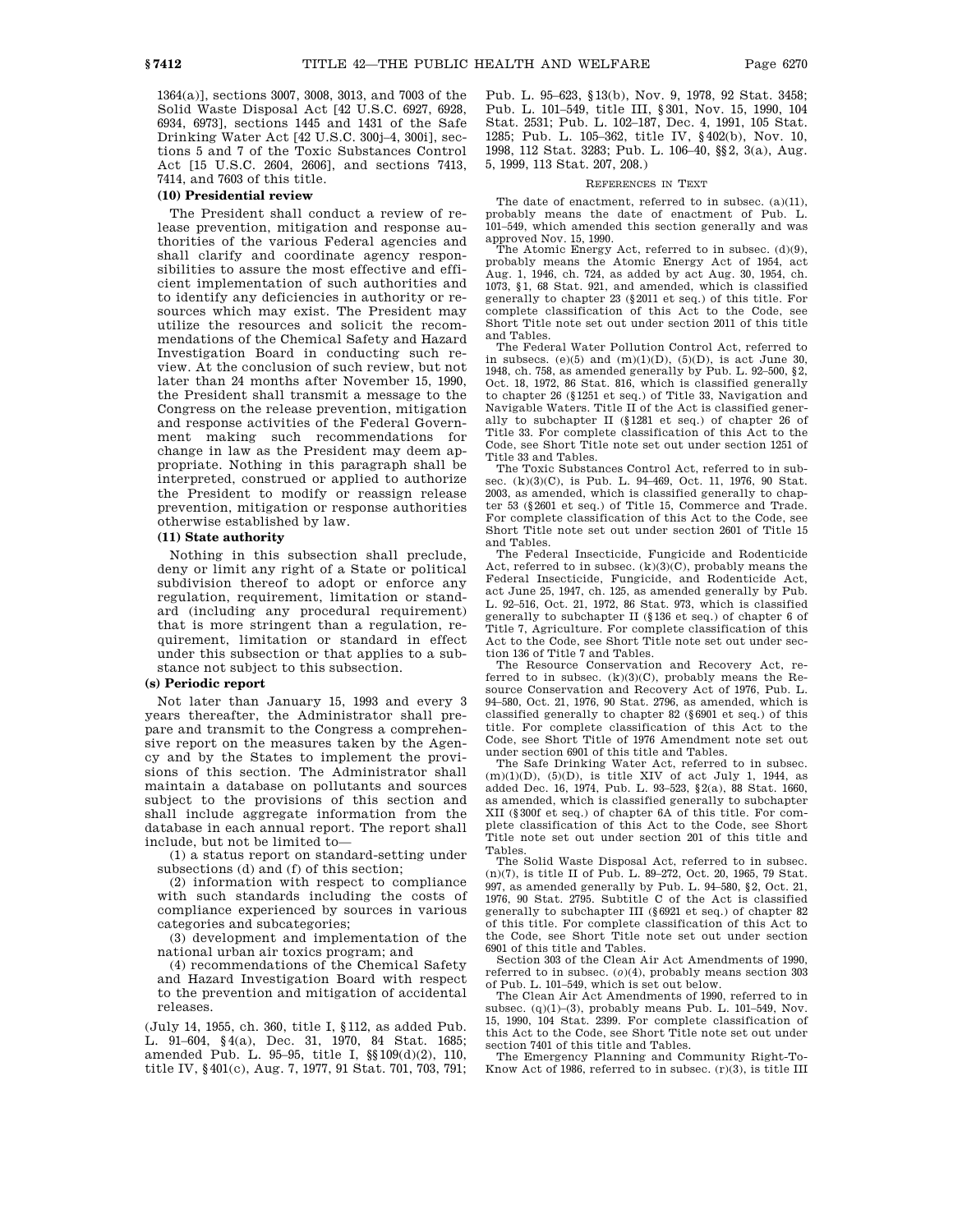1364(a)], sections 3007, 3008, 3013, and 7003 of the Solid Waste Disposal Act [42 U.S.C. 6927, 6928, 6934, 6973], sections 1445 and 1431 of the Safe Drinking Water Act [42 U.S.C. 300j–4, 300i], sections 5 and 7 of the Toxic Substances Control Act [15 U.S.C. 2604, 2606], and sections 7413, 7414, and 7603 of this title.

**(10) Presidential review**

The President shall conduct a review of release prevention, mitigation and response authorities of the various Federal agencies and shall clarify and coordinate agency responsibilities to assure the most effective and efficient implementation of such authorities and to identify any deficiencies in authority or resources which may exist. The President may utilize the resources and solicit the recommendations of the Chemical Safety and Hazard Investigation Board in conducting such review. At the conclusion of such review, but not later than 24 months after November 15, 1990, the President shall transmit a message to the Congress on the release prevention, mitigation and response activities of the Federal Government making such recommendations for change in law as the President may deem appropriate. Nothing in this paragraph shall be interpreted, construed or applied to authorize the President to modify or reassign release prevention, mitigation or response authorities otherwise established by law.

**(11) State authority**

Nothing in this subsection shall preclude, deny or limit any right of a State or political subdivision thereof to adopt or enforce any regulation, requirement, limitation or standard (including any procedural requirement) that is more stringent than a regulation, requirement, limitation or standard in effect under this subsection or that applies to a substance not subject to this subsection.

**(s) Periodic report**

Not later than January 15, 1993 and every 3 years thereafter, the Administrator shall prepare and transmit to the Congress a comprehensive report on the measures taken by the Agency and by the States to implement the provisions of this section. The Administrator shall maintain a database on pollutants and sources subject to the provisions of this section and shall include aggregate information from the database in each annual report. The report shall include, but not be limited to—

(1) a status report on standard-setting under subsections (d) and (f) of this section;

(2) information with respect to compliance with such standards including the costs of compliance experienced by sources in various categories and subcategories;

(3) development and implementation of the national urban air toxics program; and

(4) recommendations of the Chemical Safety and Hazard Investigation Board with respect to the prevention and mitigation of accidental releases.

(July 14, 1955, ch. 360, title I, §112, as added Pub. L. 91–604, §4(a), Dec. 31, 1970, 84 Stat. 1685; amended Pub. L. 95–95, title I, §§109(d)(2), 110, title IV, §401(c), Aug. 7, 1977, 91 Stat. 701, 703, 791; Pub. L. 95–623, §13(b), Nov. 9, 1978, 92 Stat. 3458; Pub. L. 101–549, title III, §301, Nov. 15, 1990, 104 Stat. 2531; Pub. L. 102–187, Dec. 4, 1991, 105 Stat. 1285; Pub. L. 105–362, title IV, §402(b), Nov. 10, 1998, 112 Stat. 3283; Pub. L. 106–40, §§2, 3(a), Aug. 5, 1999, 113 Stat. 207, 208.)

REFERENCES IN TEXT

The date of enactment, referred to in subsec. (a)(11), probably means the date of enactment of Pub. L. 101–549, which amended this section generally and was approved Nov. 15, 1990.

The Atomic Energy Act, referred to in subsec. (d)(9), probably means the Atomic Energy Act of 1954, act Aug. 1, 1946, ch. 724, as added by act Aug. 30, 1954, ch. 1073, §1, 68 Stat. 921, and amended, which is classified generally to chapter 23 (§2011 et seq.) of this title. For complete classification of this Act to the Code, see Short Title note set out under section 2011 of this title and Tables.

The Federal Water Pollution Control Act, referred to in subsecs. (e)(5) and (m)(1)(D), (5)(D), is act June 30, 1948, ch. 758, as amended generally by Pub. L. 92–500, §2, Oct. 18, 1972, 86 Stat. 816, which is classified generally to chapter 26 (§1251 et seq.) of Title 33, Navigation and Navigable Waters. Title II of the Act is classified generally to subchapter II (§1281 et seq.) of chapter 26 of Title 33. For complete classification of this Act to the Code, see Short Title note set out under section 1251 of Title 33 and Tables.

The Toxic Substances Control Act, referred to in subsec. (k)(3)(C), is Pub. L. 94–469, Oct. 11, 1976, 90 Stat. 2003, as amended, which is classified generally to chapter 53 (§2601 et seq.) of Title 15, Commerce and Trade. For complete classification of this Act to the Code, see Short Title note set out under section 2601 of Title 15 and Tables.

The Federal Insecticide, Fungicide and Rodenticide Act, referred to in subsec. (k)(3)(C), probably means the Federal Insecticide, Fungicide, and Rodenticide Act, act June 25, 1947, ch. 125, as amended generally by Pub. L. 92–516, Oct. 21, 1972, 86 Stat. 973, which is classified generally to subchapter II (§136 et seq.) of chapter 6 of Title 7, Agriculture. For complete classification of this Act to the Code, see Short Title note set out under section 136 of Title 7 and Tables.

The Resource Conservation and Recovery Act, referred to in subsec. (k)(3)(C), probably means the Resource Conservation and Recovery Act of 1976, Pub. L. 94–580, Oct. 21, 1976, 90 Stat. 2796, as amended, which is classified generally to chapter 82 (§6901 et seq.) of this title. For complete classification of this Act to the Code, see Short Title of 1976 Amendment note set out under section 6901 of this title and Tables.

The Safe Drinking Water Act, referred to in subsec. (m)(1)(D), (5)(D), is title XIV of act July 1, 1944, as added Dec. 16, 1974, Pub. L. 93–523, §2(a), 88 Stat. 1660, as amended, which is classified generally to subchapter XII (§300f et seq.) of chapter 6A of this title. For complete classification of this Act to the Code, see Short Title note set out under section 201 of this title and Tables.

The Solid Waste Disposal Act, referred to in subsec. (n)(7), is title II of Pub. L. 89–272, Oct. 20, 1965, 79 Stat. 997, as amended generally by Pub. L. 94–580, §2, Oct. 21, 1976, 90 Stat. 2795. Subtitle C of the Act is classified generally to subchapter III (§6921 et seq.) of chapter 82 of this title. For complete classification of this Act to the Code, see Short Title note set out under section 6901 of this title and Tables.

Section 303 of the Clean Air Act Amendments of 1990, referred to in subsec. (*o*)(4), probably means section 303 of Pub. L. 101–549, which is set out below.

The Clean Air Act Amendments of 1990, referred to in subsec. (q)(1)–(3), probably means Pub. L. 101–549, Nov. 15, 1990, 104 Stat. 2399. For complete classification of this Act to the Code, see Short Title note set out under section 7401 of this title and Tables.

The Emergency Planning and Community Right-To-Know Act of 1986, referred to in subsec. (r)(3), is title III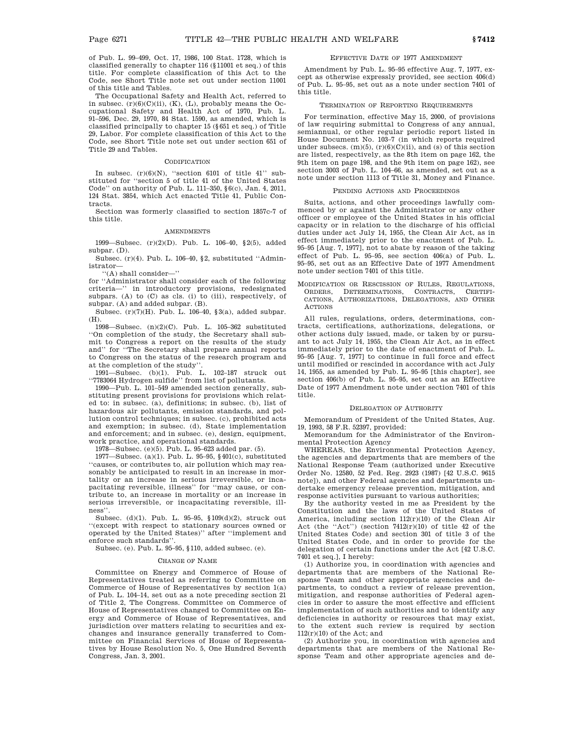of Pub. L. 99–499, Oct. 17, 1986, 100 Stat. 1728, which is classified generally to chapter 116 (§11001 et seq.) of this title. For complete classification of this Act to the Code, see Short Title note set out under section 11001 of this title and Tables.

The Occupational Safety and Health Act, referred to in subsec. (r)(6)(C)(ii), (K), (L), probably means the Occupational Safety and Health Act of 1970, Pub. L. 91–596, Dec. 29, 1970, 84 Stat. 1590, as amended, which is classified principally to chapter 15 (§651 et seq.) of Title 29, Labor. For complete classification of this Act to the Code, see Short Title note set out under section 651 of Title 29 and Tables.

### CODIFICATION

In subsec. (r)(6)(N), "section 6101 of title 41" substituted for "section 5 of title 41 of the United States Code" on authority of Pub. L. 111–350, §6(c), Jan. 4, 2011, 124 Stat. 3854, which Act enacted Title 41, Public Contracts.

Section was formerly classified to section 1857c–7 of this title.

### AMENDMENTS

1999—Subsec. (r)(2)(D). Pub. L. 106–40, §2(5), added subpar. (D).

Subsec. (r)(4). Pub. L. 106–40, §2, substituted "Administrator—

"(A) shall consider—"

for "Administrator shall consider each of the following criteria—" in introductory provisions, redesignated subpars. (A) to (C) as cls. (i) to (iii), respectively, of subpar. (A) and added subpar. (B).

Subsec. (r)(7)(H). Pub. L. 106–40, §3(a), added subpar. (H).

1998—Subsec. (n)(2)(C). Pub. L. 105–362 substituted "On completion of the study, the Secretary shall submit to Congress a report on the results of the study and" for "The Secretary shall prepare annual reports to Congress on the status of the research program and at the completion of the study".

1991—Subsec. (b)(1). Pub. L. 102–187 struck out "7783064 Hydrogen sulfide" from list of pollutants.

1990—Pub. L. 101–549 amended section generally, substituting present provisions for provisions which related to: in subsec. (a), definitions; in subsec. (b), list of hazardous air pollutants, emission standards, and pollution control techniques; in subsec. (c), prohibited acts and exemption; in subsec. (d), State implementation and enforcement; and in subsec. (e), design, equipment, work practice, and operational standards.

1978—Subsec. (e)(5). Pub. L. 95–623 added par. (5).

1977—Subsec. (a)(1). Pub. L. 95–95, §401(c), substituted "causes, or contributes to, air pollution which may reasonably be anticipated to result in an increase in mortality or an increase in serious irreversible, or incapacitating reversible, illness" for "may cause, or contribute to, an increase in mortality or an increase in serious irreversible, or incapacitating reversible, illness".

Subsec. (d)(1). Pub. L. 95–95, §109(d)(2), struck out "(except with respect to stationary sources owned or operated by the United States)" after "implement and enforce such standards".

Subsec. (e). Pub. L. 95–95, §110, added subsec. (e).

### CHANGE OF NAME

Committee on Energy and Commerce of House of Representatives treated as referring to Committee on Commerce of House of Representatives by section 1(a) of Pub. L. 104–14, set out as a note preceding section 21 of Title 2, The Congress. Committee on Commerce of House of Representatives changed to Committee on Energy and Commerce of House of Representatives, and jurisdiction over matters relating to securities and exchanges and insurance generally transferred to Committee on Financial Services of House of Representatives by House Resolution No. 5, One Hundred Seventh Congress, Jan. 3, 2001.

### EFFECTIVE DATE OF 1977 AMENDMENT

Amendment by Pub. L. 95–95 effective Aug. 7, 1977, except as otherwise expressly provided, see section 406(d) of Pub. L. 95–95, set out as a note under section 7401 of this title.

### TERMINATION OF REPORTING REQUIREMENTS

For termination, effective May 15, 2000, of provisions of law requiring submittal to Congress of any annual, semiannual, or other regular periodic report listed in House Document No. 103–7 (in which reports required under subsecs. (m)(5), (r)(6)(C)(ii), and (s) of this section are listed, respectively, as the 8th item on page 162, the 9th item on page 198, and the 9th item on page 162), see section 3003 of Pub. L. 104–66, as amended, set out as a note under section 1113 of Title 31, Money and Finance.

### PENDING ACTIONS AND PROCEEDINGS

Suits, actions, and other proceedings lawfully commenced by or against the Administrator or any other officer or employee of the United States in his official capacity or in relation to the discharge of his official duties under act July 14, 1955, the Clean Air Act, as in effect immediately prior to the enactment of Pub. L. 95–95 [Aug. 7, 1977], not to abate by reason of the taking effect of Pub. L. 95–95, see section 406(a) of Pub. L. 95–95, set out as an Effective Date of 1977 Amendment note under section 7401 of this title.

### MODIFICATION OR RESCISSION OF RULES, REGULATIONS, ORDERS, DETERMINATIONS, CONTRACTS, CERTIFICATIONS, AUTHORIZATIONS, DELEGATIONS, AND OTHER ACTIONS

All rules, regulations, orders, determinations, contracts, certifications, authorizations, delegations, or other actions duly issued, made, or taken by or pursuant to act July 14, 1955, the Clean Air Act, as in effect immediately prior to the date of enactment of Pub. L. 95–95 [Aug. 7, 1977] to continue in full force and effect until modified or rescinded in accordance with act July 14, 1955, as amended by Pub. L. 95–95 [this chapter], see section 406(b) of Pub. L. 95–95, set out as an Effective Date of 1977 Amendment note under section 7401 of this title.

### DELEGATION OF AUTHORITY

Memorandum of President of the United States, Aug. 19, 1993, 58 F.R. 52397, provided:

Memorandum for the Administrator of the Environmental Protection Agency

WHEREAS, the Environmental Protection Agency, the agencies and departments that are members of the National Response Team (authorized under Executive Order No. 12580, 52 Fed. Reg. 2923 (1987) [42 U.S.C. 9615 note]), and other Federal agencies and departments undertake emergency release prevention, mitigation, and response activities pursuant to various authorities;

By the authority vested in me as President by the Constitution and the laws of the United States of America, including section 112(r)(10) of the Clean Air Act (the "Act") (section 7412(r)(10) of title 42 of the United States Code) and section 301 of title 3 of the United States Code, and in order to provide for the delegation of certain functions under the Act [42 U.S.C. 7401 et seq.], I hereby:

(1) Authorize you, in coordination with agencies and departments that are members of the National Response Team and other appropriate agencies and departments, to conduct a review of release prevention, mitigation, and response authorities of Federal agencies in order to assure the most effective and efficient implementation of such authorities and to identify any deficiencies in authority or resources that may exist, to the extent such review is required by section 112(r)(10) of the Act; and

(2) Authorize you, in coordination with agencies and departments that are members of the National Response Team and other appropriate agencies and de-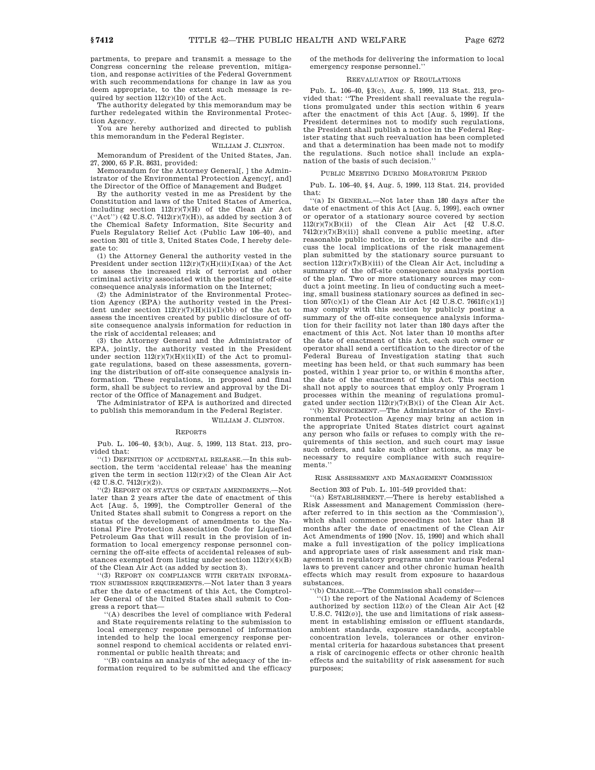partments, to prepare and transmit a message to the Congress concerning the release prevention, mitigation, and response activities of the Federal Government with such recommendations for change in law as you deem appropriate, to the extent such message is required by section 112(r)(10) of the Act.

The authority delegated by this memorandum may be further redelegated within the Environmental Protection Agency.

You are hereby authorized and directed to publish this memorandum in the Federal Register.

WILLIAM J. CLINTON.

Memorandum of President of the United States, Jan. 27, 2000, 65 F.R. 8631, provided:

Memorandum for the Attorney General[, ] the Administrator of the Environmental Protection Agency[, and] the Director of the Office of Management and Budget

By the authority vested in me as President by the Constitution and laws of the United States of America, including section 112(r)(7)(H) of the Clean Air Act (''Act'') (42 U.S.C. 7412(r)(7)(H)), as added by section 3 of the Chemical Safety Information, Site Security and Fuels Regulatory Relief Act (Public Law 106–40), and section 301 of title 3, United States Code, I hereby delegate to:

(1) the Attorney General the authority vested in the President under section 112(r)(7)(H)(ii)(I)(aa) of the Act to assess the increased risk of terrorist and other criminal activity associated with the posting of off-site consequence analysis information on the Internet;

(2) the Administrator of the Environmental Protection Agency (EPA) the authority vested in the President under section 112(r)(7)(H)(ii)(I)(bb) of the Act to assess the incentives created by public disclosure of off-site consequence analysis information for reduction in the risk of accidental releases; and

(3) the Attorney General and the Administrator of EPA, jointly, the authority vested in the President under section 112(r)(7)(H)(ii)(II) of the Act to promulgate regulations, based on these assessments, governing the distribution of off-site consequence analysis information. These regulations, in proposed and final form, shall be subject to review and approval by the Director of the Office of Management and Budget.

The Administrator of EPA is authorized and directed to publish this memorandum in the Federal Register.

WILLIAM J. CLINTON.

REPORTS

Pub. L. 106–40, §3(b), Aug. 5, 1999, 113 Stat. 213, provided that:

''(1) DEFINITION OF ACCIDENTAL RELEASE.—In this subsection, the term 'accidental release' has the meaning given the term in section 112(r)(2) of the Clean Air Act (42 U.S.C. 7412(r)(2)).

''(2) REPORT ON STATUS OF CERTAIN AMENDMENTS.—Not later than 2 years after the date of enactment of this Act [Aug. 5, 1999], the Comptroller General of the United States shall submit to Congress a report on the status of the development of amendments to the National Fire Protection Association Code for Liquefied Petroleum Gas that will result in the provision of information to local emergency response personnel concerning the off-site effects of accidental releases of substances exempted from listing under section 112(r)(4)(B) of the Clean Air Act (as added by section 3).

''(3) REPORT ON COMPLIANCE WITH CERTAIN INFORMATION SUBMISSION REQUIREMENTS.—Not later than 3 years after the date of enactment of this Act, the Comptroller General of the United States shall submit to Congress a report that—

''(A) describes the level of compliance with Federal and State requirements relating to the submission to local emergency response personnel of information intended to help the local emergency response personnel respond to chemical accidents or related environmental or public health threats; and

''(B) contains an analysis of the adequacy of the information required to be submitted and the efficacy of the methods for delivering the information to local emergency response personnel.''

REEVALUATION OF REGULATIONS

Pub. L. 106–40, §3(c), Aug. 5, 1999, 113 Stat. 213, provided that: ''The President shall reevaluate the regulations promulgated under this section within 6 years after the enactment of this Act [Aug. 5, 1999]. If the President determines not to modify such regulations, the President shall publish a notice in the Federal Register stating that such reevaluation has been completed and that a determination has been made not to modify the regulations. Such notice shall include an explanation of the basis of such decision.''

PUBLIC MEETING DURING MORATORIUM PERIOD

Pub. L. 106–40, §4, Aug. 5, 1999, 113 Stat. 214, provided that:

''(a) IN GENERAL.—Not later than 180 days after the date of enactment of this Act [Aug. 5, 1999], each owner or operator of a stationary source covered by section 112(r)(7)(B)(ii) of the Clean Air Act [42 U.S.C. 7412(r)(7)(B)(ii)] shall convene a public meeting, after reasonable public notice, in order to describe and discuss the local implications of the risk management plan submitted by the stationary source pursuant to section 112(r)(7)(B)(iii) of the Clean Air Act, including a summary of the off-site consequence analysis portion of the plan. Two or more stationary sources may conduct a joint meeting. In lieu of conducting such a meeting, small business stationary sources as defined in section 507(c)(1) of the Clean Air Act [42 U.S.C. 7661f(c)(1)] may comply with this section by publicly posting a summary of the off-site consequence analysis information for their facility not later than 180 days after the enactment of this Act. Not later than 10 months after the date of enactment of this Act, each such owner or operator shall send a certification to the director of the Federal Bureau of Investigation stating that such meeting has been held, or that such summary has been posted, within 1 year prior to, or within 6 months after, the date of the enactment of this Act. This section shall not apply to sources that employ only Program 1 processes within the meaning of regulations promulgated under section 112(r)(7)(B)(i) of the Clean Air Act.

''(b) ENFORCEMENT.—The Administrator of the Environmental Protection Agency may bring an action in the appropriate United States district court against any person who fails or refuses to comply with the requirements of this section, and such court may issue such orders, and take such other actions, as may be necessary to require compliance with such requirements.''

RISK ASSESSMENT AND MANAGEMENT COMMISSION

Section 303 of Pub. L. 101–549 provided that:

''(a) ESTABLISHMENT.—There is hereby established a Risk Assessment and Management Commission (hereafter referred to in this section as the 'Commission'), which shall commence proceedings not later than 18 months after the date of enactment of the Clean Air Act Amendments of 1990 [Nov. 15, 1990] and which shall make a full investigation of the policy implications and appropriate uses of risk assessment and risk management in regulatory programs under various Federal laws to prevent cancer and other chronic human health effects which may result from exposure to hazardous substances.

''(b) CHARGE.—The Commission shall consider—

''(1) the report of the National Academy of Sciences authorized by section 112(*o*) of the Clean Air Act [42 U.S.C. 7412(*o*)], the use and limitations of risk assessment in establishing emission or effluent standards, ambient standards, exposure standards, acceptable concentration levels, tolerances or other environmental criteria for hazardous substances that present a risk of carcinogenic effects or other chronic health effects and the suitability of risk assessment for such purposes;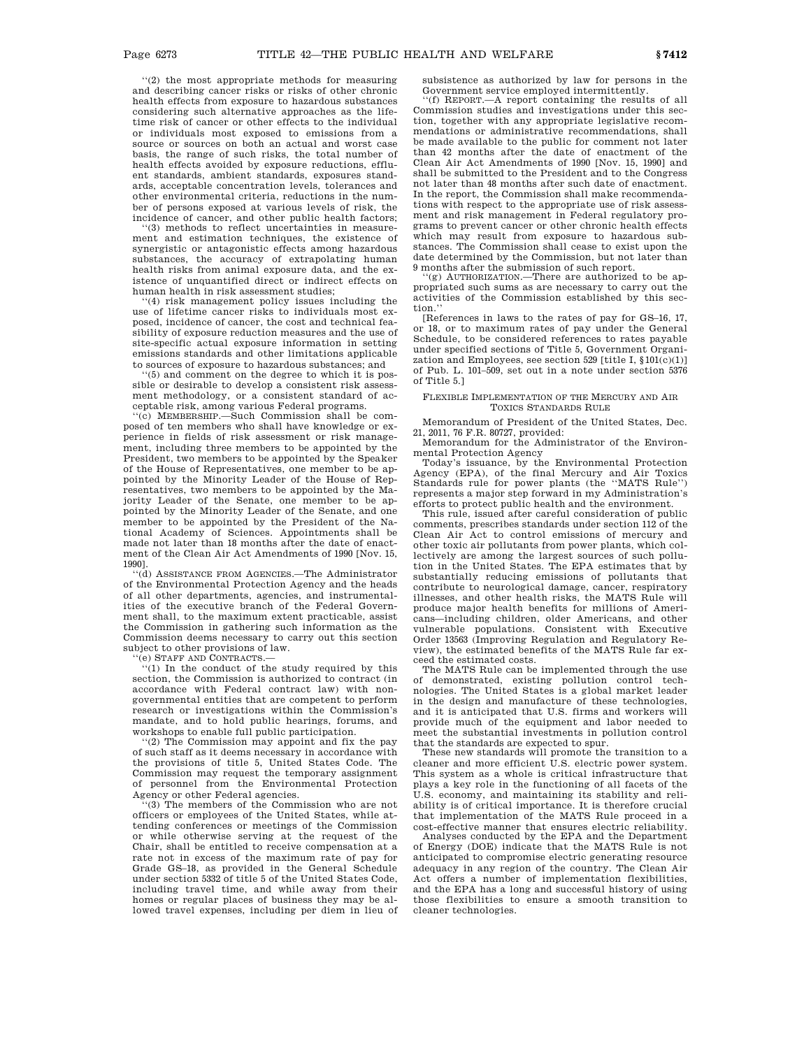"(2) the most appropriate methods for measuring and describing cancer risks or risks of other chronic health effects from exposure to hazardous substances considering such alternative approaches as the lifetime risk of cancer or other effects to the individual or individuals most exposed to emissions from a source or sources on both an actual and worst case basis, the range of such risks, the total number of health effects avoided by exposure reductions, effluent standards, ambient standards, exposures standards, acceptable concentration levels, tolerances and other environmental criteria, reductions in the number of persons exposed at various levels of risk, the incidence of cancer, and other public health factors;

"(3) methods to reflect uncertainties in measurement and estimation techniques, the existence of synergistic or antagonistic effects among hazardous substances, the accuracy of extrapolating human health risks from animal exposure data, and the existence of unquantified direct or indirect effects on human health in risk assessment studies;

"(4) risk management policy issues including the use of lifetime cancer risks to individuals most exposed, incidence of cancer, the cost and technical feasibility of exposure reduction measures and the use of site-specific actual exposure information in setting emissions standards and other limitations applicable to sources of exposure to hazardous substances; and

"(5) and comment on the degree to which it is possible or desirable to develop a consistent risk assessment methodology, or a consistent standard of acceptable risk, among various Federal programs.

"(c) MEMBERSHIP.—Such Commission shall be composed of ten members who shall have knowledge or experience in fields of risk assessment or risk management, including three members to be appointed by the President, two members to be appointed by the Speaker of the House of Representatives, one member to be appointed by the Minority Leader of the House of Representatives, two members to be appointed by the Majority Leader of the Senate, one member to be appointed by the Minority Leader of the Senate, and one member to be appointed by the President of the National Academy of Sciences. Appointments shall be made not later than 18 months after the date of enactment of the Clean Air Act Amendments of 1990 [Nov. 15, 1990].

"(d) ASSISTANCE FROM AGENCIES.—The Administrator of the Environmental Protection Agency and the heads of all other departments, agencies, and instrumentalities of the executive branch of the Federal Government shall, to the maximum extent practicable, assist the Commission in gathering such information as the Commission deems necessary to carry out this section subject to other provisions of law.

"(e) STAFF AND CONTRACTS.—

"(1) In the conduct of the study required by this section, the Commission is authorized to contract (in accordance with Federal contract law) with nongovernmental entities that are competent to perform research or investigations within the Commission's mandate, and to hold public hearings, forums, and workshops to enable full public participation.

"(2) The Commission may appoint and fix the pay of such staff as it deems necessary in accordance with the provisions of title 5, United States Code. The Commission may request the temporary assignment of personnel from the Environmental Protection Agency or other Federal agencies.

"(3) The members of the Commission who are not officers or employees of the United States, while attending conferences or meetings of the Commission or while otherwise serving at the request of the Chair, shall be entitled to receive compensation at a rate not in excess of the maximum rate of pay for Grade GS–18, as provided in the General Schedule under section 5332 of title 5 of the United States Code, including travel time, and while away from their homes or regular places of business they may be allowed travel expenses, including per diem in lieu of subsistence as authorized by law for persons in the Government service employed intermittently.

"(f) REPORT.—A report containing the results of all Commission studies and investigations under this section, together with any appropriate legislative recommendations or administrative recommendations, shall be made available to the public for comment not later than 42 months after the date of enactment of the Clean Air Act Amendments of 1990 [Nov. 15, 1990] and shall be submitted to the President and to the Congress not later than 48 months after such date of enactment. In the report, the Commission shall make recommendations with respect to the appropriate use of risk assessment and risk management in Federal regulatory programs to prevent cancer or other chronic health effects which may result from exposure to hazardous substances. The Commission shall cease to exist upon the date determined by the Commission, but not later than 9 months after the submission of such report.

"(g) AUTHORIZATION.—There are authorized to be appropriated such sums as are necessary to carry out the activities of the Commission established by this section."

[References in laws to the rates of pay for GS–16, 17, or 18, or to maximum rates of pay under the General Schedule, to be considered references to rates payable under specified sections of Title 5, Government Organization and Employees, see section 529 [title I, §101(c)(1)] of Pub. L. 101–509, set out in a note under section 5376 of Title 5.]

### FLEXIBLE IMPLEMENTATION OF THE MERCURY AND AIR TOXICS STANDARDS RULE

Memorandum of President of the United States, Dec. 21, 2011, 76 F.R. 80727, provided:

Memorandum for the Administrator of the Environmental Protection Agency

Today's issuance, by the Environmental Protection Agency (EPA), of the final Mercury and Air Toxics Standards rule for power plants (the "MATS Rule") represents a major step forward in my Administration's efforts to protect public health and the environment.

This rule, issued after careful consideration of public comments, prescribes standards under section 112 of the Clean Air Act to control emissions of mercury and other toxic air pollutants from power plants, which collectively are among the largest sources of such pollution in the United States. The EPA estimates that by substantially reducing emissions of pollutants that contribute to neurological damage, cancer, respiratory illnesses, and other health risks, the MATS Rule will produce major health benefits for millions of Americans—including children, older Americans, and other vulnerable populations. Consistent with Executive Order 13563 (Improving Regulation and Regulatory Review), the estimated benefits of the MATS Rule far exceed the estimated costs.

The MATS Rule can be implemented through the use of demonstrated, existing pollution control technologies. The United States is a global market leader in the design and manufacture of these technologies, and it is anticipated that U.S. firms and workers will provide much of the equipment and labor needed to meet the substantial investments in pollution control that the standards are expected to spur.

These new standards will promote the transition to a cleaner and more efficient U.S. electric power system. This system as a whole is critical infrastructure that plays a key role in the functioning of all facets of the U.S. economy, and maintaining its stability and reliability is of critical importance. It is therefore crucial that implementation of the MATS Rule proceed in a cost-effective manner that ensures electric reliability.

Analyses conducted by the EPA and the Department of Energy (DOE) indicate that the MATS Rule is not anticipated to compromise electric generating resource adequacy in any region of the country. The Clean Air Act offers a number of implementation flexibilities, and the EPA has a long and successful history of using those flexibilities to ensure a smooth transition to cleaner technologies.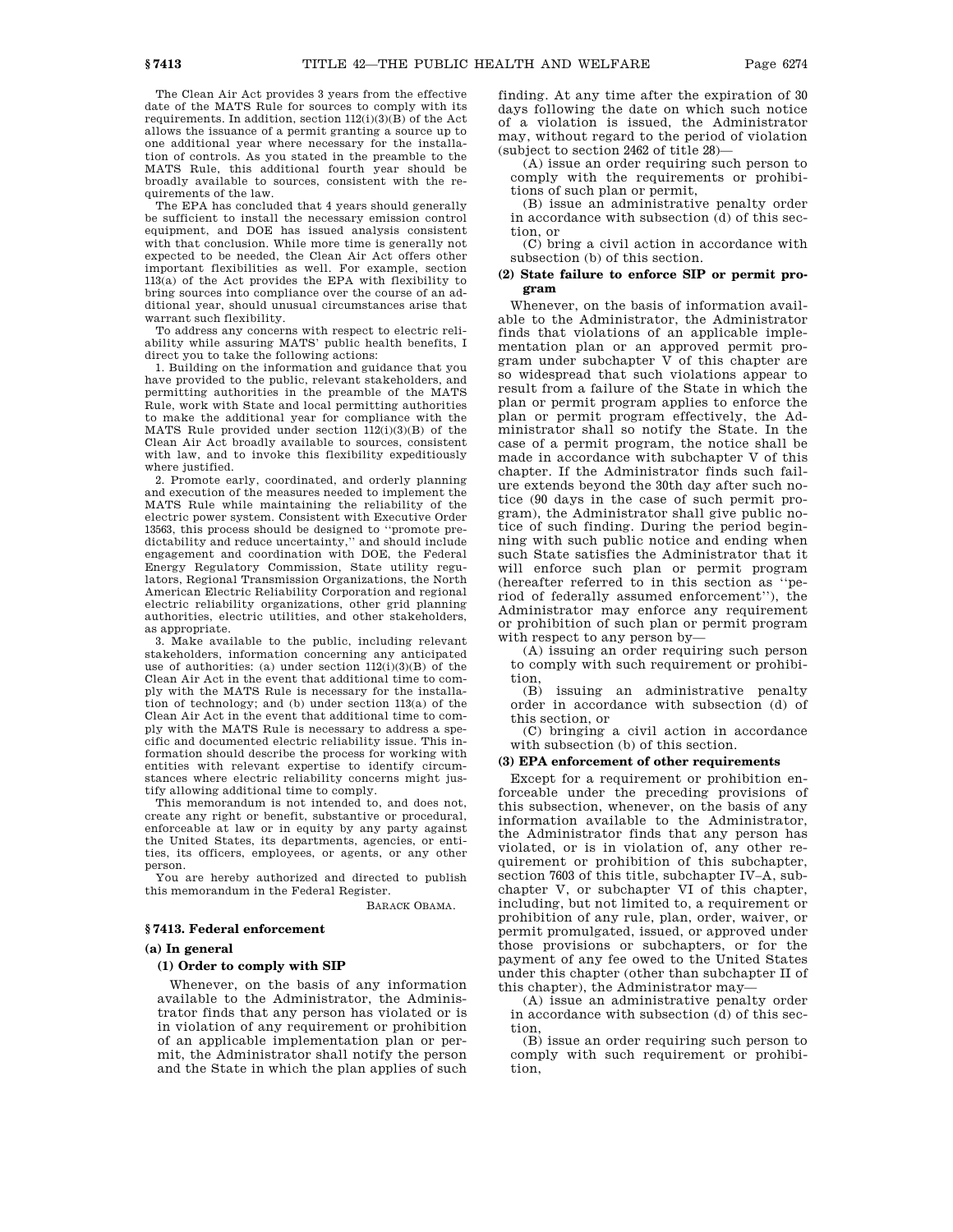The Clean Air Act provides 3 years from the effective date of the MATS Rule for sources to comply with its requirements. In addition, section 112(i)(3)(B) of the Act allows the issuance of a permit granting a source up to one additional year where necessary for the installation of controls. As you stated in the preamble to the MATS Rule, this additional fourth year should be broadly available to sources, consistent with the requirements of the law.

The EPA has concluded that 4 years should generally be sufficient to install the necessary emission control equipment, and DOE has issued analysis consistent with that conclusion. While more time is generally not expected to be needed, the Clean Air Act offers other important flexibilities as well. For example, section 113(a) of the Act provides the EPA with flexibility to bring sources into compliance over the course of an additional year, should unusual circumstances arise that warrant such flexibility.

To address any concerns with respect to electric reliability while assuring MATS' public health benefits, I direct you to take the following actions:

1. Building on the information and guidance that you have provided to the public, relevant stakeholders, and permitting authorities in the preamble of the MATS Rule, work with State and local permitting authorities to make the additional year for compliance with the MATS Rule provided under section 112(i)(3)(B) of the Clean Air Act broadly available to sources, consistent with law, and to invoke this flexibility expeditiously where justified.

2. Promote early, coordinated, and orderly planning and execution of the measures needed to implement the MATS Rule while maintaining the reliability of the electric power system. Consistent with Executive Order 13563, this process should be designed to "promote predictability and reduce uncertainty," and should include engagement and coordination with DOE, the Federal Energy Regulatory Commission, State utility regulators, Regional Transmission Organizations, the North American Electric Reliability Corporation and regional electric reliability organizations, other grid planning authorities, electric utilities, and other stakeholders, as appropriate.

3. Make available to the public, including relevant stakeholders, information concerning any anticipated use of authorities: (a) under section 112(i)(3)(B) of the Clean Air Act in the event that additional time to comply with the MATS Rule is necessary for the installation of technology; and (b) under section 113(a) of the Clean Air Act in the event that additional time to comply with the MATS Rule is necessary to address a specific and documented electric reliability issue. This information should describe the process for working with entities with relevant expertise to identify circumstances where electric reliability concerns might justify allowing additional time to comply.

This memorandum is not intended to, and does not, create any right or benefit, substantive or procedural, enforceable at law or in equity by any party against the United States, its departments, agencies, or entities, its officers, employees, or agents, or any other person.

You are hereby authorized and directed to publish this memorandum in the Federal Register.

BARACK OBAMA.

## § 7413. Federal enforcement

### (a) In general

#### (1) Order to comply with SIP

Whenever, on the basis of any information available to the Administrator, the Administrator finds that any person has violated or is in violation of any requirement or prohibition of an applicable implementation plan or permit, the Administrator shall notify the person and the State in which the plan applies of such finding. At any time after the expiration of 30 days following the date on which such notice of a violation is issued, the Administrator may, without regard to the period of violation (subject to section 2462 of title 28)—

(A) issue an order requiring such person to comply with the requirements or prohibitions of such plan or permit,

(B) issue an administrative penalty order in accordance with subsection (d) of this section, or

(C) bring a civil action in accordance with subsection (b) of this section.

#### (2) State failure to enforce SIP or permit program

Whenever, on the basis of information available to the Administrator, the Administrator finds that violations of an applicable implementation plan or an approved permit program under subchapter V of this chapter are so widespread that such violations appear to result from a failure of the State in which the plan or permit program applies to enforce the plan or permit program effectively, the Administrator shall so notify the State. In the case of a permit program, the notice shall be made in accordance with subchapter V of this chapter. If the Administrator finds such failure extends beyond the 30th day after such notice (90 days in the case of such permit program), the Administrator shall give public notice of such finding. During the period beginning with such public notice and ending when such State satisfies the Administrator that it will enforce such plan or permit program (hereafter referred to in this section as "period of federally assumed enforcement"), the Administrator may enforce any requirement or prohibition of such plan or permit program with respect to any person by—

(A) issuing an order requiring such person to comply with such requirement or prohibition,

(B) issuing an administrative penalty order in accordance with subsection (d) of this section, or

(C) bringing a civil action in accordance with subsection (b) of this section.

#### (3) EPA enforcement of other requirements

Except for a requirement or prohibition enforceable under the preceding provisions of this subsection, whenever, on the basis of any information available to the Administrator, the Administrator finds that any person has violated, or is in violation of, any other requirement or prohibition of this subchapter, section 7603 of this title, subchapter IV–A, subchapter V, or subchapter VI of this chapter, including, but not limited to, a requirement or prohibition of any rule, plan, order, waiver, or permit promulgated, issued, or approved under those provisions or subchapters, or for the payment of any fee owed to the United States under this chapter (other than subchapter II of this chapter), the Administrator may—

(A) issue an administrative penalty order in accordance with subsection (d) of this section,

(B) issue an order requiring such person to comply with such requirement or prohibition,